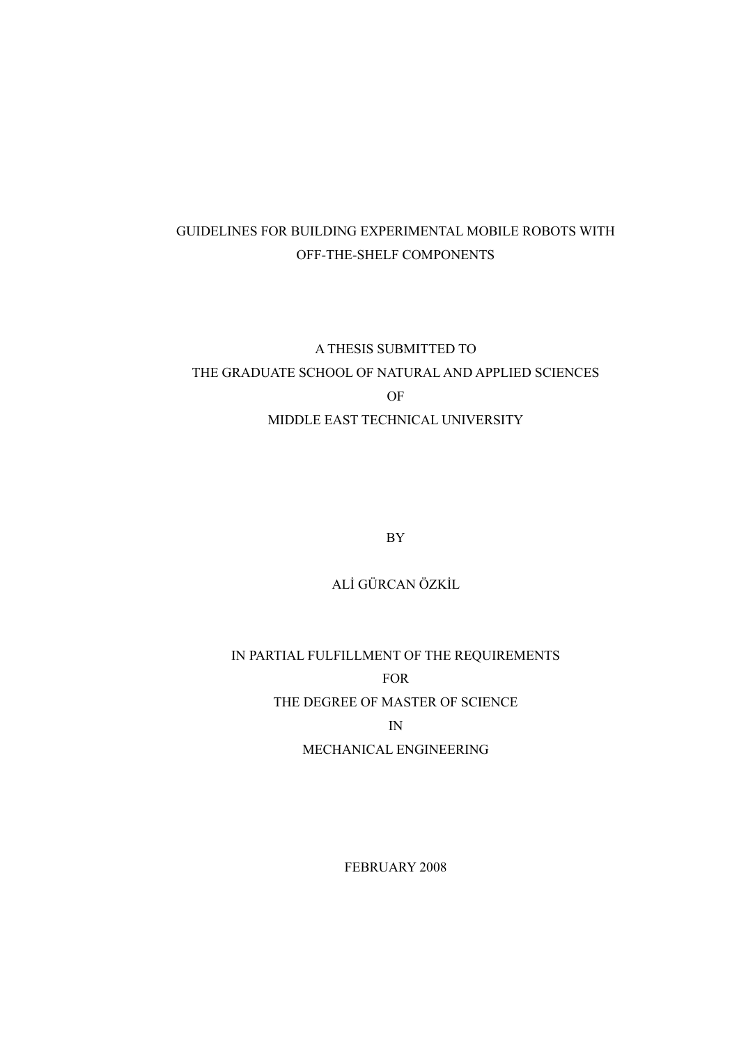# GUIDELINES FOR BUILDING EXPERIMENTAL MOBILE ROBOTS WITH OFF-THE-SHELF COMPONENTS

A THESIS SUBMITTED TO  
THE GRADUATE SCHOOL OF NATURAL AND APPLIED SCIENCES  
OF  
MIDDLE EAST TECHNICAL UNIVERSITY

BY

ALİ GÜRCAN ÖZKİL

IN PARTIAL FULFILLMENT OF THE REQUIREMENTS  
FOR  
THE DEGREE OF MASTER OF SCIENCE  
IN  
MECHANICAL ENGINEERING

FEBRUARY 2008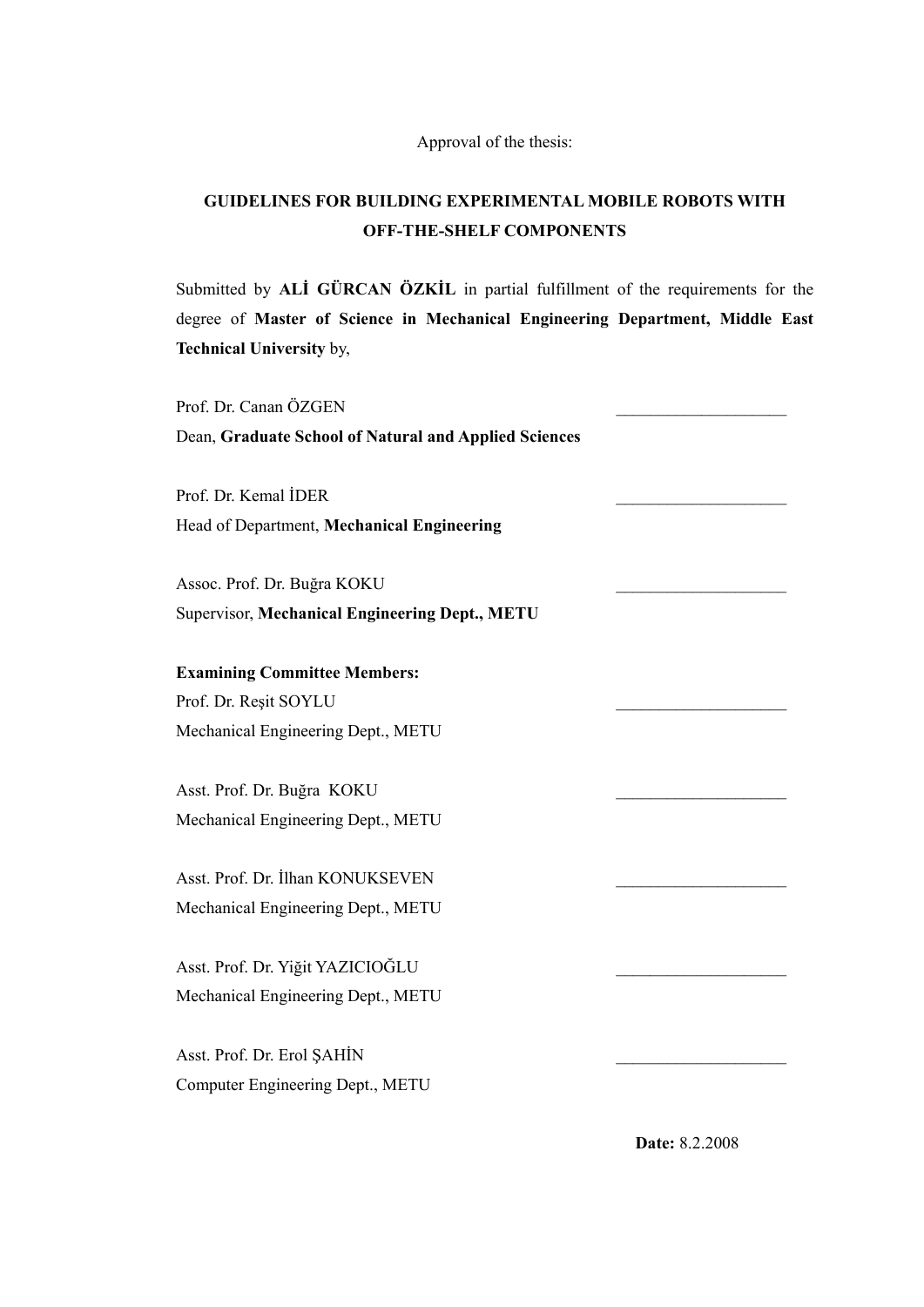Approval of the thesis:

**GUIDELINES FOR BUILDING EXPERIMENTAL MOBILE ROBOTS WITH OFF-THE-SHELF COMPONENTS**

Submitted by **ALİ GÜRCAN ÖZKİL** in partial fulfillment of the requirements for the degree of **Master of Science in Mechanical Engineering Department, Middle East Technical University** by,

Prof. Dr. Canan ÖZGEN ____________________
Dean, **Graduate School of Natural and Applied Sciences**

Prof. Dr. Kemal İDER ____________________
Head of Department, **Mechanical Engineering**

Assoc. Prof. Dr. Buğra KOKU ____________________
Supervisor, **Mechanical Engineering Dept., METU**

**Examining Committee Members:**

Prof. Dr. Reşit SOYLU ____________________
Mechanical Engineering Dept., METU

Asst. Prof. Dr. Buğra KOKU ____________________
Mechanical Engineering Dept., METU

Asst. Prof. Dr. İlhan KONUKSEVEN ____________________
Mechanical Engineering Dept., METU

Asst. Prof. Dr. Yiğit YAZICIOĞLU ____________________
Mechanical Engineering Dept., METU

Asst. Prof. Dr. Erol ŞAHİN ____________________
Computer Engineering Dept., METU

**Date:** 8.2.2008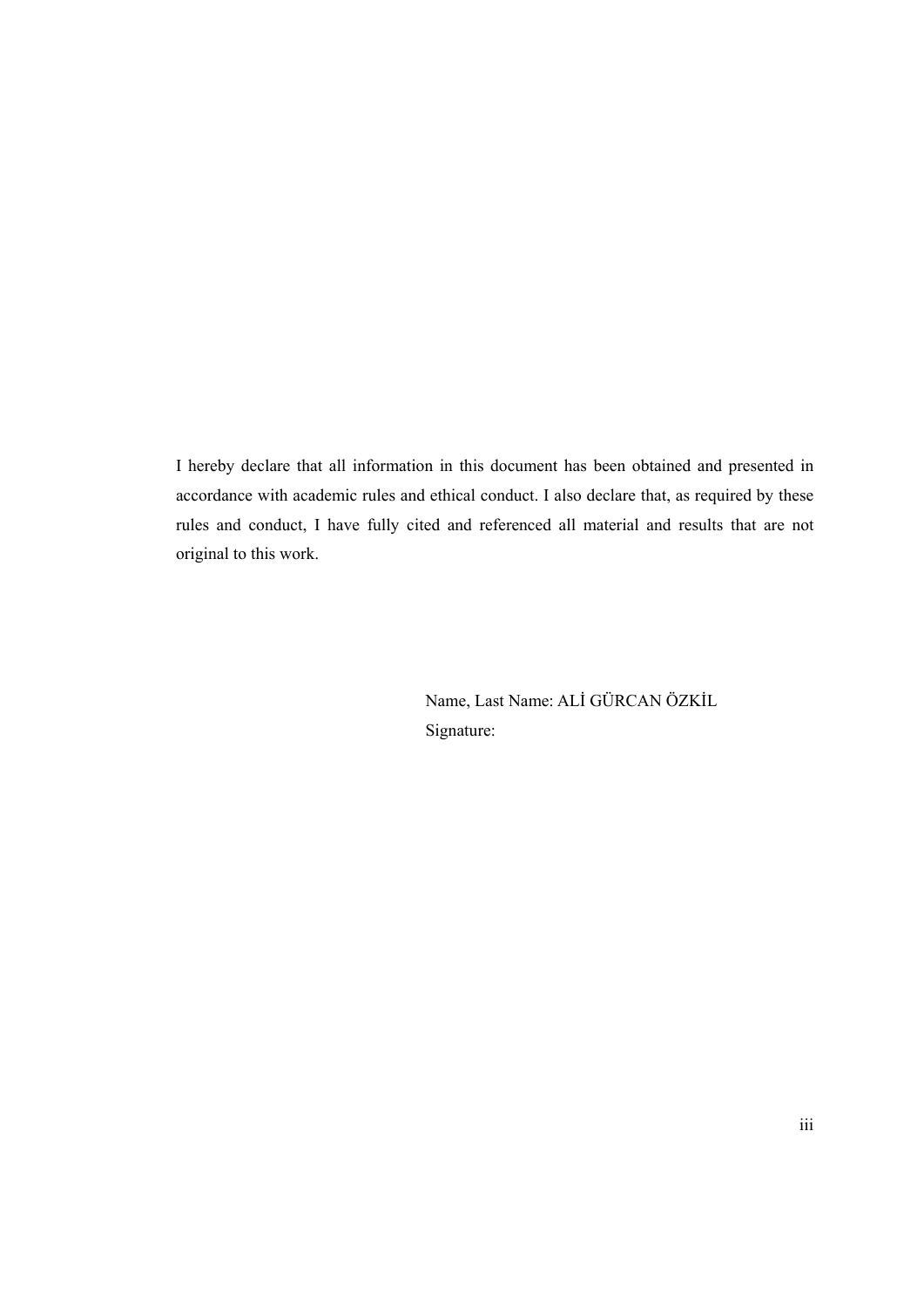I hereby declare that all information in this document has been obtained and presented in accordance with academic rules and ethical conduct. I also declare that, as required by these rules and conduct, I have fully cited and referenced all material and results that are not original to this work.

Name, Last Name: ALİ GÜRCAN ÖZKİL

Signature: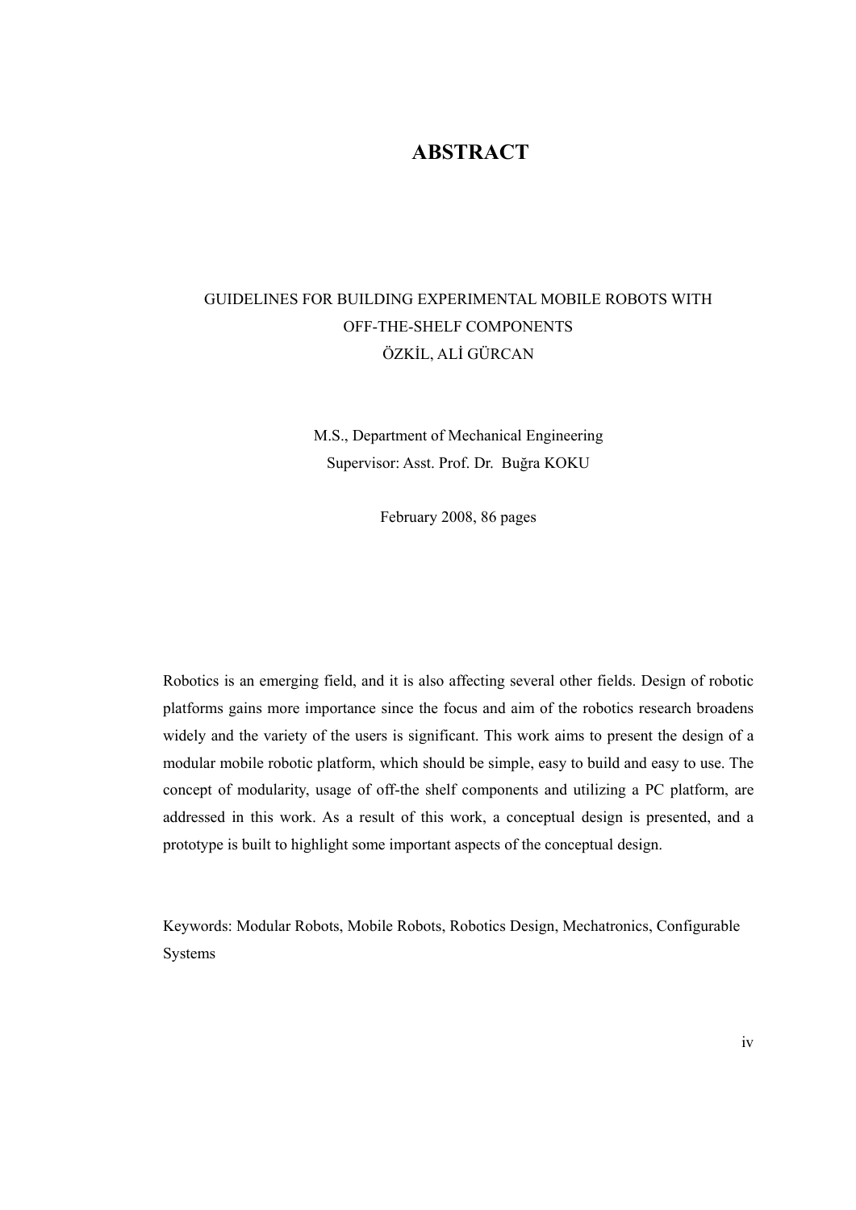# ABSTRACT

GUIDELINES FOR BUILDING EXPERIMENTAL MOBILE ROBOTS WITH OFF-THE-SHELF COMPONENTS

ÖZKİL, ALİ GÜRCAN

M.S., Department of Mechanical Engineering

Supervisor: Asst. Prof. Dr. Buğra KOKU

February 2008, 86 pages

Robotics is an emerging field, and it is also affecting several other fields. Design of robotic platforms gains more importance since the focus and aim of the robotics research broadens widely and the variety of the users is significant. This work aims to present the design of a modular mobile robotic platform, which should be simple, easy to build and easy to use. The concept of modularity, usage of off-the shelf components and utilizing a PC platform, are addressed in this work. As a result of this work, a conceptual design is presented, and a prototype is built to highlight some important aspects of the conceptual design.

Keywords: Modular Robots, Mobile Robots, Robotics Design, Mechatronics, Configurable Systems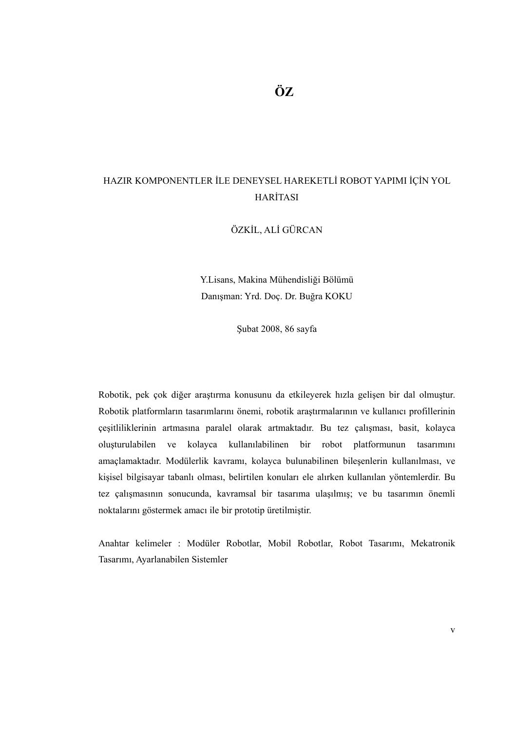# ÖZ

HAZIR KOMPONENTLER İLE DENEYSEL HAREKETLİ ROBOT YAPIMI İÇİN YOL HARİTASI

ÖZKİL, ALİ GÜRCAN

Y.Lisans, Makina Mühendisliği Bölümü
Danışman: Yrd. Doç. Dr. Buğra KOKU

Şubat 2008, 86 sayfa

Robotik, pek çok diğer araştırma konusunu da etkileyerek hızla gelişen bir dal olmuştur. Robotik platformların tasarımlarını önemi, robotik araştırmalarının ve kullanıcı profillerinin çeşitliliklerinin artmasına paralel olarak artmaktadır. Bu tez çalışması, basit, kolayca oluşturulabilen ve kolayca kullanılabilinen bir robot platformunun tasarımını amaçlamaktadır. Modülerlik kavramı, kolayca bulunabilinen bileşenlerin kullanılması, ve kişisel bilgisayar tabanlı olması, belirtilen konuları ele alırken kullanılan yöntemlerdir. Bu tez çalışmasının sonucunda, kavramsal bir tasarıma ulaşılmış; ve bu tasarımın önemli noktalarını göstermek amacı ile bir prototip üretilmiştir.

Anahtar kelimeler : Modüler Robotlar, Mobil Robotlar, Robot Tasarımı, Mekatronik Tasarımı, Ayarlanabilen Sistemler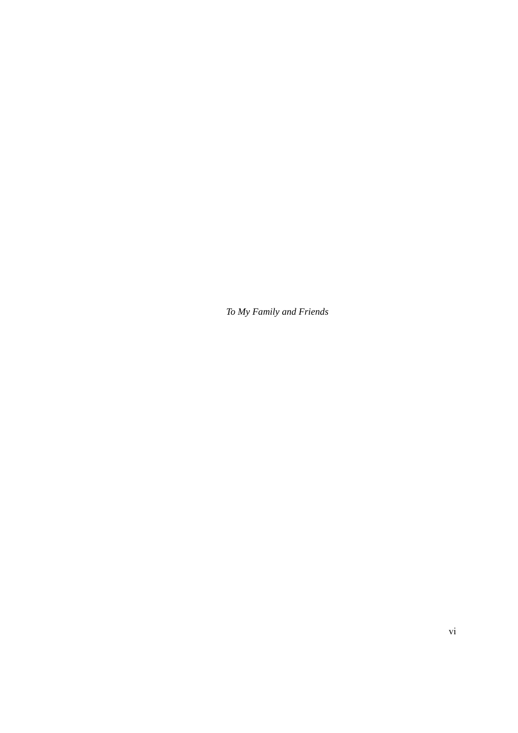*To My Family and Friends*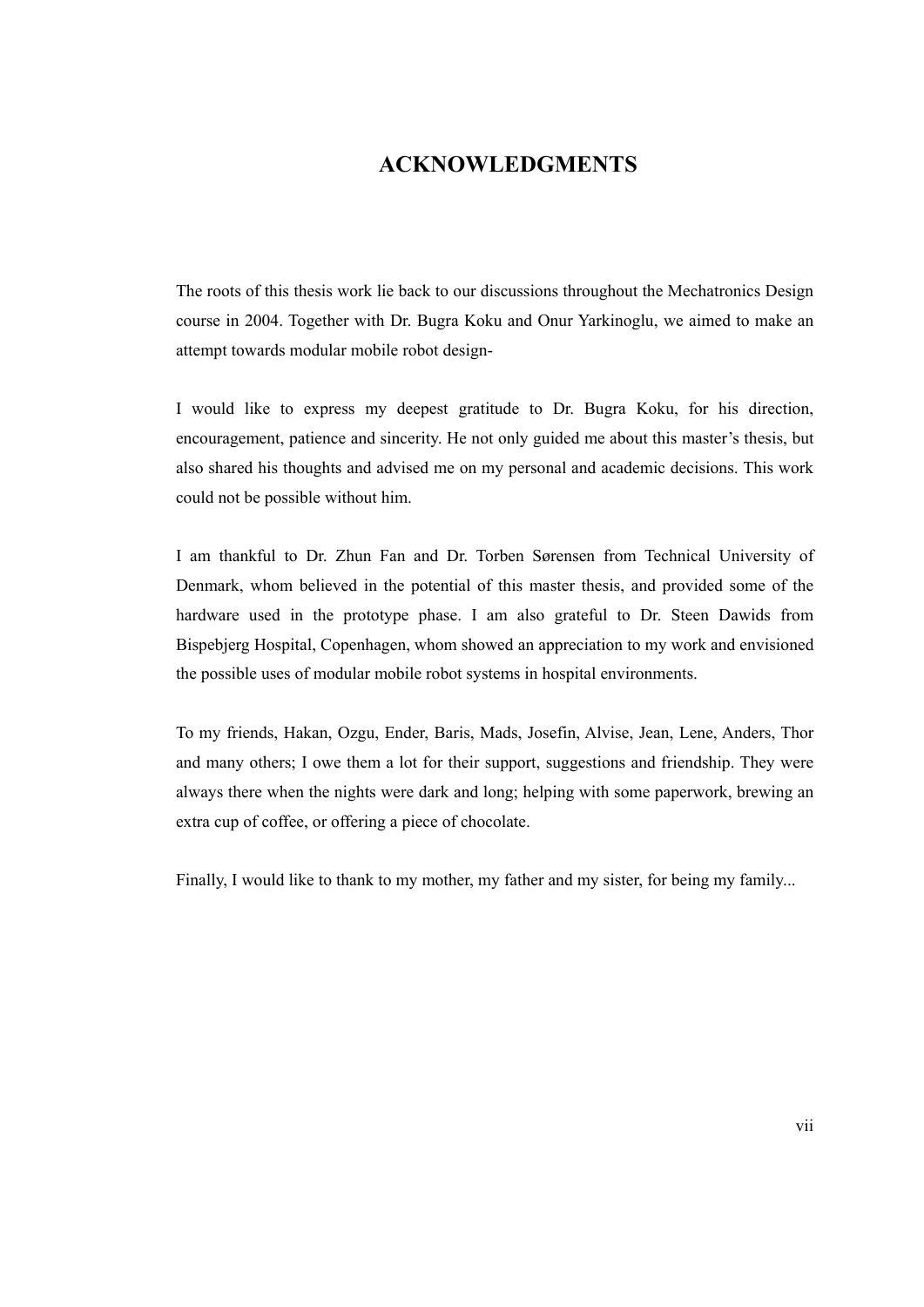# ACKNOWLEDGMENTS

The roots of this thesis work lie back to our discussions throughout the Mechatronics Design course in 2004. Together with Dr. Bugra Koku and Onur Yarkinoglu, we aimed to make an attempt towards modular mobile robot design-

I would like to express my deepest gratitude to Dr. Bugra Koku, for his direction, encouragement, patience and sincerity. He not only guided me about this master's thesis, but also shared his thoughts and advised me on my personal and academic decisions. This work could not be possible without him.

I am thankful to Dr. Zhun Fan and Dr. Torben Sørensen from Technical University of Denmark, whom believed in the potential of this master thesis, and provided some of the hardware used in the prototype phase. I am also grateful to Dr. Steen Dawids from Bispebjerg Hospital, Copenhagen, whom showed an appreciation to my work and envisioned the possible uses of modular mobile robot systems in hospital environments.

To my friends, Hakan, Ozgu, Ender, Baris, Mads, Josefin, Alvise, Jean, Lene, Anders, Thor and many others; I owe them a lot for their support, suggestions and friendship. They were always there when the nights were dark and long; helping with some paperwork, brewing an extra cup of coffee, or offering a piece of chocolate.

Finally, I would like to thank to my mother, my father and my sister, for being my family...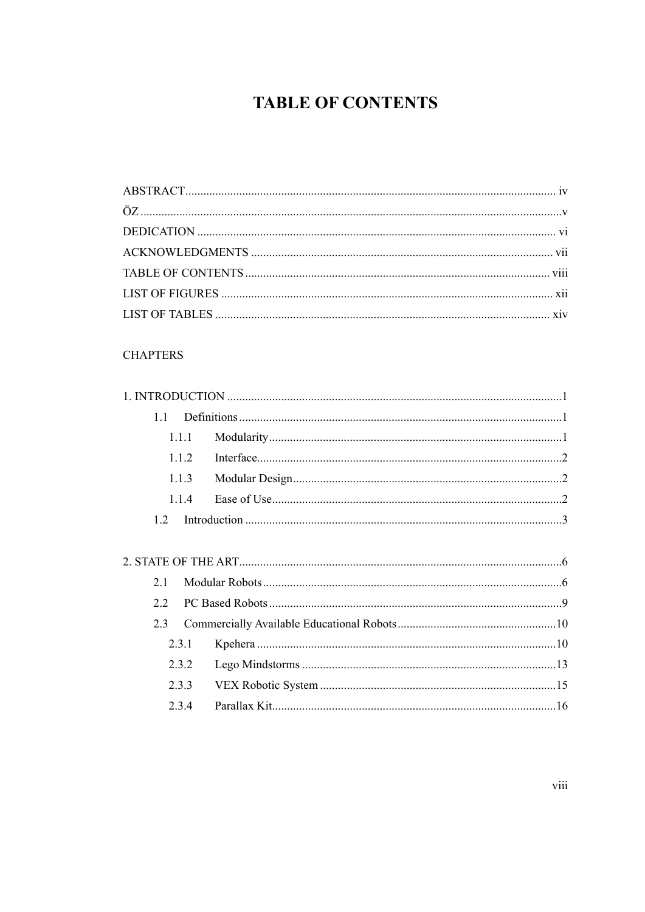# TABLE OF CONTENTS

ABSTRACT .......... iv
ÖZ .......... v
DEDICATION .......... vi
ACKNOWLEDGMENTS .......... vii
TABLE OF CONTENTS .......... viii
LIST OF FIGURES .......... xii
LIST OF TABLES .......... xiv

CHAPTERS

1. INTRODUCTION .......... 1
    1.1 Definitions .......... 1
        1.1.1 Modularity .......... 1
        1.1.2 Interface .......... 2
        1.1.3 Modular Design .......... 2
        1.1.4 Ease of Use .......... 2
    1.2 Introduction .......... 3

2. STATE OF THE ART .......... 6
    2.1 Modular Robots .......... 6
    2.2 PC Based Robots .......... 9
    2.3 Commercially Available Educational Robots .......... 10
        2.3.1 Kpehera .......... 10
        2.3.2 Lego Mindstorms .......... 13
        2.3.3 VEX Robotic System .......... 15
        2.3.4 Parallax Kit .......... 16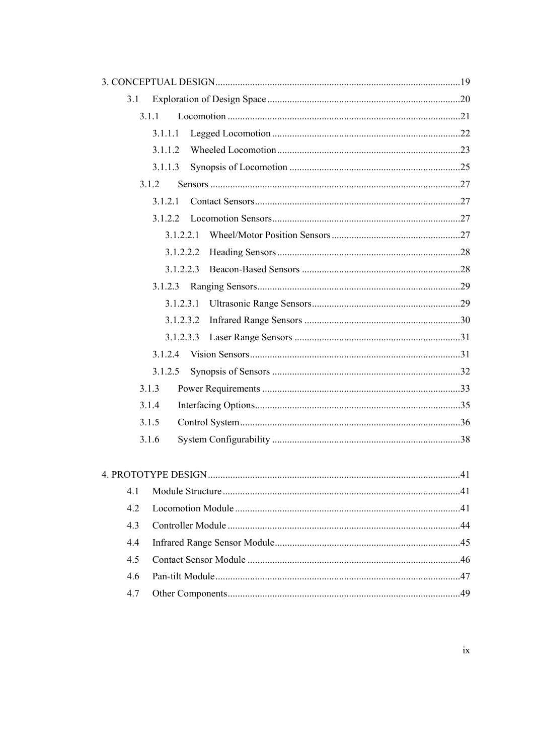3. CONCEPTUAL DESIGN ..................................................................................................19

- 3.1 Exploration of Design Space ..........................................................................20
  - 3.1.1 Locomotion ..........................................................................................21
    - 3.1.1.1 Legged Locomotion ........................................................................22
    - 3.1.1.2 Wheeled Locomotion ......................................................................23
    - 3.1.1.3 Synopsis of Locomotion .................................................................25
  - 3.1.2 Sensors .................................................................................................27
    - 3.1.2.1 Contact Sensors ...............................................................................27
    - 3.1.2.2 Locomotion Sensors ........................................................................27
      - 3.1.2.2.1 Wheel/Motor Position Sensors .................................................27
      - 3.1.2.2.2 Heading Sensors ......................................................................28
      - 3.1.2.2.3 Beacon-Based Sensors .............................................................28
    - 3.1.2.3 Ranging Sensors ..............................................................................29
      - 3.1.2.3.1 Ultrasonic Range Sensors .........................................................29
      - 3.1.2.3.2 Infrared Range Sensors ............................................................30
      - 3.1.2.3.3 Laser Range Sensors ................................................................31
    - 3.1.2.4 Vision Sensors .................................................................................31
    - 3.1.2.5 Synopsis of Sensors ........................................................................32
  - 3.1.3 Power Requirements ............................................................................33
  - 3.1.4 Interfacing Options ...............................................................................35
  - 3.1.5 Control System .....................................................................................36
  - 3.1.6 System Configurability ........................................................................38

4. PROTOTYPE DESIGN ..................................................................................................41

- 4.1 Module Structure ............................................................................................41
- 4.2 Locomotion Module .......................................................................................41
- 4.3 Controller Module ..........................................................................................44
- 4.4 Infrared Range Sensor Module .......................................................................45
- 4.5 Contact Sensor Module ..................................................................................46
- 4.6 Pan-tilt Module ...............................................................................................47
- 4.7 Other Components ..........................................................................................49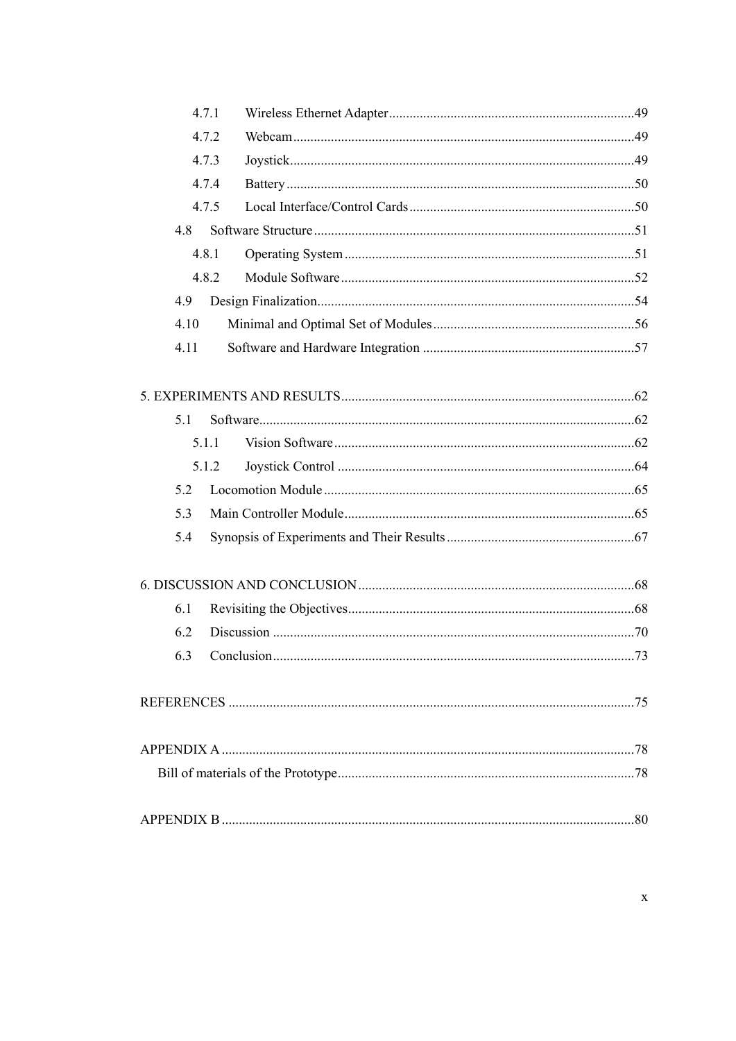4.7.1 Wireless Ethernet Adapter........................................................................49

4.7.2 Webcam...................................................................................................49

4.7.3 Joystick....................................................................................................49

4.7.4 Battery.....................................................................................................50

4.7.5 Local Interface/Control Cards..................................................................50

4.8 Software Structure..............................................................................................51

4.8.1 Operating System....................................................................................51

4.8.2 Module Software......................................................................................52

4.9 Design Finalization.............................................................................................54

4.10 Minimal and Optimal Set of Modules...........................................................56

4.11 Software and Hardware Integration..............................................................57

5. EXPERIMENTS AND RESULTS.....................................................................................62

5.1 Software.............................................................................................................62

5.1.1 Vision Software........................................................................................62

5.1.2 Joystick Control.......................................................................................64

5.2 Locomotion Module...........................................................................................65

5.3 Main Controller Module.....................................................................................65

5.4 Synopsis of Experiments and Their Results.......................................................67

6. DISCUSSION AND CONCLUSION.................................................................................68

6.1 Revisiting the Objectives....................................................................................68

6.2 Discussion.........................................................................................................70

6.3 Conclusion.........................................................................................................73

REFERENCES.......................................................................................................................75

APPENDIX A........................................................................................................................78

Bill of materials of the Prototype.......................................................................................78

APPENDIX B........................................................................................................................80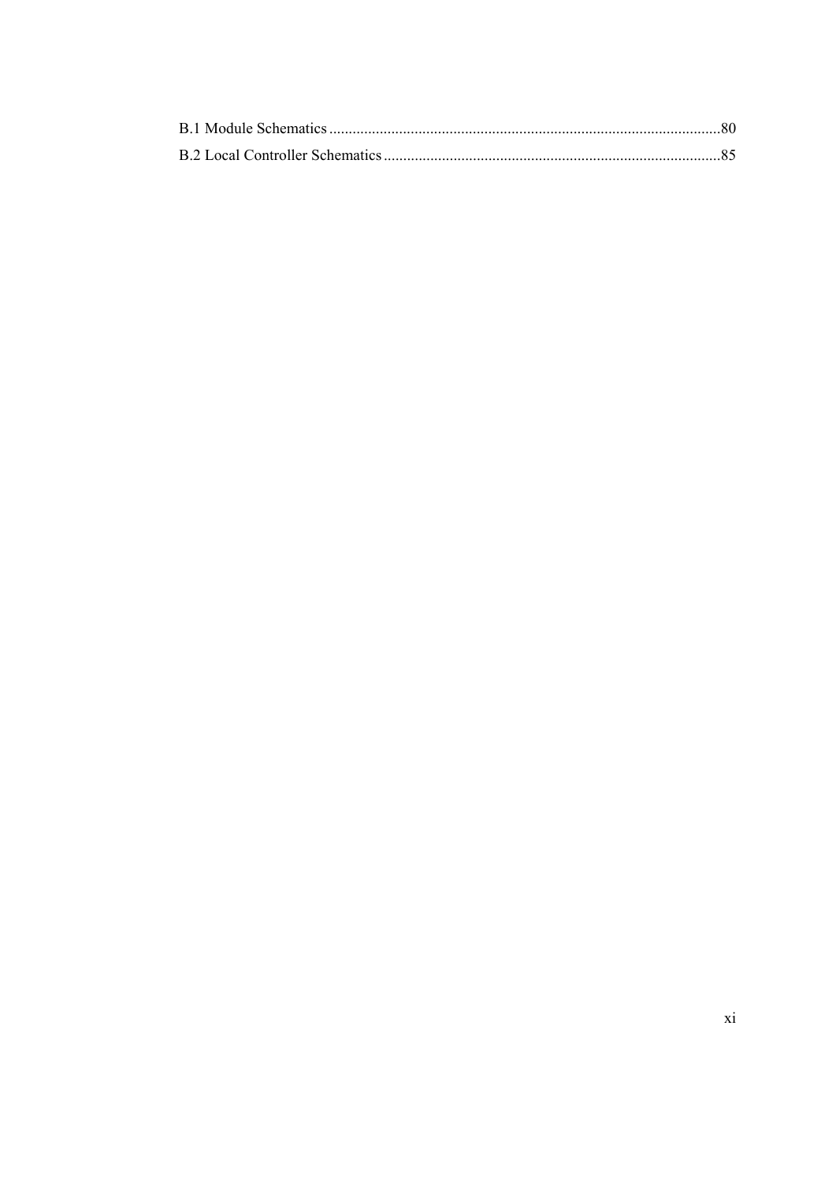B.1 Module Schematics ....................................................................................................80

B.2 Local Controller Schematics ......................................................................................85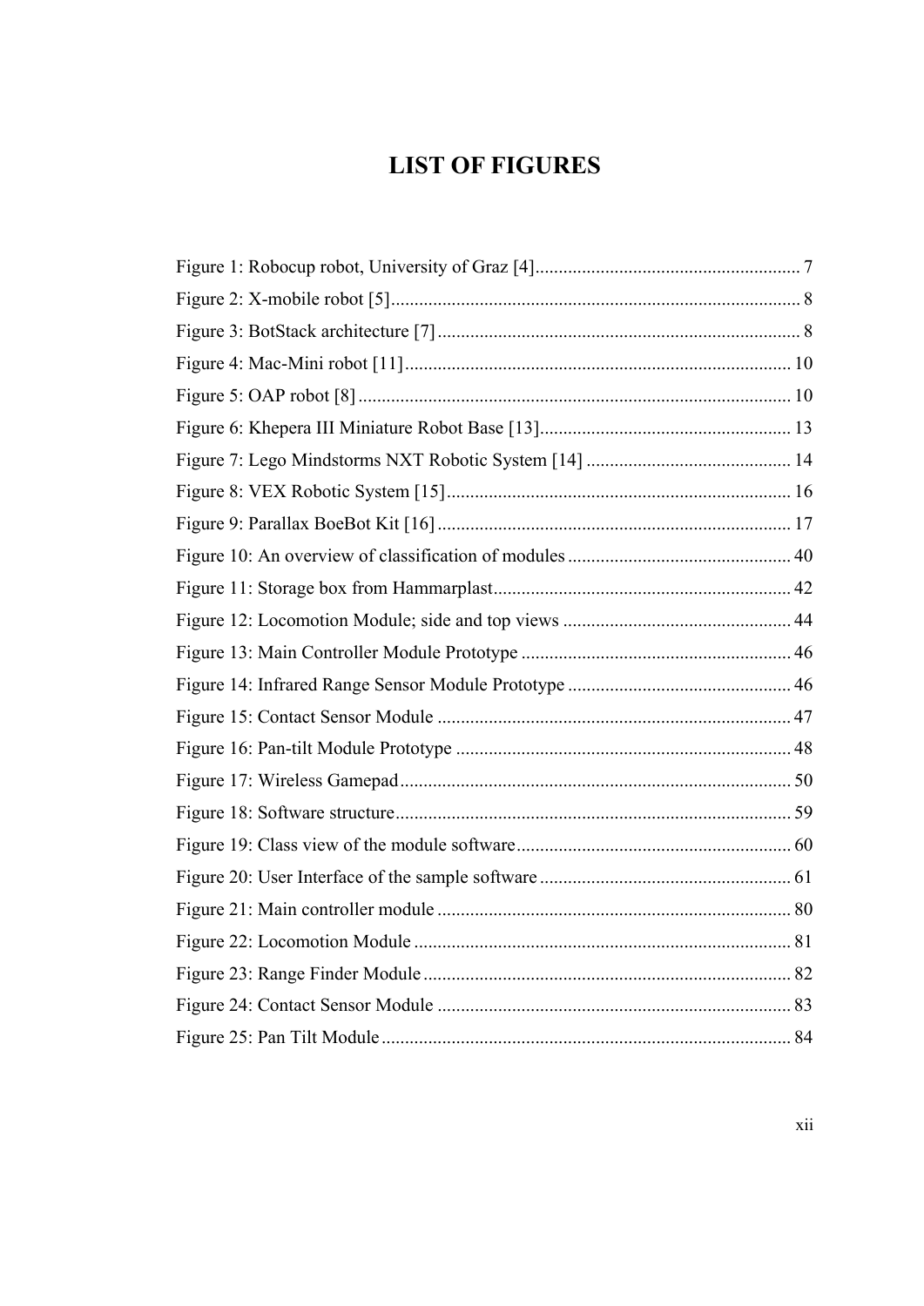# LIST OF FIGURES

Figure 1: Robocup robot, University of Graz [4] ........................................................ 7
Figure 2: X-mobile robot [5] ....................................................................................... 8
Figure 3: BotStack architecture [7] ............................................................................. 8
Figure 4: Mac-Mini robot [11] .................................................................................. 10
Figure 5: OAP robot [8] ............................................................................................ 10
Figure 6: Khepera III Miniature Robot Base [13] ...................................................... 13
Figure 7: Lego Mindstorms NXT Robotic System [14] ............................................ 14
Figure 8: VEX Robotic System [15] ......................................................................... 16
Figure 9: Parallax BoeBot Kit [16] ........................................................................... 17
Figure 10: An overview of classification of modules ................................................ 40
Figure 11: Storage box from Hammarplast ................................................................ 42
Figure 12: Locomotion Module; side and top views ................................................. 44
Figure 13: Main Controller Module Prototype .......................................................... 46
Figure 14: Infrared Range Sensor Module Prototype ................................................ 46
Figure 15: Contact Sensor Module ............................................................................ 47
Figure 16: Pan-tilt Module Prototype ........................................................................ 48
Figure 17: Wireless Gamepad .................................................................................... 50
Figure 18: Software structure ..................................................................................... 59
Figure 19: Class view of the module software ........................................................... 60
Figure 20: User Interface of the sample software ...................................................... 61
Figure 21: Main controller module ............................................................................ 80
Figure 22: Locomotion Module ................................................................................. 81
Figure 23: Range Finder Module ............................................................................... 82
Figure 24: Contact Sensor Module ............................................................................ 83
Figure 25: Pan Tilt Module ........................................................................................ 84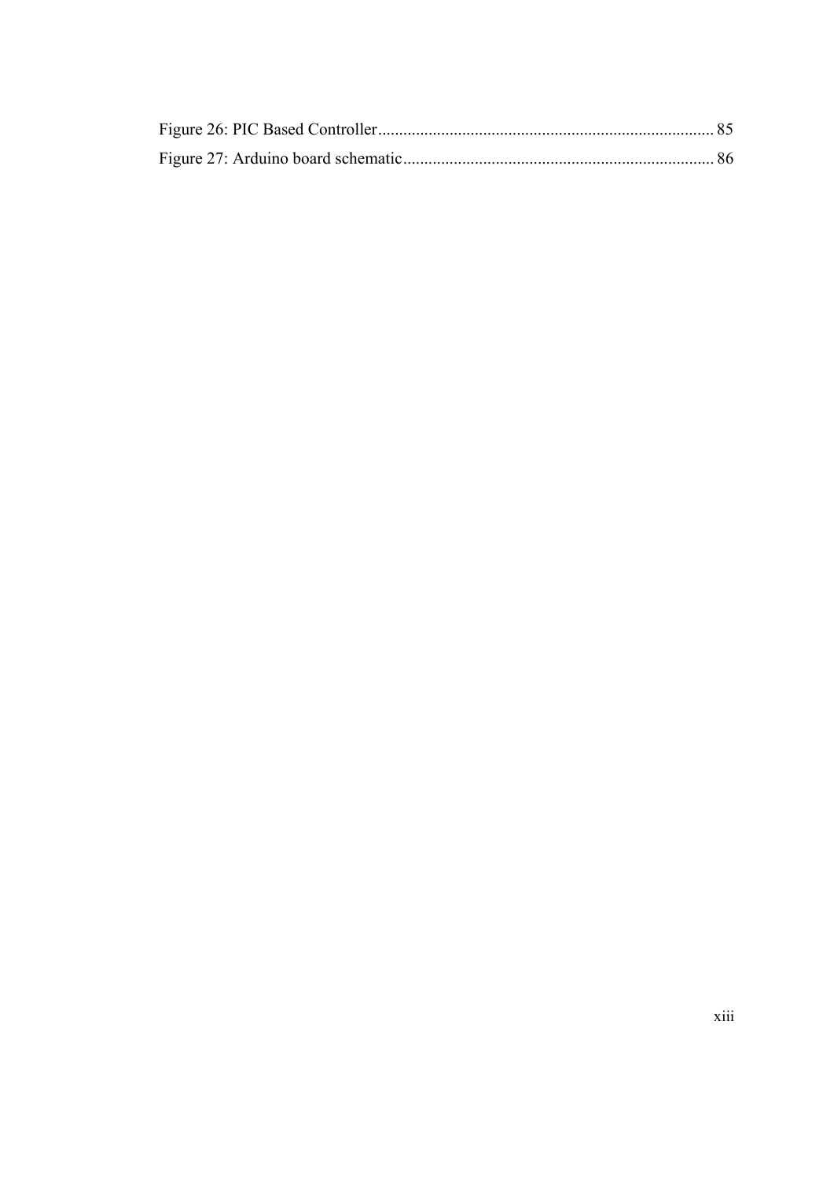Figure 26: PIC Based Controller................................................................................ 85

Figure 27: Arduino board schematic.......................................................................... 86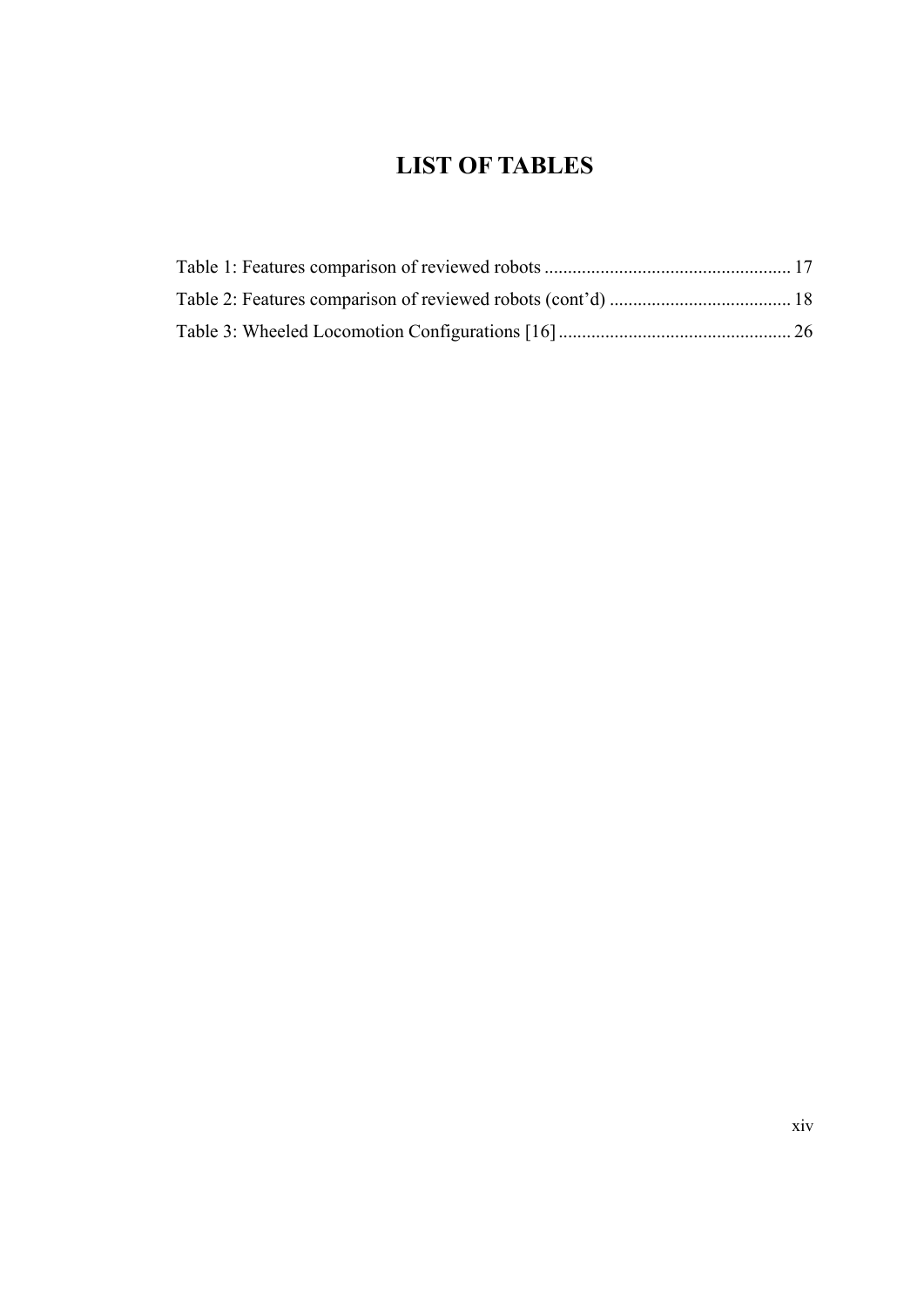# LIST OF TABLES

Table 1: Features comparison of reviewed robots ..................................................... 17
Table 2: Features comparison of reviewed robots (cont'd) ....................................... 18
Table 3: Wheeled Locomotion Configurations [16] .................................................. 26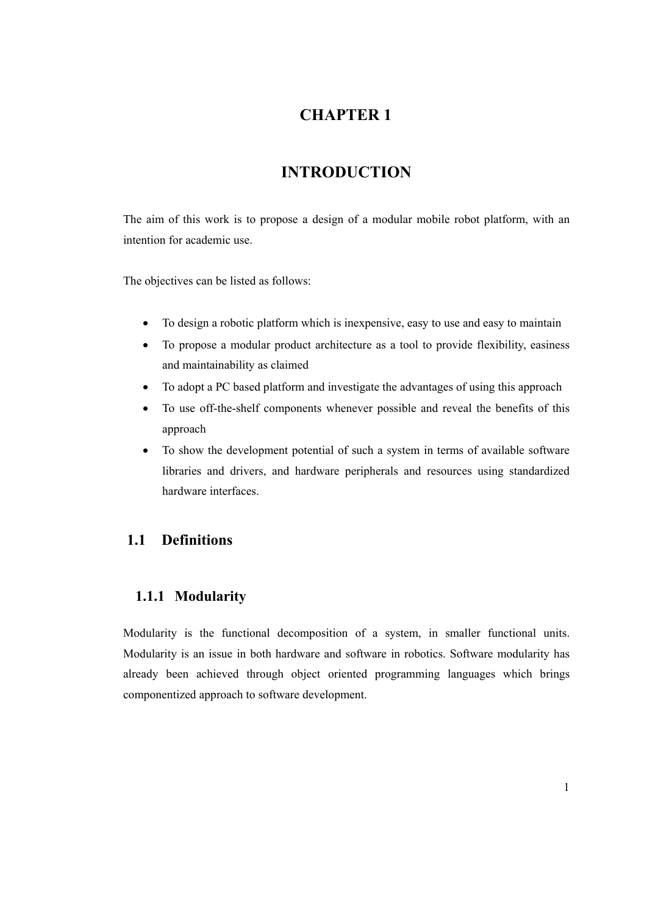# CHAPTER 1

# INTRODUCTION

The aim of this work is to propose a design of a modular mobile robot platform, with an intention for academic use.

The objectives can be listed as follows:

- To design a robotic platform which is inexpensive, easy to use and easy to maintain
- To propose a modular product architecture as a tool to provide flexibility, easiness and maintainability as claimed
- To adopt a PC based platform and investigate the advantages of using this approach
- To use off-the-shelf components whenever possible and reveal the benefits of this approach
- To show the development potential of such a system in terms of available software libraries and drivers, and hardware peripherals and resources using standardized hardware interfaces.

## 1.1 Definitions

### 1.1.1 Modularity

Modularity is the functional decomposition of a system, in smaller functional units. Modularity is an issue in both hardware and software in robotics. Software modularity has already been achieved through object oriented programming languages which brings componentized approach to software development.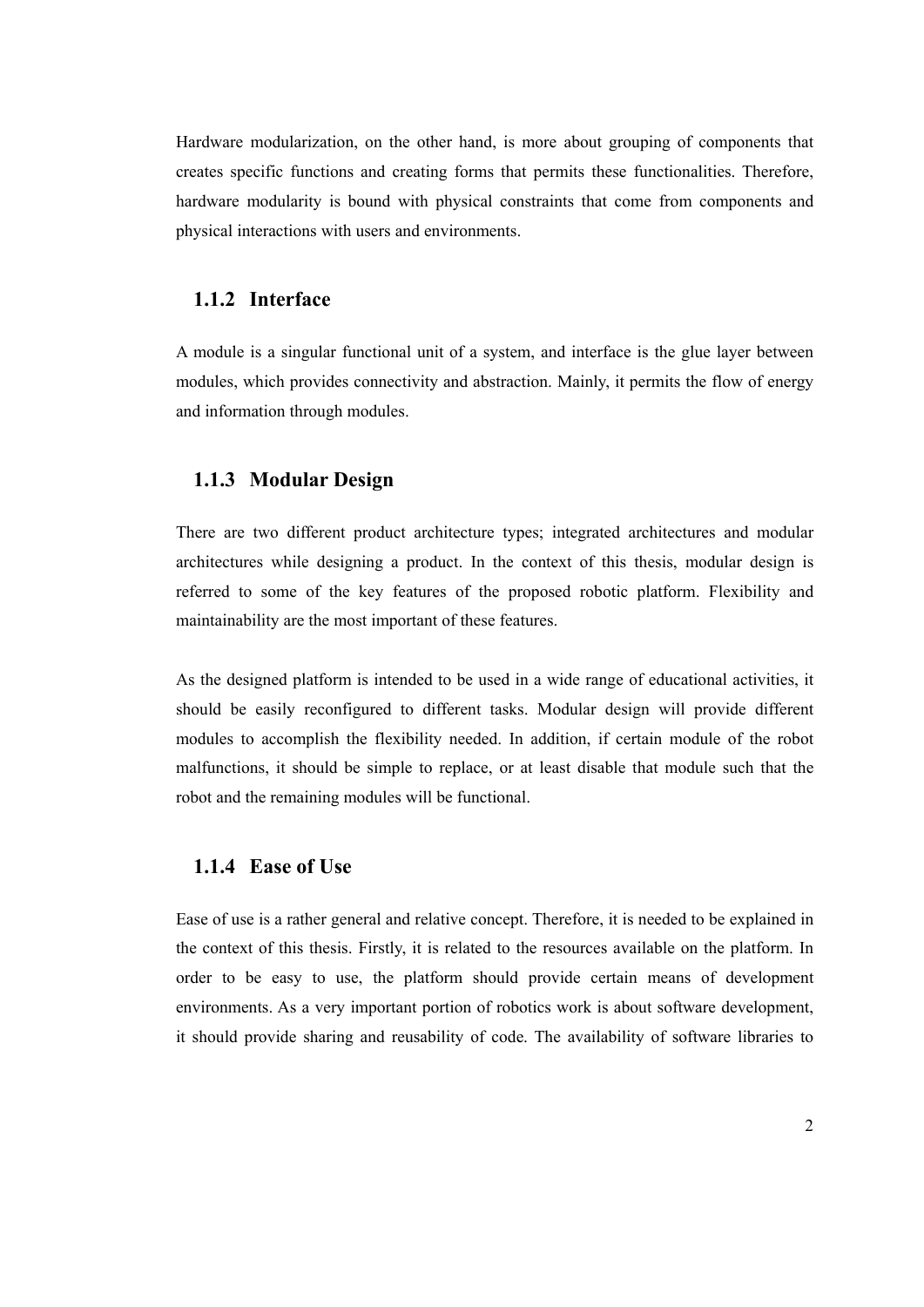Hardware modularization, on the other hand, is more about grouping of components that creates specific functions and creating forms that permits these functionalities. Therefore, hardware modularity is bound with physical constraints that come from components and physical interactions with users and environments.

### 1.1.2 Interface

A module is a singular functional unit of a system, and interface is the glue layer between modules, which provides connectivity and abstraction. Mainly, it permits the flow of energy and information through modules.

### 1.1.3 Modular Design

There are two different product architecture types; integrated architectures and modular architectures while designing a product. In the context of this thesis, modular design is referred to some of the key features of the proposed robotic platform. Flexibility and maintainability are the most important of these features.

As the designed platform is intended to be used in a wide range of educational activities, it should be easily reconfigured to different tasks. Modular design will provide different modules to accomplish the flexibility needed. In addition, if certain module of the robot malfunctions, it should be simple to replace, or at least disable that module such that the robot and the remaining modules will be functional.

### 1.1.4 Ease of Use

Ease of use is a rather general and relative concept. Therefore, it is needed to be explained in the context of this thesis. Firstly, it is related to the resources available on the platform. In order to be easy to use, the platform should provide certain means of development environments. As a very important portion of robotics work is about software development, it should provide sharing and reusability of code. The availability of software libraries to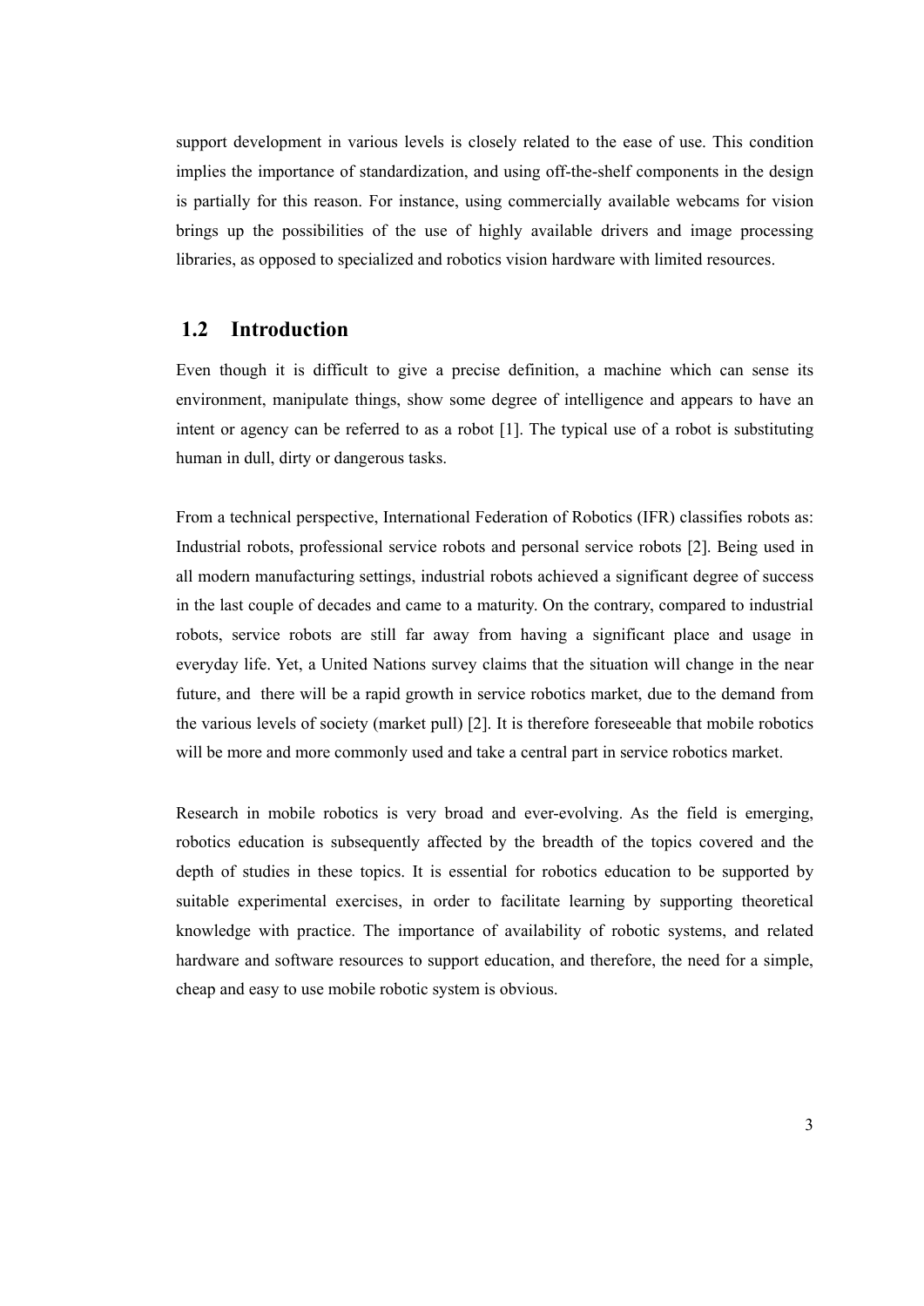support development in various levels is closely related to the ease of use. This condition implies the importance of standardization, and using off-the-shelf components in the design is partially for this reason. For instance, using commercially available webcams for vision brings up the possibilities of the use of highly available drivers and image processing libraries, as opposed to specialized and robotics vision hardware with limited resources.

## 1.2 Introduction

Even though it is difficult to give a precise definition, a machine which can sense its environment, manipulate things, show some degree of intelligence and appears to have an intent or agency can be referred to as a robot [1]. The typical use of a robot is substituting human in dull, dirty or dangerous tasks.

From a technical perspective, International Federation of Robotics (IFR) classifies robots as: Industrial robots, professional service robots and personal service robots [2]. Being used in all modern manufacturing settings, industrial robots achieved a significant degree of success in the last couple of decades and came to a maturity. On the contrary, compared to industrial robots, service robots are still far away from having a significant place and usage in everyday life. Yet, a United Nations survey claims that the situation will change in the near future, and there will be a rapid growth in service robotics market, due to the demand from the various levels of society (market pull) [2]. It is therefore foreseeable that mobile robotics will be more and more commonly used and take a central part in service robotics market.

Research in mobile robotics is very broad and ever-evolving. As the field is emerging, robotics education is subsequently affected by the breadth of the topics covered and the depth of studies in these topics. It is essential for robotics education to be supported by suitable experimental exercises, in order to facilitate learning by supporting theoretical knowledge with practice. The importance of availability of robotic systems, and related hardware and software resources to support education, and therefore, the need for a simple, cheap and easy to use mobile robotic system is obvious.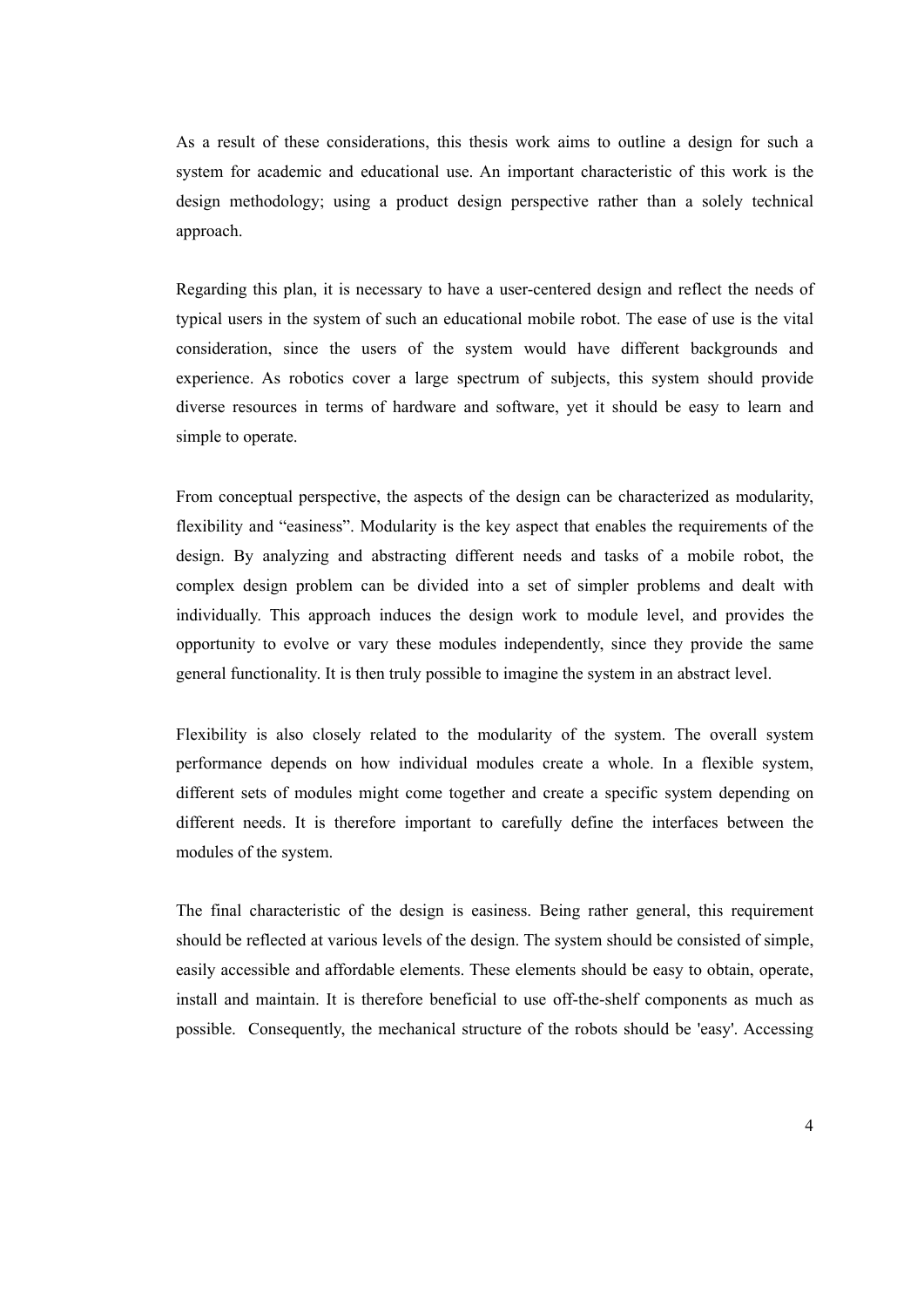As a result of these considerations, this thesis work aims to outline a design for such a system for academic and educational use. An important characteristic of this work is the design methodology; using a product design perspective rather than a solely technical approach.

Regarding this plan, it is necessary to have a user-centered design and reflect the needs of typical users in the system of such an educational mobile robot. The ease of use is the vital consideration, since the users of the system would have different backgrounds and experience. As robotics cover a large spectrum of subjects, this system should provide diverse resources in terms of hardware and software, yet it should be easy to learn and simple to operate.

From conceptual perspective, the aspects of the design can be characterized as modularity, flexibility and “easiness”. Modularity is the key aspect that enables the requirements of the design. By analyzing and abstracting different needs and tasks of a mobile robot, the complex design problem can be divided into a set of simpler problems and dealt with individually. This approach induces the design work to module level, and provides the opportunity to evolve or vary these modules independently, since they provide the same general functionality. It is then truly possible to imagine the system in an abstract level.

Flexibility is also closely related to the modularity of the system. The overall system performance depends on how individual modules create a whole. In a flexible system, different sets of modules might come together and create a specific system depending on different needs. It is therefore important to carefully define the interfaces between the modules of the system.

The final characteristic of the design is easiness. Being rather general, this requirement should be reflected at various levels of the design. The system should be consisted of simple, easily accessible and affordable elements. These elements should be easy to obtain, operate, install and maintain. It is therefore beneficial to use off-the-shelf components as much as possible. Consequently, the mechanical structure of the robots should be 'easy'. Accessing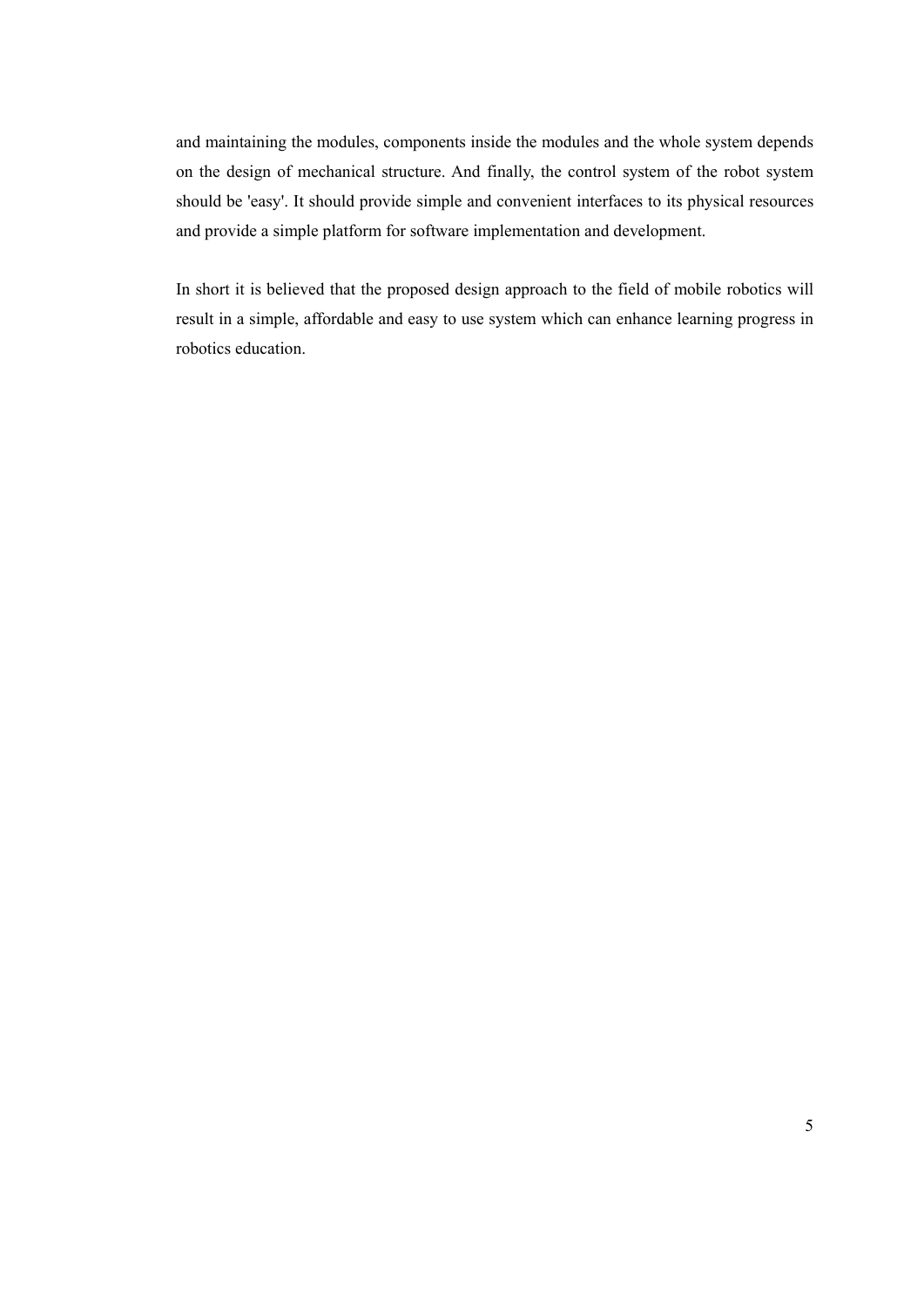and maintaining the modules, components inside the modules and the whole system depends on the design of mechanical structure. And finally, the control system of the robot system should be 'easy'. It should provide simple and convenient interfaces to its physical resources and provide a simple platform for software implementation and development.

In short it is believed that the proposed design approach to the field of mobile robotics will result in a simple, affordable and easy to use system which can enhance learning progress in robotics education.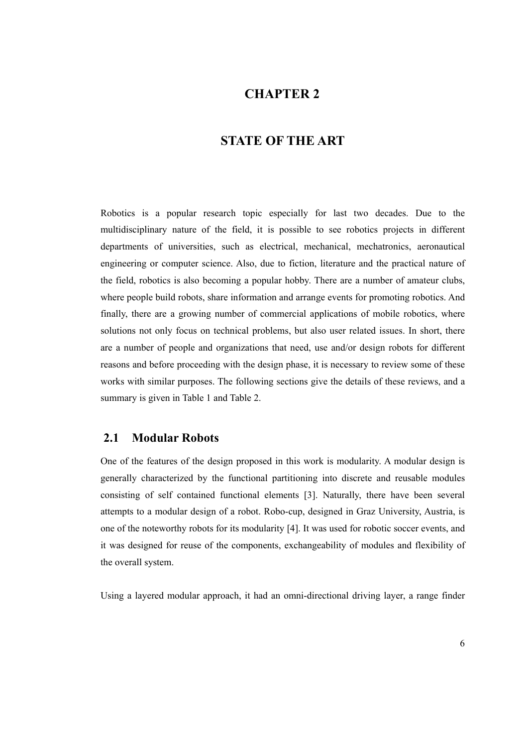# CHAPTER 2

# STATE OF THE ART

Robotics is a popular research topic especially for last two decades. Due to the multidisciplinary nature of the field, it is possible to see robotics projects in different departments of universities, such as electrical, mechanical, mechatronics, aeronautical engineering or computer science. Also, due to fiction, literature and the practical nature of the field, robotics is also becoming a popular hobby. There are a number of amateur clubs, where people build robots, share information and arrange events for promoting robotics. And finally, there are a growing number of commercial applications of mobile robotics, where solutions not only focus on technical problems, but also user related issues. In short, there are a number of people and organizations that need, use and/or design robots for different reasons and before proceeding with the design phase, it is necessary to review some of these works with similar purposes. The following sections give the details of these reviews, and a summary is given in Table 1 and Table 2.

## 2.1 Modular Robots

One of the features of the design proposed in this work is modularity. A modular design is generally characterized by the functional partitioning into discrete and reusable modules consisting of self contained functional elements [3]. Naturally, there have been several attempts to a modular design of a robot. Robo-cup, designed in Graz University, Austria, is one of the noteworthy robots for its modularity [4]. It was used for robotic soccer events, and it was designed for reuse of the components, exchangeability of modules and flexibility of the overall system.

Using a layered modular approach, it had an omni-directional driving layer, a range finder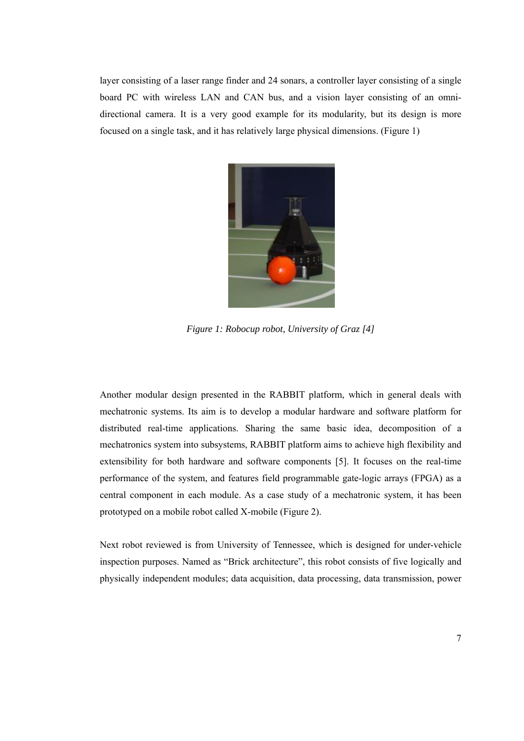layer consisting of a laser range finder and 24 sonars, a controller layer consisting of a single board PC with wireless LAN and CAN bus, and a vision layer consisting of an omni-directional camera. It is a very good example for its modularity, but its design is more focused on a single task, and it has relatively large physical dimensions. (Figure 1)

*Figure 1: Robocup robot, University of Graz [4]*

Another modular design presented in the RABBIT platform, which in general deals with mechatronic systems. Its aim is to develop a modular hardware and software platform for distributed real-time applications. Sharing the same basic idea, decomposition of a mechatronics system into subsystems, RABBIT platform aims to achieve high flexibility and extensibility for both hardware and software components [5]. It focuses on the real-time performance of the system, and features field programmable gate-logic arrays (FPGA) as a central component in each module. As a case study of a mechatronic system, it has been prototyped on a mobile robot called X-mobile (Figure 2).

Next robot reviewed is from University of Tennessee, which is designed for under-vehicle inspection purposes. Named as "Brick architecture", this robot consists of five logically and physically independent modules; data acquisition, data processing, data transmission, power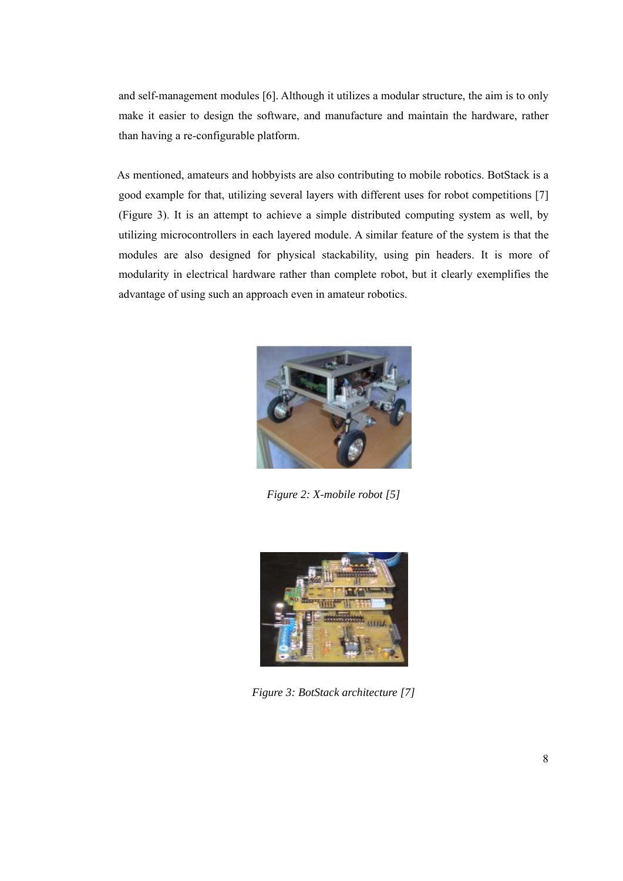and self-management modules [6]. Although it utilizes a modular structure, the aim is to only make it easier to design the software, and manufacture and maintain the hardware, rather than having a re-configurable platform.

As mentioned, amateurs and hobbyists are also contributing to mobile robotics. BotStack is a good example for that, utilizing several layers with different uses for robot competitions [7] (Figure 3). It is an attempt to achieve a simple distributed computing system as well, by utilizing microcontrollers in each layered module. A similar feature of the system is that the modules are also designed for physical stackability, using pin headers. It is more of modularity in electrical hardware rather than complete robot, but it clearly exemplifies the advantage of using such an approach even in amateur robotics.

*Figure 2: X-mobile robot [5]*

*Figure 3: BotStack architecture [7]*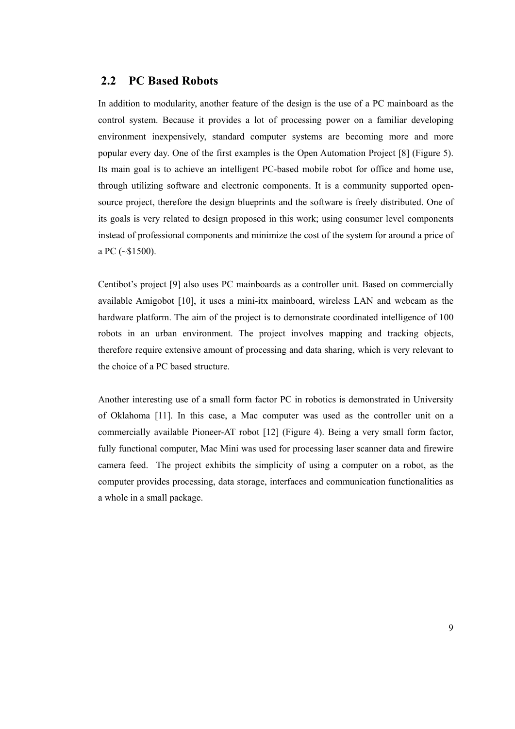## 2.2 PC Based Robots

In addition to modularity, another feature of the design is the use of a PC mainboard as the control system. Because it provides a lot of processing power on a familiar developing environment inexpensively, standard computer systems are becoming more and more popular every day. One of the first examples is the Open Automation Project [8] (Figure 5). Its main goal is to achieve an intelligent PC-based mobile robot for office and home use, through utilizing software and electronic components. It is a community supported open-source project, therefore the design blueprints and the software is freely distributed. One of its goals is very related to design proposed in this work; using consumer level components instead of professional components and minimize the cost of the system for around a price of a PC (~$1500).

Centibot's project [9] also uses PC mainboards as a controller unit. Based on commercially available Amigobot [10], it uses a mini-itx mainboard, wireless LAN and webcam as the hardware platform. The aim of the project is to demonstrate coordinated intelligence of 100 robots in an urban environment. The project involves mapping and tracking objects, therefore require extensive amount of processing and data sharing, which is very relevant to the choice of a PC based structure.

Another interesting use of a small form factor PC in robotics is demonstrated in University of Oklahoma [11]. In this case, a Mac computer was used as the controller unit on a commercially available Pioneer-AT robot [12] (Figure 4). Being a very small form factor, fully functional computer, Mac Mini was used for processing laser scanner data and firewire camera feed. The project exhibits the simplicity of using a computer on a robot, as the computer provides processing, data storage, interfaces and communication functionalities as a whole in a small package.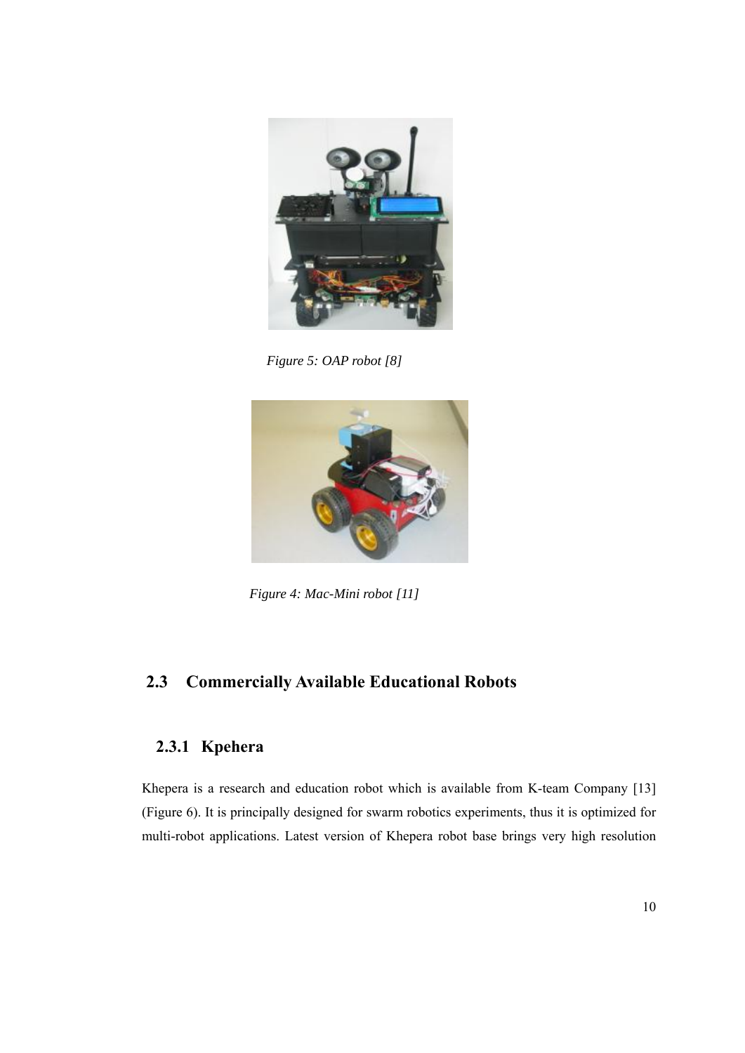*Figure 5: OAP robot [8]*

*Figure 4: Mac-Mini robot [11]*

## 2.3 Commercially Available Educational Robots

### 2.3.1 Kpehera

Khepera is a research and education robot which is available from K-team Company [13] (Figure 6). It is principally designed for swarm robotics experiments, thus it is optimized for multi-robot applications. Latest version of Khepera robot base brings very high resolution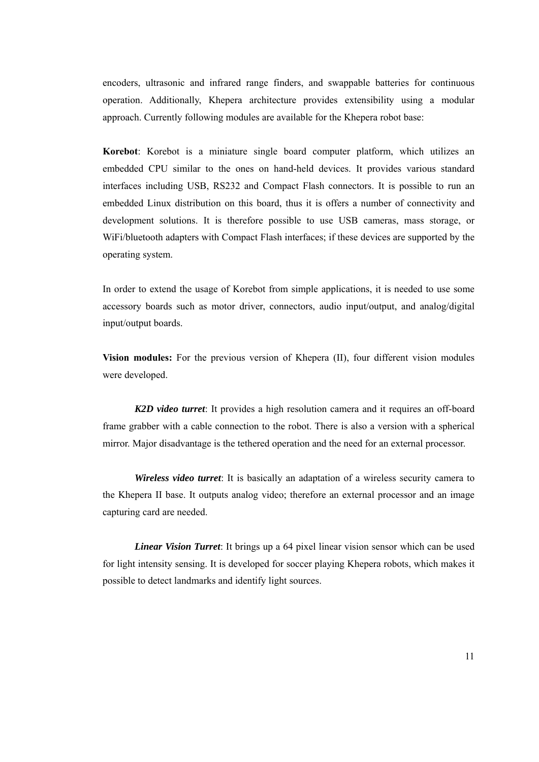encoders, ultrasonic and infrared range finders, and swappable batteries for continuous operation. Additionally, Khepera architecture provides extensibility using a modular approach. Currently following modules are available for the Khepera robot base:

**Korebot**: Korebot is a miniature single board computer platform, which utilizes an embedded CPU similar to the ones on hand-held devices. It provides various standard interfaces including USB, RS232 and Compact Flash connectors. It is possible to run an embedded Linux distribution on this board, thus it is offers a number of connectivity and development solutions. It is therefore possible to use USB cameras, mass storage, or WiFi/bluetooth adapters with Compact Flash interfaces; if these devices are supported by the operating system.

In order to extend the usage of Korebot from simple applications, it is needed to use some accessory boards such as motor driver, connectors, audio input/output, and analog/digital input/output boards.

**Vision modules:** For the previous version of Khepera (II), four different vision modules were developed.

***K2D video turret***: It provides a high resolution camera and it requires an off-board frame grabber with a cable connection to the robot. There is also a version with a spherical mirror. Major disadvantage is the tethered operation and the need for an external processor.

***Wireless video turret***: It is basically an adaptation of a wireless security camera to the Khepera II base. It outputs analog video; therefore an external processor and an image capturing card are needed.

***Linear Vision Turret***: It brings up a 64 pixel linear vision sensor which can be used for light intensity sensing. It is developed for soccer playing Khepera robots, which makes it possible to detect landmarks and identify light sources.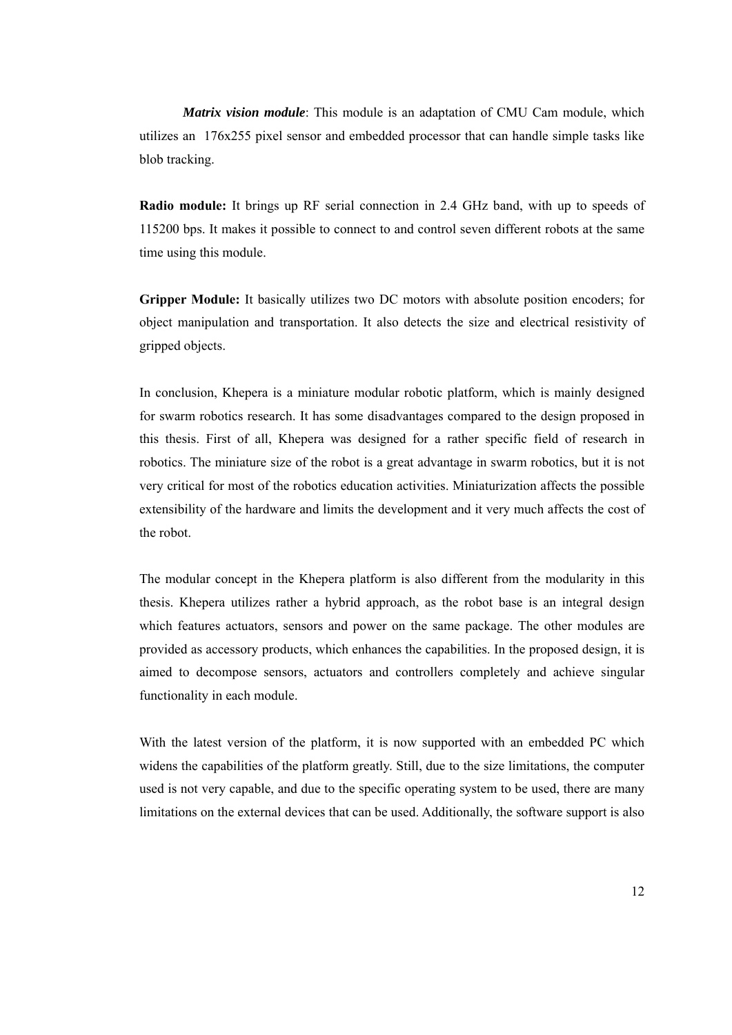***Matrix vision module***: This module is an adaptation of CMU Cam module, which utilizes an 176x255 pixel sensor and embedded processor that can handle simple tasks like blob tracking.

**Radio module:** It brings up RF serial connection in 2.4 GHz band, with up to speeds of 115200 bps. It makes it possible to connect to and control seven different robots at the same time using this module.

**Gripper Module:** It basically utilizes two DC motors with absolute position encoders; for object manipulation and transportation. It also detects the size and electrical resistivity of gripped objects.

In conclusion, Khepera is a miniature modular robotic platform, which is mainly designed for swarm robotics research. It has some disadvantages compared to the design proposed in this thesis. First of all, Khepera was designed for a rather specific field of research in robotics. The miniature size of the robot is a great advantage in swarm robotics, but it is not very critical for most of the robotics education activities. Miniaturization affects the possible extensibility of the hardware and limits the development and it very much affects the cost of the robot.

The modular concept in the Khepera platform is also different from the modularity in this thesis. Khepera utilizes rather a hybrid approach, as the robot base is an integral design which features actuators, sensors and power on the same package. The other modules are provided as accessory products, which enhances the capabilities. In the proposed design, it is aimed to decompose sensors, actuators and controllers completely and achieve singular functionality in each module.

With the latest version of the platform, it is now supported with an embedded PC which widens the capabilities of the platform greatly. Still, due to the size limitations, the computer used is not very capable, and due to the specific operating system to be used, there are many limitations on the external devices that can be used. Additionally, the software support is also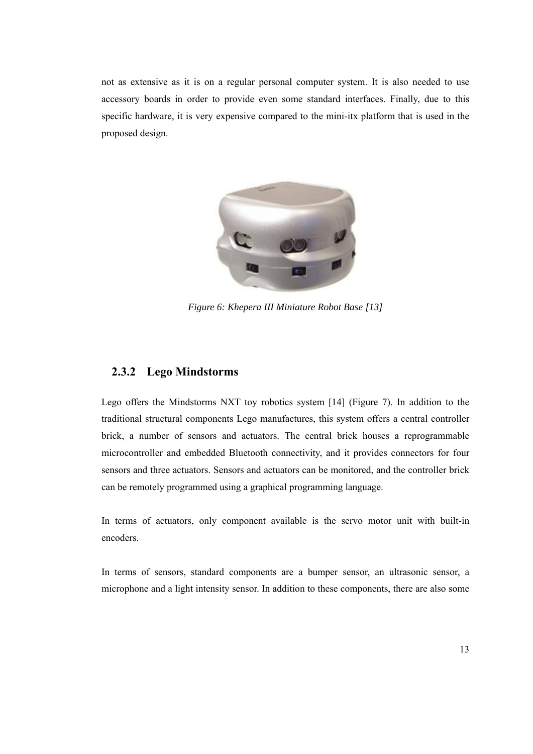not as extensive as it is on a regular personal computer system. It is also needed to use accessory boards in order to provide even some standard interfaces. Finally, due to this specific hardware, it is very expensive compared to the mini-itx platform that is used in the proposed design.

*Figure 6: Khepera III Miniature Robot Base [13]*

### 2.3.2 Lego Mindstorms

Lego offers the Mindstorms NXT toy robotics system [14] (Figure 7). In addition to the traditional structural components Lego manufactures, this system offers a central controller brick, a number of sensors and actuators. The central brick houses a reprogrammable microcontroller and embedded Bluetooth connectivity, and it provides connectors for four sensors and three actuators. Sensors and actuators can be monitored, and the controller brick can be remotely programmed using a graphical programming language.

In terms of actuators, only component available is the servo motor unit with built-in encoders.

In terms of sensors, standard components are a bumper sensor, an ultrasonic sensor, a microphone and a light intensity sensor. In addition to these components, there are also some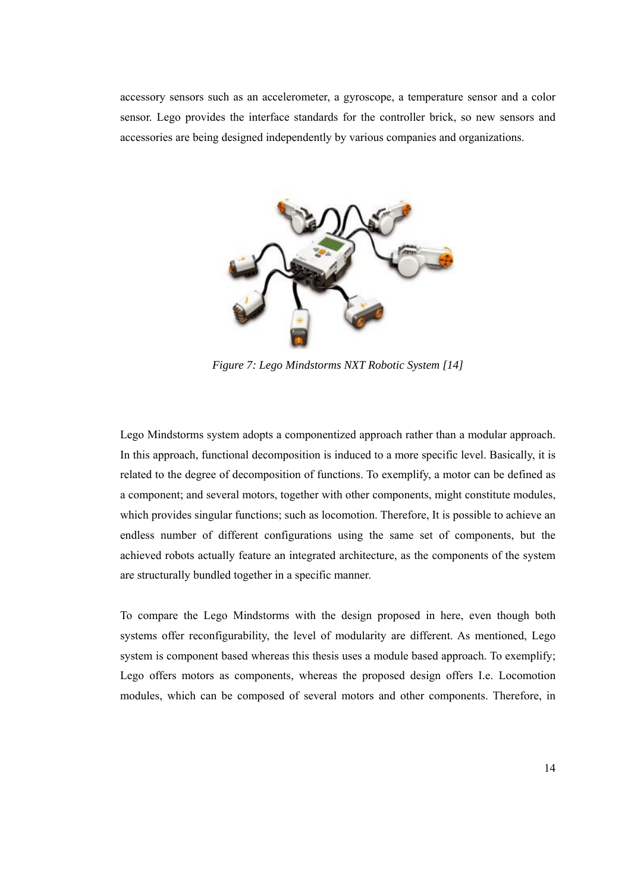accessory sensors such as an accelerometer, a gyroscope, a temperature sensor and a color sensor. Lego provides the interface standards for the controller brick, so new sensors and accessories are being designed independently by various companies and organizations.

*Figure 7: Lego Mindstorms NXT Robotic System [14]*

Lego Mindstorms system adopts a componentized approach rather than a modular approach. In this approach, functional decomposition is induced to a more specific level. Basically, it is related to the degree of decomposition of functions. To exemplify, a motor can be defined as a component; and several motors, together with other components, might constitute modules, which provides singular functions; such as locomotion. Therefore, It is possible to achieve an endless number of different configurations using the same set of components, but the achieved robots actually feature an integrated architecture, as the components of the system are structurally bundled together in a specific manner.

To compare the Lego Mindstorms with the design proposed in here, even though both systems offer reconfigurability, the level of modularity are different. As mentioned, Lego system is component based whereas this thesis uses a module based approach. To exemplify; Lego offers motors as components, whereas the proposed design offers I.e. Locomotion modules, which can be composed of several motors and other components. Therefore, in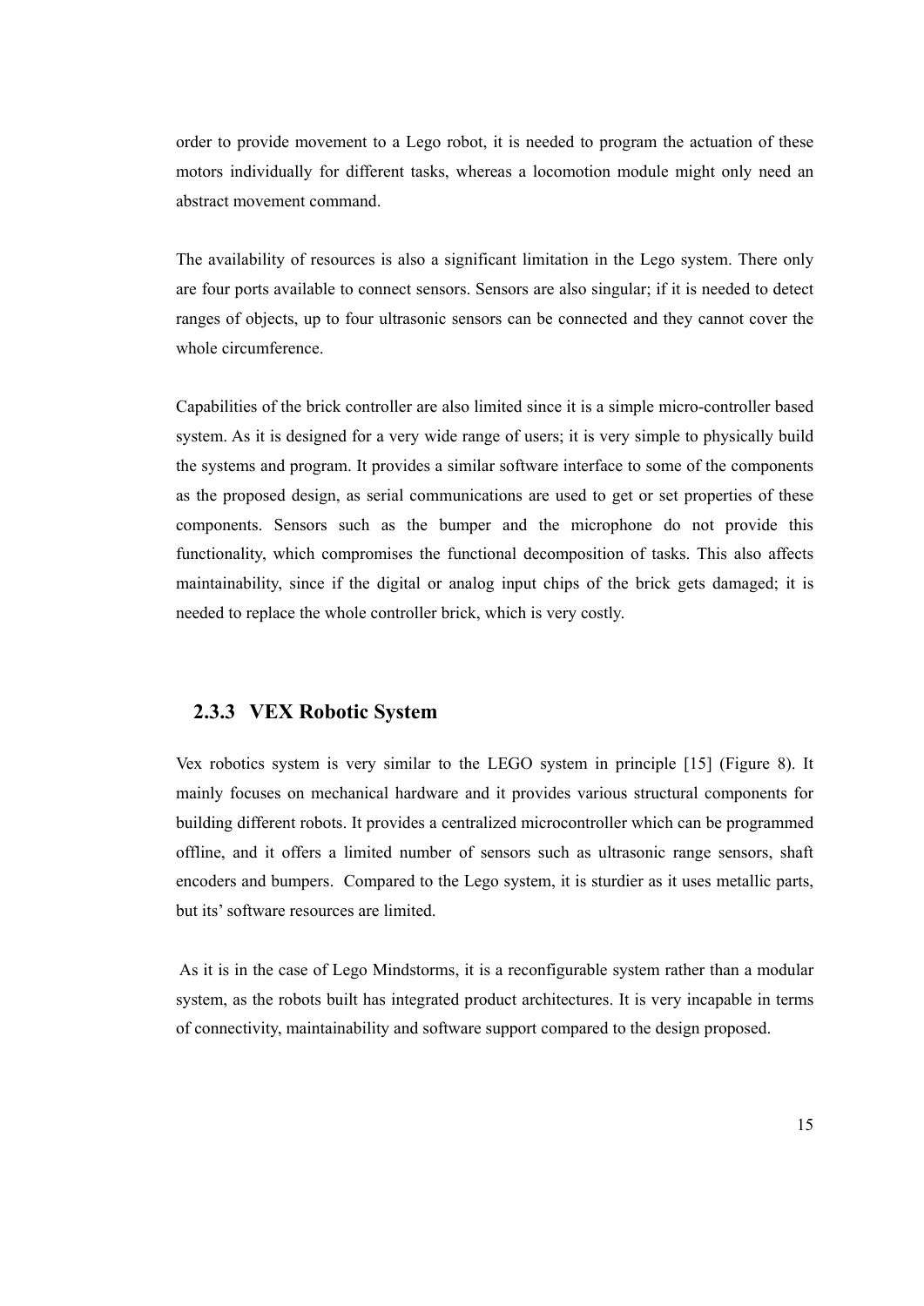order to provide movement to a Lego robot, it is needed to program the actuation of these motors individually for different tasks, whereas a locomotion module might only need an abstract movement command.

The availability of resources is also a significant limitation in the Lego system. There only are four ports available to connect sensors. Sensors are also singular; if it is needed to detect ranges of objects, up to four ultrasonic sensors can be connected and they cannot cover the whole circumference.

Capabilities of the brick controller are also limited since it is a simple micro-controller based system. As it is designed for a very wide range of users; it is very simple to physically build the systems and program. It provides a similar software interface to some of the components as the proposed design, as serial communications are used to get or set properties of these components. Sensors such as the bumper and the microphone do not provide this functionality, which compromises the functional decomposition of tasks. This also affects maintainability, since if the digital or analog input chips of the brick gets damaged; it is needed to replace the whole controller brick, which is very costly.

### 2.3.3 VEX Robotic System

Vex robotics system is very similar to the LEGO system in principle [15] (Figure 8). It mainly focuses on mechanical hardware and it provides various structural components for building different robots. It provides a centralized microcontroller which can be programmed offline, and it offers a limited number of sensors such as ultrasonic range sensors, shaft encoders and bumpers. Compared to the Lego system, it is sturdier as it uses metallic parts, but its' software resources are limited.

As it is in the case of Lego Mindstorms, it is a reconfigurable system rather than a modular system, as the robots built has integrated product architectures. It is very incapable in terms of connectivity, maintainability and software support compared to the design proposed.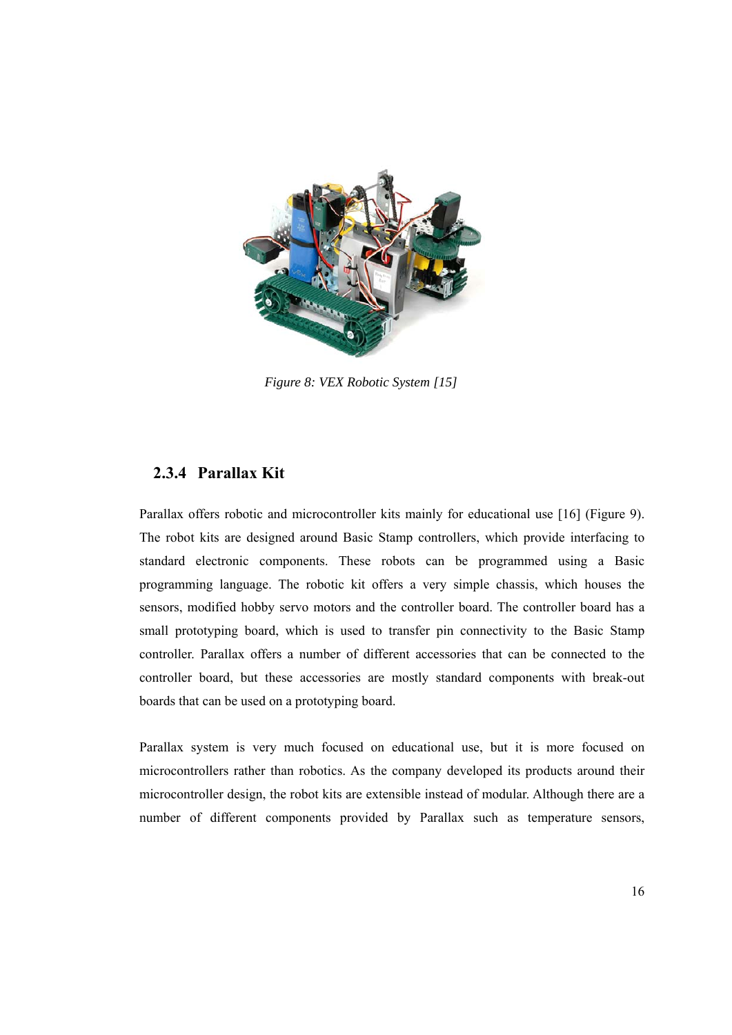*Figure 8: VEX Robotic System [15]*

### 2.3.4 Parallax Kit

Parallax offers robotic and microcontroller kits mainly for educational use [16] (Figure 9). The robot kits are designed around Basic Stamp controllers, which provide interfacing to standard electronic components. These robots can be programmed using a Basic programming language. The robotic kit offers a very simple chassis, which houses the sensors, modified hobby servo motors and the controller board. The controller board has a small prototyping board, which is used to transfer pin connectivity to the Basic Stamp controller. Parallax offers a number of different accessories that can be connected to the controller board, but these accessories are mostly standard components with break-out boards that can be used on a prototyping board.

Parallax system is very much focused on educational use, but it is more focused on microcontrollers rather than robotics. As the company developed its products around their microcontroller design, the robot kits are extensible instead of modular. Although there are a number of different components provided by Parallax such as temperature sensors,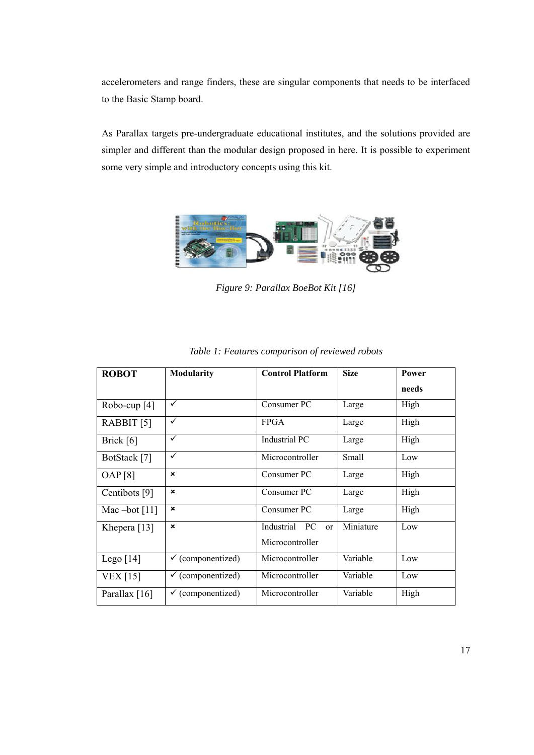accelerometers and range finders, these are singular components that needs to be interfaced to the Basic Stamp board.

As Parallax targets pre-undergraduate educational institutes, and the solutions provided are simpler and different than the modular design proposed in here. It is possible to experiment some very simple and introductory concepts using this kit.

*Figure 9: Parallax BoeBot Kit [16]*

*Table 1: Features comparison of reviewed robots*

| ROBOT | Modularity | Control Platform | Size | Power needs |
|---|---|---|---|---|
| Robo-cup [4] | ✓ | Consumer PC | Large | High |
| RABBIT [5] | ✓ | FPGA | Large | High |
| Brick [6] | ✓ | Industrial PC | Large | High |
| BotStack [7] | ✓ | Microcontroller | Small | Low |
| OAP [8] | × | Consumer PC | Large | High |
| Centibots [9] | × | Consumer PC | Large | High |
| Mac –bot [11] | × | Consumer PC | Large | High |
| Khepera [13] | × | Industrial PC or Microcontroller | Miniature | Low |
| Lego [14] | ✓ (componentized) | Microcontroller | Variable | Low |
| VEX [15] | ✓ (componentized) | Microcontroller | Variable | Low |
| Parallax [16] | ✓ (componentized) | Microcontroller | Variable | High |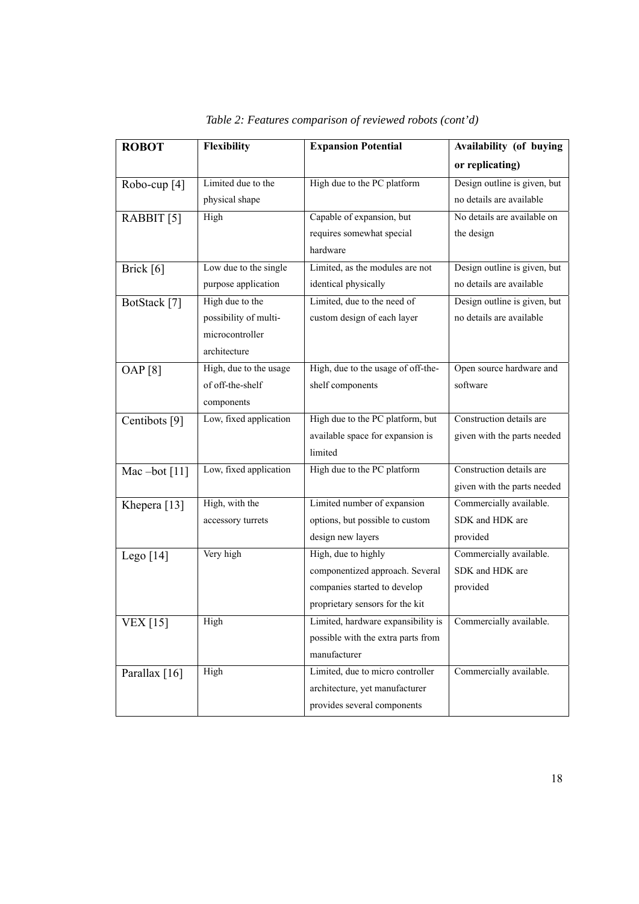*Table 2: Features comparison of reviewed robots (cont'd)*

| ROBOT | Flexibility | Expansion Potential | Availability (of buying or replicating) |
|---|---|---|---|
| Robo-cup [4] | Limited due to the physical shape | High due to the PC platform | Design outline is given, but no details are available |
| RABBIT [5] | High | Capable of expansion, but requires somewhat special hardware | No details are available on the design |
| Brick [6] | Low due to the single purpose application | Limited, as the modules are not identical physically | Design outline is given, but no details are available |
| BotStack [7] | High due to the possibility of multi-microcontroller architecture | Limited, due to the need of custom design of each layer | Design outline is given, but no details are available |
| OAP [8] | High, due to the usage of off-the-shelf components | High, due to the usage of off-the-shelf components | Open source hardware and software |
| Centibots [9] | Low, fixed application | High due to the PC platform, but available space for expansion is limited | Construction details are given with the parts needed |
| Mac –bot [11] | Low, fixed application | High due to the PC platform | Construction details are given with the parts needed |
| Khepera [13] | High, with the accessory turrets | Limited number of expansion options, but possible to custom design new layers | Commercially available. SDK and HDK are provided |
| Lego [14] | Very high | High, due to highly componentized approach. Several companies started to develop proprietary sensors for the kit | Commercially available. SDK and HDK are provided |
| VEX [15] | High | Limited, hardware expansibility is possible with the extra parts from manufacturer | Commercially available. |
| Parallax [16] | High | Limited, due to micro controller architecture, yet manufacturer provides several components | Commercially available. |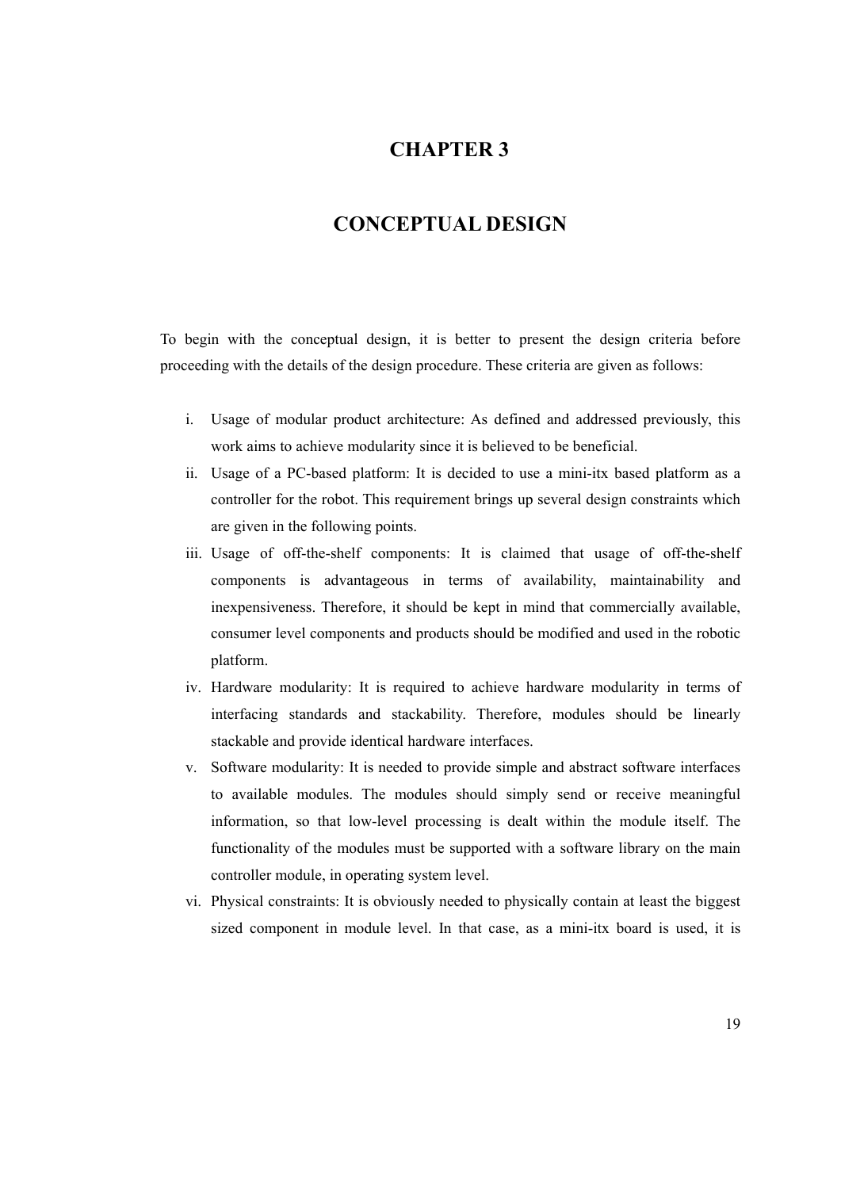# CHAPTER 3

# CONCEPTUAL DESIGN

To begin with the conceptual design, it is better to present the design criteria before proceeding with the details of the design procedure. These criteria are given as follows:

i. Usage of modular product architecture: As defined and addressed previously, this work aims to achieve modularity since it is believed to be beneficial.
ii. Usage of a PC-based platform: It is decided to use a mini-itx based platform as a controller for the robot. This requirement brings up several design constraints which are given in the following points.
iii. Usage of off-the-shelf components: It is claimed that usage of off-the-shelf components is advantageous in terms of availability, maintainability and inexpensiveness. Therefore, it should be kept in mind that commercially available, consumer level components and products should be modified and used in the robotic platform.
iv. Hardware modularity: It is required to achieve hardware modularity in terms of interfacing standards and stackability. Therefore, modules should be linearly stackable and provide identical hardware interfaces.
v. Software modularity: It is needed to provide simple and abstract software interfaces to available modules. The modules should simply send or receive meaningful information, so that low-level processing is dealt within the module itself. The functionality of the modules must be supported with a software library on the main controller module, in operating system level.
vi. Physical constraints: It is obviously needed to physically contain at least the biggest sized component in module level. In that case, as a mini-itx board is used, it is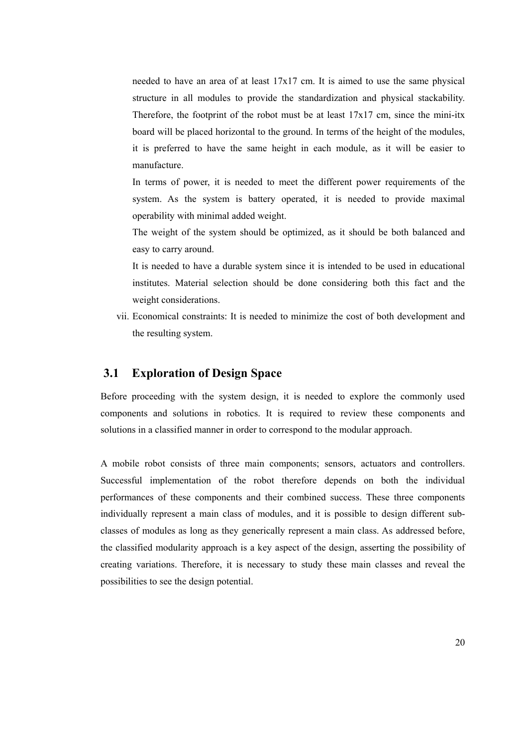needed to have an area of at least 17x17 cm. It is aimed to use the same physical structure in all modules to provide the standardization and physical stackability. Therefore, the footprint of the robot must be at least 17x17 cm, since the mini-itx board will be placed horizontal to the ground. In terms of the height of the modules, it is preferred to have the same height in each module, as it will be easier to manufacture.

In terms of power, it is needed to meet the different power requirements of the system. As the system is battery operated, it is needed to provide maximal operability with minimal added weight.

The weight of the system should be optimized, as it should be both balanced and easy to carry around.

It is needed to have a durable system since it is intended to be used in educational institutes. Material selection should be done considering both this fact and the weight considerations.

vii. Economical constraints: It is needed to minimize the cost of both development and the resulting system.

## 3.1 Exploration of Design Space

Before proceeding with the system design, it is needed to explore the commonly used components and solutions in robotics. It is required to review these components and solutions in a classified manner in order to correspond to the modular approach.

A mobile robot consists of three main components; sensors, actuators and controllers. Successful implementation of the robot therefore depends on both the individual performances of these components and their combined success. These three components individually represent a main class of modules, and it is possible to design different sub-classes of modules as long as they generically represent a main class. As addressed before, the classified modularity approach is a key aspect of the design, asserting the possibility of creating variations. Therefore, it is necessary to study these main classes and reveal the possibilities to see the design potential.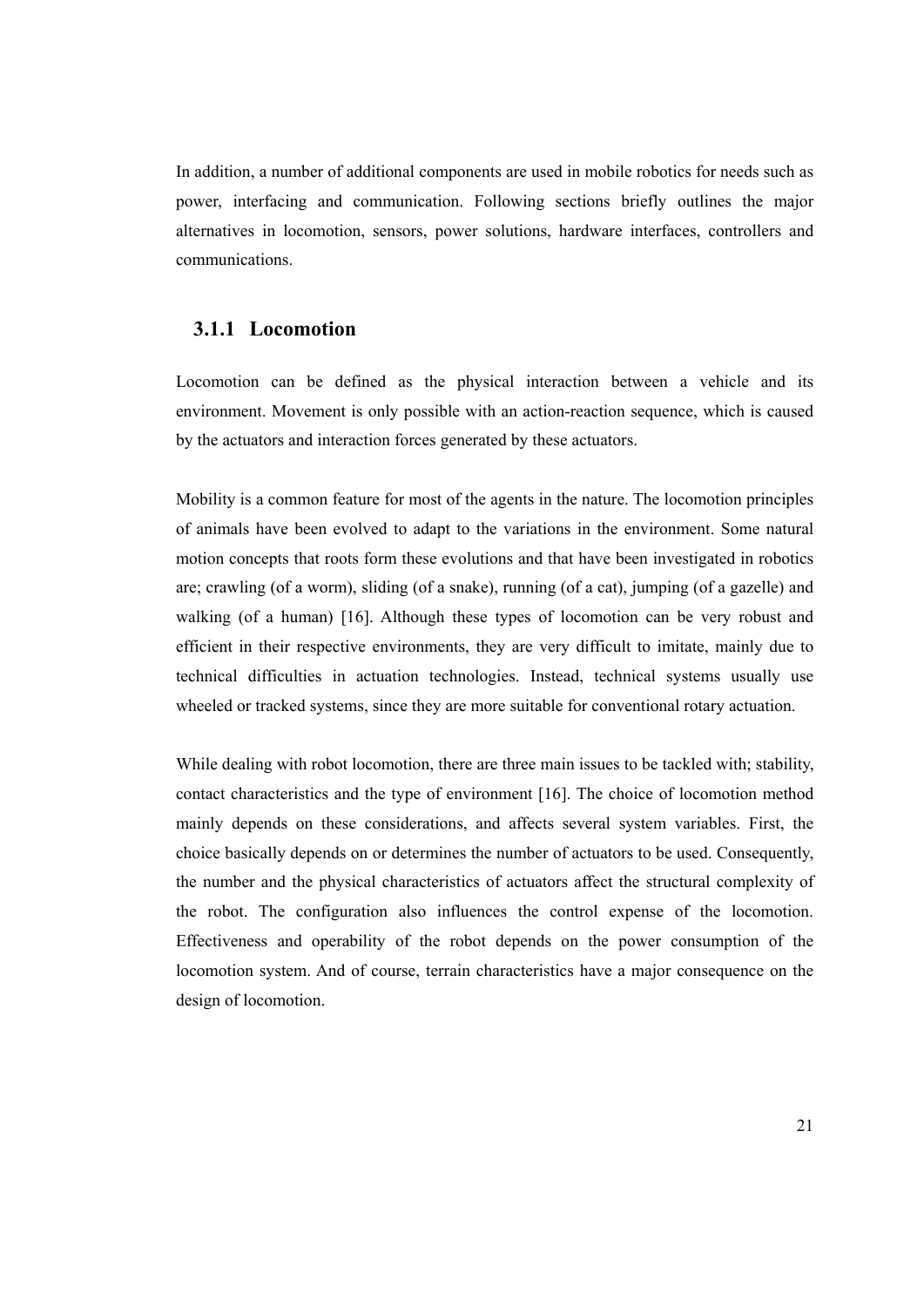In addition, a number of additional components are used in mobile robotics for needs such as power, interfacing and communication. Following sections briefly outlines the major alternatives in locomotion, sensors, power solutions, hardware interfaces, controllers and communications.

### 3.1.1 Locomotion

Locomotion can be defined as the physical interaction between a vehicle and its environment. Movement is only possible with an action-reaction sequence, which is caused by the actuators and interaction forces generated by these actuators.

Mobility is a common feature for most of the agents in the nature. The locomotion principles of animals have been evolved to adapt to the variations in the environment. Some natural motion concepts that roots form these evolutions and that have been investigated in robotics are; crawling (of a worm), sliding (of a snake), running (of a cat), jumping (of a gazelle) and walking (of a human) [16]. Although these types of locomotion can be very robust and efficient in their respective environments, they are very difficult to imitate, mainly due to technical difficulties in actuation technologies. Instead, technical systems usually use wheeled or tracked systems, since they are more suitable for conventional rotary actuation.

While dealing with robot locomotion, there are three main issues to be tackled with; stability, contact characteristics and the type of environment [16]. The choice of locomotion method mainly depends on these considerations, and affects several system variables. First, the choice basically depends on or determines the number of actuators to be used. Consequently, the number and the physical characteristics of actuators affect the structural complexity of the robot. The configuration also influences the control expense of the locomotion. Effectiveness and operability of the robot depends on the power consumption of the locomotion system. And of course, terrain characteristics have a major consequence on the design of locomotion.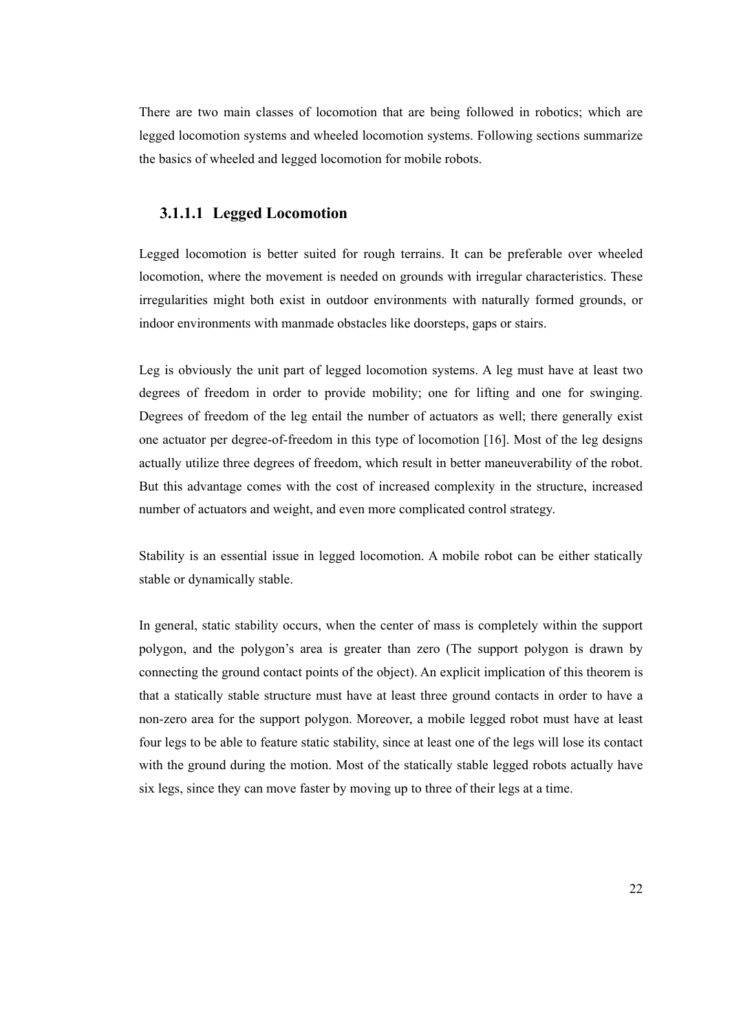There are two main classes of locomotion that are being followed in robotics; which are legged locomotion systems and wheeled locomotion systems. Following sections summarize the basics of wheeled and legged locomotion for mobile robots.

#### 3.1.1.1 Legged Locomotion

Legged locomotion is better suited for rough terrains. It can be preferable over wheeled locomotion, where the movement is needed on grounds with irregular characteristics. These irregularities might both exist in outdoor environments with naturally formed grounds, or indoor environments with manmade obstacles like doorsteps, gaps or stairs.

Leg is obviously the unit part of legged locomotion systems. A leg must have at least two degrees of freedom in order to provide mobility; one for lifting and one for swinging. Degrees of freedom of the leg entail the number of actuators as well; there generally exist one actuator per degree-of-freedom in this type of locomotion [16]. Most of the leg designs actually utilize three degrees of freedom, which result in better maneuverability of the robot. But this advantage comes with the cost of increased complexity in the structure, increased number of actuators and weight, and even more complicated control strategy.

Stability is an essential issue in legged locomotion. A mobile robot can be either statically stable or dynamically stable.

In general, static stability occurs, when the center of mass is completely within the support polygon, and the polygon's area is greater than zero (The support polygon is drawn by connecting the ground contact points of the object). An explicit implication of this theorem is that a statically stable structure must have at least three ground contacts in order to have a non-zero area for the support polygon. Moreover, a mobile legged robot must have at least four legs to be able to feature static stability, since at least one of the legs will lose its contact with the ground during the motion. Most of the statically stable legged robots actually have six legs, since they can move faster by moving up to three of their legs at a time.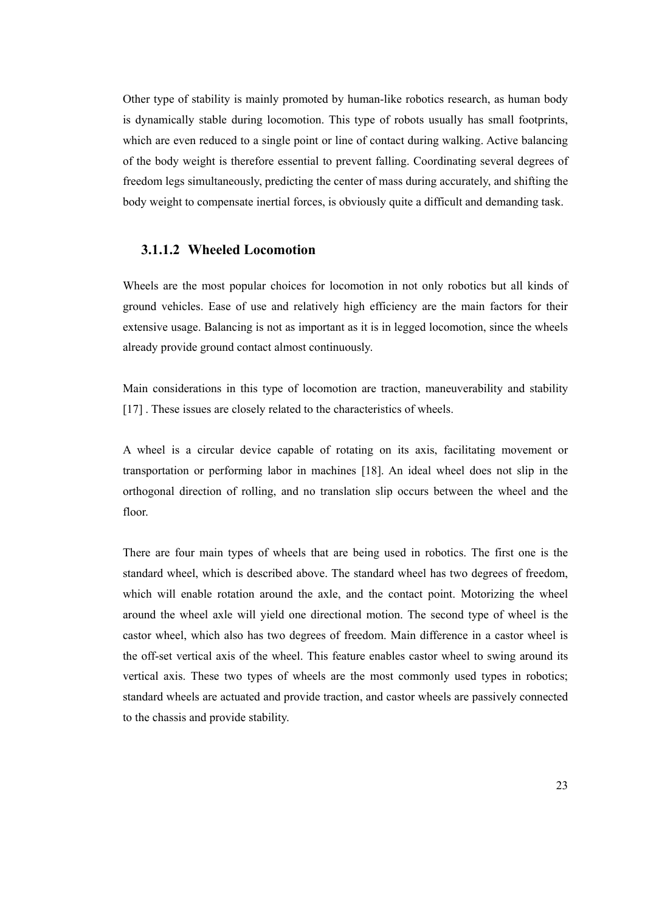Other type of stability is mainly promoted by human-like robotics research, as human body is dynamically stable during locomotion. This type of robots usually has small footprints, which are even reduced to a single point or line of contact during walking. Active balancing of the body weight is therefore essential to prevent falling. Coordinating several degrees of freedom legs simultaneously, predicting the center of mass during accurately, and shifting the body weight to compensate inertial forces, is obviously quite a difficult and demanding task.

#### 3.1.1.2 Wheeled Locomotion

Wheels are the most popular choices for locomotion in not only robotics but all kinds of ground vehicles. Ease of use and relatively high efficiency are the main factors for their extensive usage. Balancing is not as important as it is in legged locomotion, since the wheels already provide ground contact almost continuously.

Main considerations in this type of locomotion are traction, maneuverability and stability [17] . These issues are closely related to the characteristics of wheels.

A wheel is a circular device capable of rotating on its axis, facilitating movement or transportation or performing labor in machines [18]. An ideal wheel does not slip in the orthogonal direction of rolling, and no translation slip occurs between the wheel and the floor.

There are four main types of wheels that are being used in robotics. The first one is the standard wheel, which is described above. The standard wheel has two degrees of freedom, which will enable rotation around the axle, and the contact point. Motorizing the wheel around the wheel axle will yield one directional motion. The second type of wheel is the castor wheel, which also has two degrees of freedom. Main difference in a castor wheel is the off-set vertical axis of the wheel. This feature enables castor wheel to swing around its vertical axis. These two types of wheels are the most commonly used types in robotics; standard wheels are actuated and provide traction, and castor wheels are passively connected to the chassis and provide stability.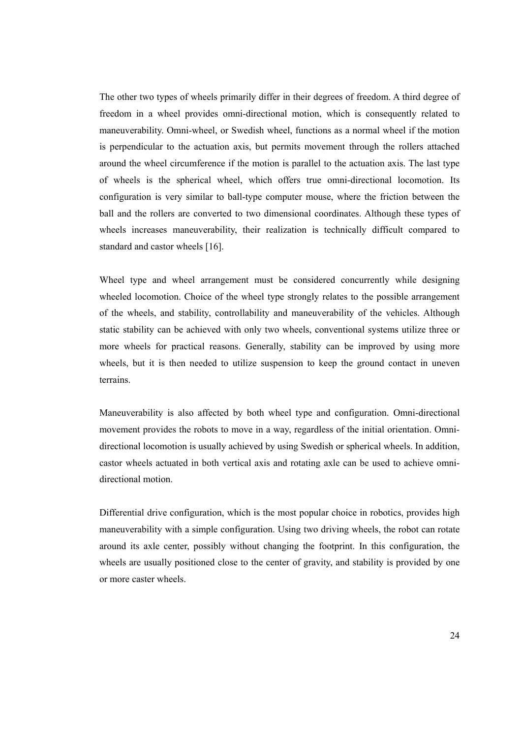The other two types of wheels primarily differ in their degrees of freedom. A third degree of freedom in a wheel provides omni-directional motion, which is consequently related to maneuverability. Omni-wheel, or Swedish wheel, functions as a normal wheel if the motion is perpendicular to the actuation axis, but permits movement through the rollers attached around the wheel circumference if the motion is parallel to the actuation axis. The last type of wheels is the spherical wheel, which offers true omni-directional locomotion. Its configuration is very similar to ball-type computer mouse, where the friction between the ball and the rollers are converted to two dimensional coordinates. Although these types of wheels increases maneuverability, their realization is technically difficult compared to standard and castor wheels [16].

Wheel type and wheel arrangement must be considered concurrently while designing wheeled locomotion. Choice of the wheel type strongly relates to the possible arrangement of the wheels, and stability, controllability and maneuverability of the vehicles. Although static stability can be achieved with only two wheels, conventional systems utilize three or more wheels for practical reasons. Generally, stability can be improved by using more wheels, but it is then needed to utilize suspension to keep the ground contact in uneven terrains.

Maneuverability is also affected by both wheel type and configuration. Omni-directional movement provides the robots to move in a way, regardless of the initial orientation. Omni-directional locomotion is usually achieved by using Swedish or spherical wheels. In addition, castor wheels actuated in both vertical axis and rotating axle can be used to achieve omni-directional motion.

Differential drive configuration, which is the most popular choice in robotics, provides high maneuverability with a simple configuration. Using two driving wheels, the robot can rotate around its axle center, possibly without changing the footprint. In this configuration, the wheels are usually positioned close to the center of gravity, and stability is provided by one or more caster wheels.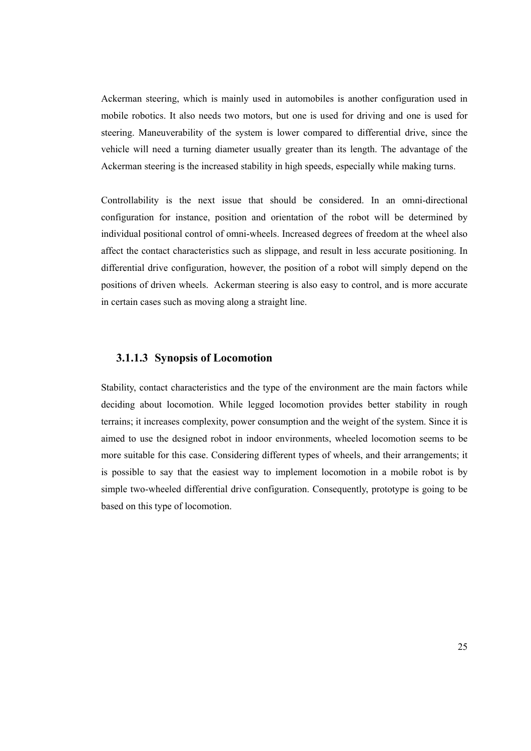Ackerman steering, which is mainly used in automobiles is another configuration used in mobile robotics. It also needs two motors, but one is used for driving and one is used for steering. Maneuverability of the system is lower compared to differential drive, since the vehicle will need a turning diameter usually greater than its length. The advantage of the Ackerman steering is the increased stability in high speeds, especially while making turns.

Controllability is the next issue that should be considered. In an omni-directional configuration for instance, position and orientation of the robot will be determined by individual positional control of omni-wheels. Increased degrees of freedom at the wheel also affect the contact characteristics such as slippage, and result in less accurate positioning. In differential drive configuration, however, the position of a robot will simply depend on the positions of driven wheels. Ackerman steering is also easy to control, and is more accurate in certain cases such as moving along a straight line.

#### 3.1.1.3 Synopsis of Locomotion

Stability, contact characteristics and the type of the environment are the main factors while deciding about locomotion. While legged locomotion provides better stability in rough terrains; it increases complexity, power consumption and the weight of the system. Since it is aimed to use the designed robot in indoor environments, wheeled locomotion seems to be more suitable for this case. Considering different types of wheels, and their arrangements; it is possible to say that the easiest way to implement locomotion in a mobile robot is by simple two-wheeled differential drive configuration. Consequently, prototype is going to be based on this type of locomotion.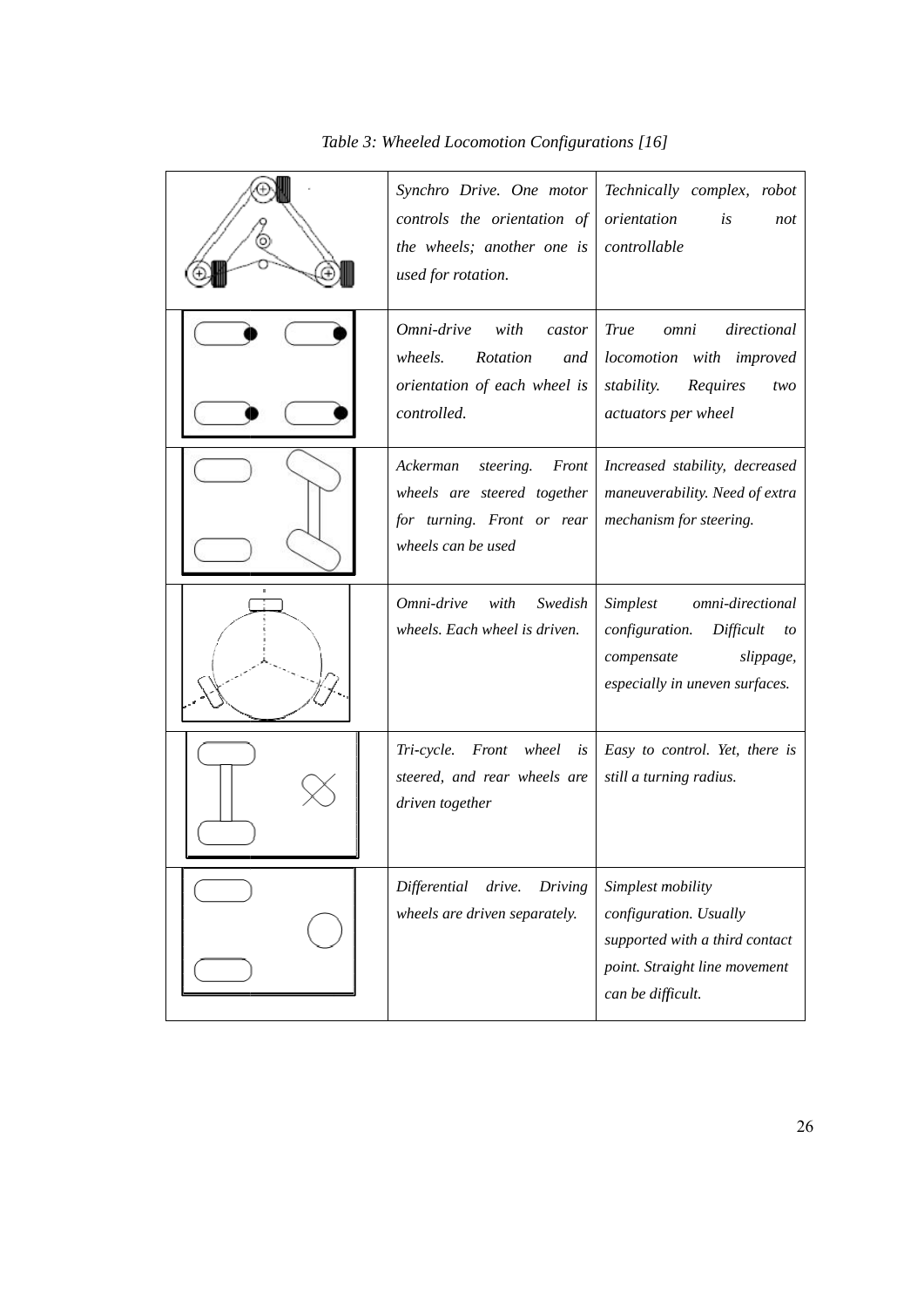*Table 3: Wheeled Locomotion Configurations [16]*

| | | |
|---|---|---|
| | *Synchro Drive. One motor controls the orientation of the wheels; another one is used for rotation.* | *Technically complex, robot orientation is not controllable* |
| | *Omni-drive with castor wheels. Rotation and orientation of each wheel is controlled.* | *True omni directional locomotion with improved stability. Requires two actuators per wheel* |
| | *Ackerman steering. Front wheels are steered together for turning. Front or rear wheels can be used* | *Increased stability, decreased maneuverability. Need of extra mechanism for steering.* |
| | *Omni-drive with Swedish wheels. Each wheel is driven.* | *Simplest omni-directional configuration. Difficult to compensate slippage, especially in uneven surfaces.* |
| | *Tri-cycle. Front wheel is steered, and rear wheels are driven together* | *Easy to control. Yet, there is still a turning radius.* |
| | *Differential drive. Driving wheels are driven separately.* | *Simplest mobility configuration. Usually supported with a third contact point. Straight line movement can be difficult.* |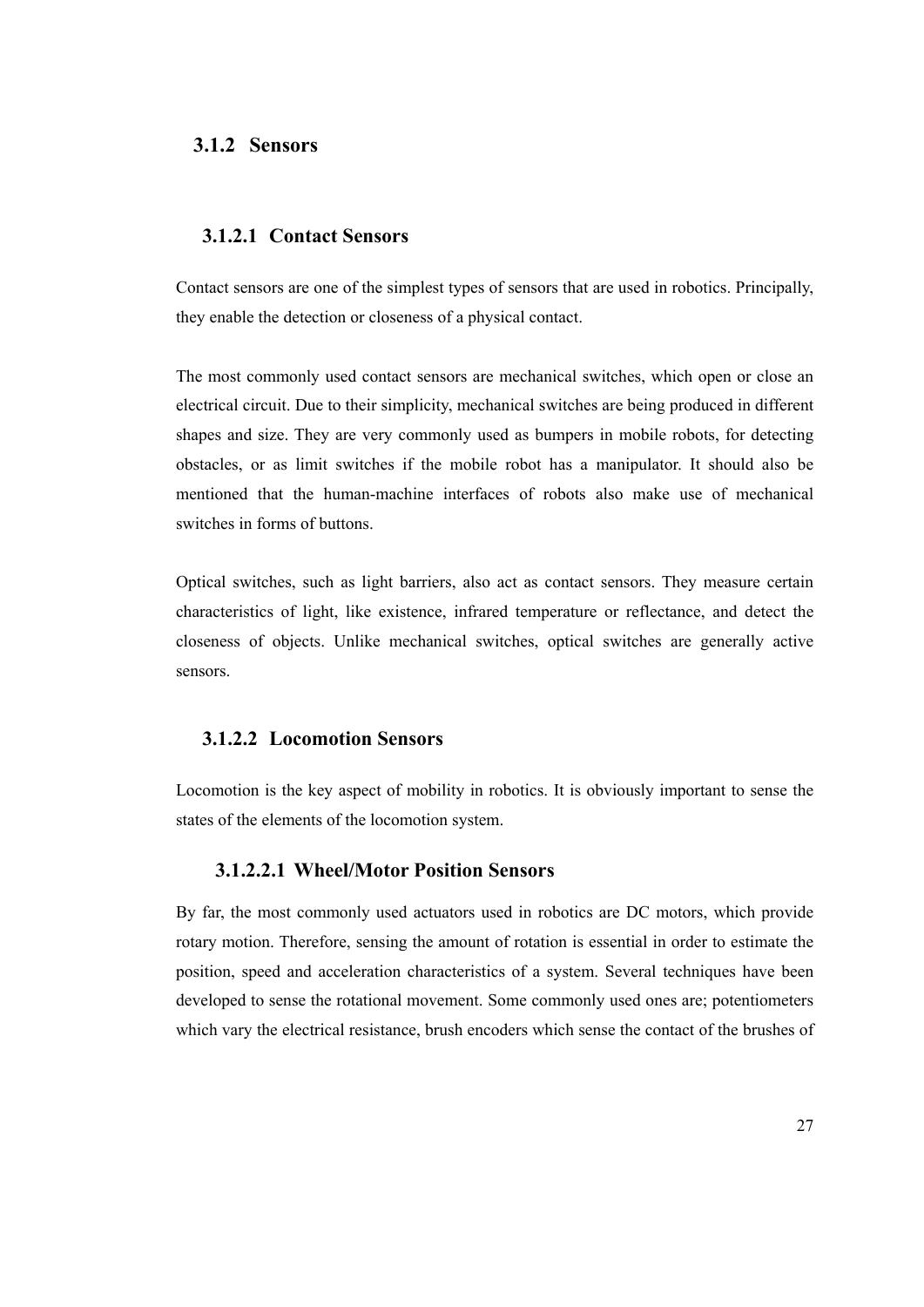### 3.1.2 Sensors

#### 3.1.2.1 Contact Sensors

Contact sensors are one of the simplest types of sensors that are used in robotics. Principally, they enable the detection or closeness of a physical contact.

The most commonly used contact sensors are mechanical switches, which open or close an electrical circuit. Due to their simplicity, mechanical switches are being produced in different shapes and size. They are very commonly used as bumpers in mobile robots, for detecting obstacles, or as limit switches if the mobile robot has a manipulator. It should also be mentioned that the human-machine interfaces of robots also make use of mechanical switches in forms of buttons.

Optical switches, such as light barriers, also act as contact sensors. They measure certain characteristics of light, like existence, infrared temperature or reflectance, and detect the closeness of objects. Unlike mechanical switches, optical switches are generally active sensors.

#### 3.1.2.2 Locomotion Sensors

Locomotion is the key aspect of mobility in robotics. It is obviously important to sense the states of the elements of the locomotion system.

##### 3.1.2.2.1 Wheel/Motor Position Sensors

By far, the most commonly used actuators used in robotics are DC motors, which provide rotary motion. Therefore, sensing the amount of rotation is essential in order to estimate the position, speed and acceleration characteristics of a system. Several techniques have been developed to sense the rotational movement. Some commonly used ones are; potentiometers which vary the electrical resistance, brush encoders which sense the contact of the brushes of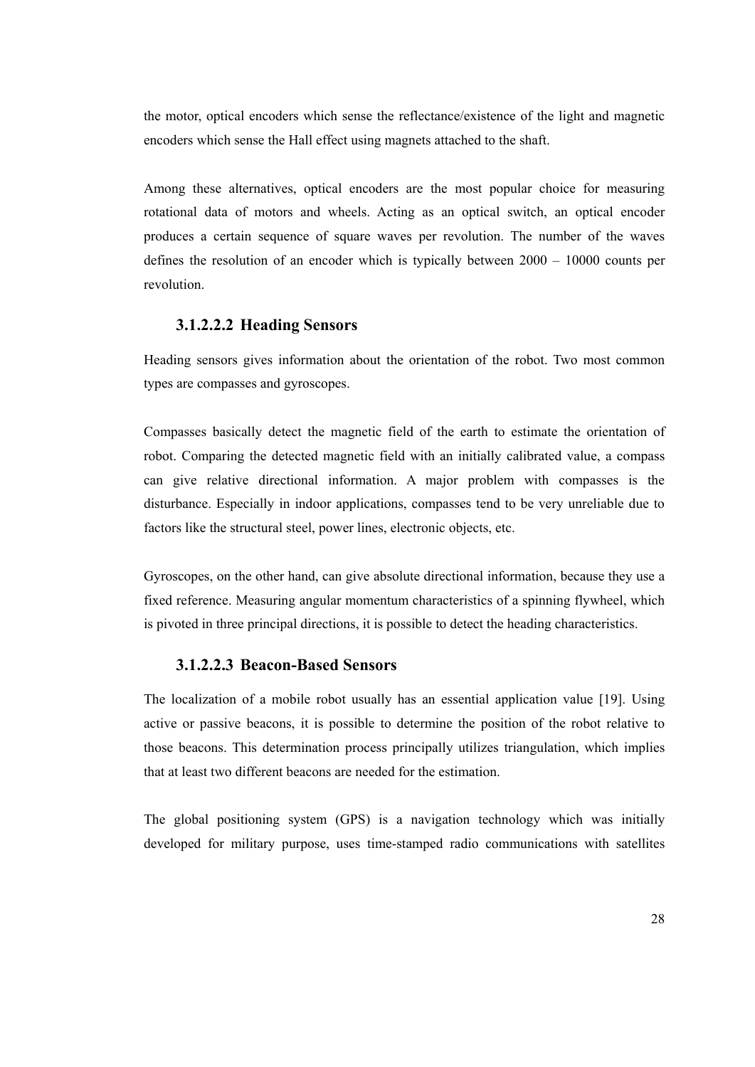the motor, optical encoders which sense the reflectance/existence of the light and magnetic encoders which sense the Hall effect using magnets attached to the shaft.

Among these alternatives, optical encoders are the most popular choice for measuring rotational data of motors and wheels. Acting as an optical switch, an optical encoder produces a certain sequence of square waves per revolution. The number of the waves defines the resolution of an encoder which is typically between 2000 – 10000 counts per revolution.

#### 3.1.2.2.2 Heading Sensors

Heading sensors gives information about the orientation of the robot. Two most common types are compasses and gyroscopes.

Compasses basically detect the magnetic field of the earth to estimate the orientation of robot. Comparing the detected magnetic field with an initially calibrated value, a compass can give relative directional information. A major problem with compasses is the disturbance. Especially in indoor applications, compasses tend to be very unreliable due to factors like the structural steel, power lines, electronic objects, etc.

Gyroscopes, on the other hand, can give absolute directional information, because they use a fixed reference. Measuring angular momentum characteristics of a spinning flywheel, which is pivoted in three principal directions, it is possible to detect the heading characteristics.

#### 3.1.2.2.3 Beacon-Based Sensors

The localization of a mobile robot usually has an essential application value [19]. Using active or passive beacons, it is possible to determine the position of the robot relative to those beacons. This determination process principally utilizes triangulation, which implies that at least two different beacons are needed for the estimation.

The global positioning system (GPS) is a navigation technology which was initially developed for military purpose, uses time-stamped radio communications with satellites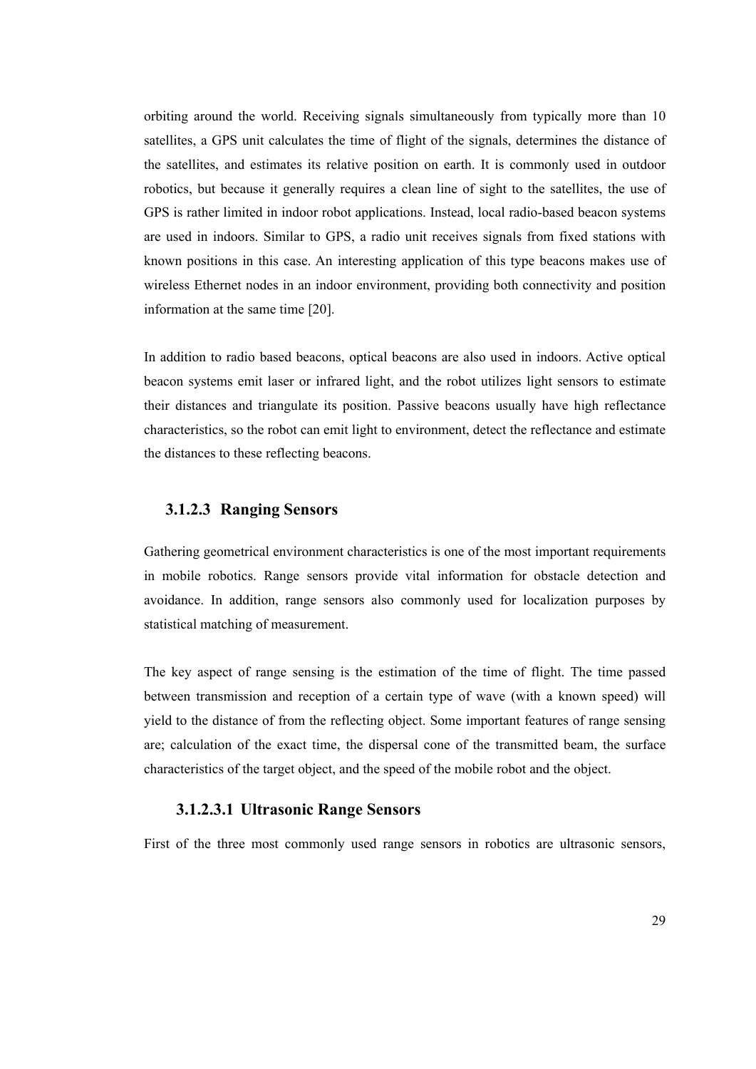orbiting around the world. Receiving signals simultaneously from typically more than 10 satellites, a GPS unit calculates the time of flight of the signals, determines the distance of the satellites, and estimates its relative position on earth. It is commonly used in outdoor robotics, but because it generally requires a clean line of sight to the satellites, the use of GPS is rather limited in indoor robot applications. Instead, local radio-based beacon systems are used in indoors. Similar to GPS, a radio unit receives signals from fixed stations with known positions in this case. An interesting application of this type beacons makes use of wireless Ethernet nodes in an indoor environment, providing both connectivity and position information at the same time [20].

In addition to radio based beacons, optical beacons are also used in indoors. Active optical beacon systems emit laser or infrared light, and the robot utilizes light sensors to estimate their distances and triangulate its position. Passive beacons usually have high reflectance characteristics, so the robot can emit light to environment, detect the reflectance and estimate the distances to these reflecting beacons.

### 3.1.2.3 Ranging Sensors

Gathering geometrical environment characteristics is one of the most important requirements in mobile robotics. Range sensors provide vital information for obstacle detection and avoidance. In addition, range sensors also commonly used for localization purposes by statistical matching of measurement.

The key aspect of range sensing is the estimation of the time of flight. The time passed between transmission and reception of a certain type of wave (with a known speed) will yield to the distance of from the reflecting object. Some important features of range sensing are; calculation of the exact time, the dispersal cone of the transmitted beam, the surface characteristics of the target object, and the speed of the mobile robot and the object.

#### 3.1.2.3.1 Ultrasonic Range Sensors

First of the three most commonly used range sensors in robotics are ultrasonic sensors,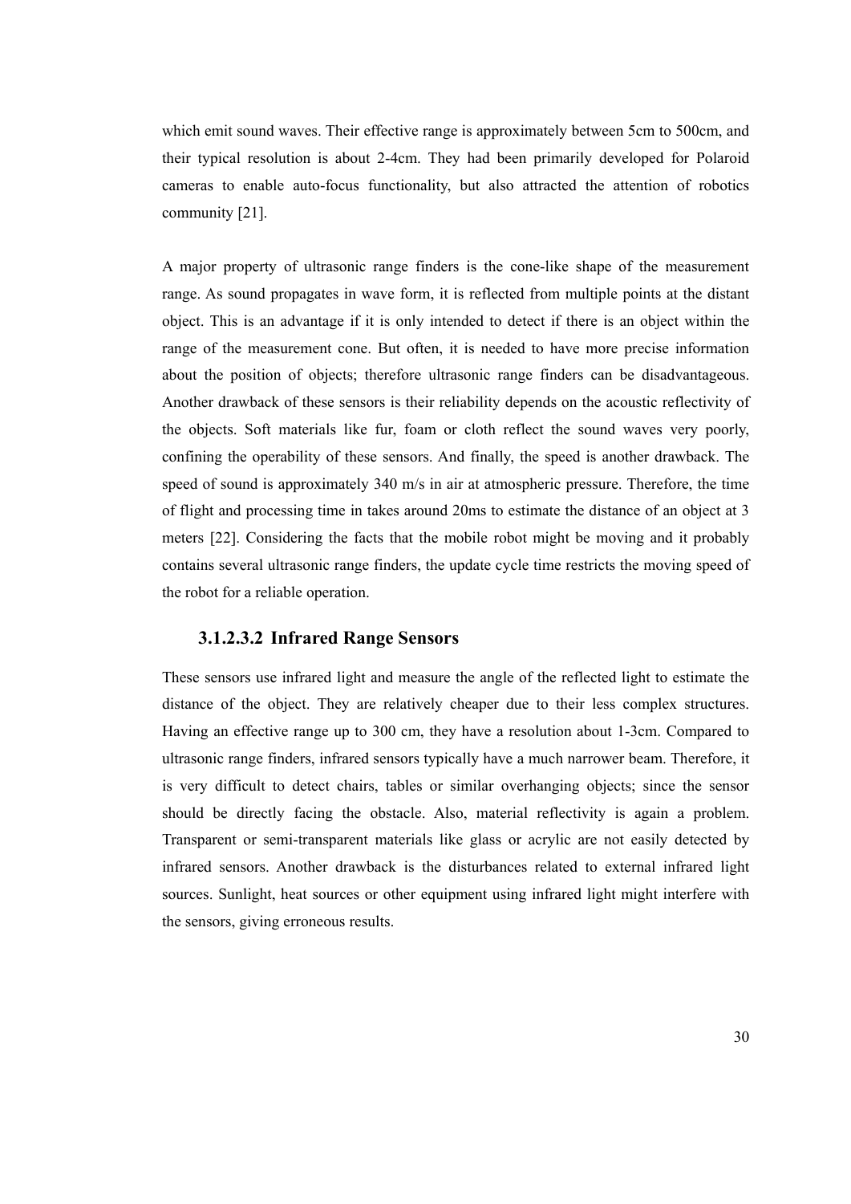which emit sound waves. Their effective range is approximately between 5cm to 500cm, and their typical resolution is about 2-4cm. They had been primarily developed for Polaroid cameras to enable auto-focus functionality, but also attracted the attention of robotics community [21].

A major property of ultrasonic range finders is the cone-like shape of the measurement range. As sound propagates in wave form, it is reflected from multiple points at the distant object. This is an advantage if it is only intended to detect if there is an object within the range of the measurement cone. But often, it is needed to have more precise information about the position of objects; therefore ultrasonic range finders can be disadvantageous. Another drawback of these sensors is their reliability depends on the acoustic reflectivity of the objects. Soft materials like fur, foam or cloth reflect the sound waves very poorly, confining the operability of these sensors. And finally, the speed is another drawback. The speed of sound is approximately 340 m/s in air at atmospheric pressure. Therefore, the time of flight and processing time in takes around 20ms to estimate the distance of an object at 3 meters [22]. Considering the facts that the mobile robot might be moving and it probably contains several ultrasonic range finders, the update cycle time restricts the moving speed of the robot for a reliable operation.

#### 3.1.2.3.2 Infrared Range Sensors

These sensors use infrared light and measure the angle of the reflected light to estimate the distance of the object. They are relatively cheaper due to their less complex structures. Having an effective range up to 300 cm, they have a resolution about 1-3cm. Compared to ultrasonic range finders, infrared sensors typically have a much narrower beam. Therefore, it is very difficult to detect chairs, tables or similar overhanging objects; since the sensor should be directly facing the obstacle. Also, material reflectivity is again a problem. Transparent or semi-transparent materials like glass or acrylic are not easily detected by infrared sensors. Another drawback is the disturbances related to external infrared light sources. Sunlight, heat sources or other equipment using infrared light might interfere with the sensors, giving erroneous results.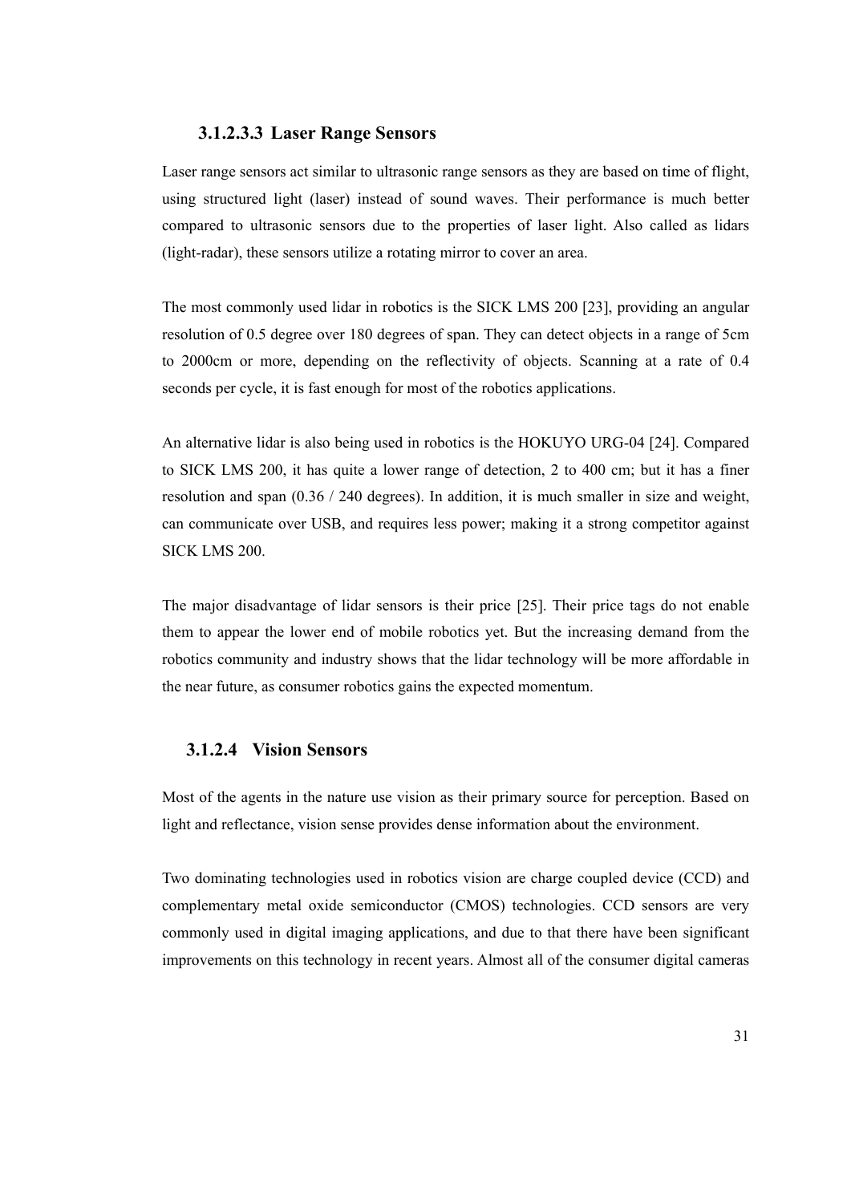#### 3.1.2.3.3 Laser Range Sensors

Laser range sensors act similar to ultrasonic range sensors as they are based on time of flight, using structured light (laser) instead of sound waves. Their performance is much better compared to ultrasonic sensors due to the properties of laser light. Also called as lidars (light-radar), these sensors utilize a rotating mirror to cover an area.

The most commonly used lidar in robotics is the SICK LMS 200 [23], providing an angular resolution of 0.5 degree over 180 degrees of span. They can detect objects in a range of 5cm to 2000cm or more, depending on the reflectivity of objects. Scanning at a rate of 0.4 seconds per cycle, it is fast enough for most of the robotics applications.

An alternative lidar is also being used in robotics is the HOKUYO URG-04 [24]. Compared to SICK LMS 200, it has quite a lower range of detection, 2 to 400 cm; but it has a finer resolution and span (0.36 / 240 degrees). In addition, it is much smaller in size and weight, can communicate over USB, and requires less power; making it a strong competitor against SICK LMS 200.

The major disadvantage of lidar sensors is their price [25]. Their price tags do not enable them to appear the lower end of mobile robotics yet. But the increasing demand from the robotics community and industry shows that the lidar technology will be more affordable in the near future, as consumer robotics gains the expected momentum.

### 3.1.2.4 Vision Sensors

Most of the agents in the nature use vision as their primary source for perception. Based on light and reflectance, vision sense provides dense information about the environment.

Two dominating technologies used in robotics vision are charge coupled device (CCD) and complementary metal oxide semiconductor (CMOS) technologies. CCD sensors are very commonly used in digital imaging applications, and due to that there have been significant improvements on this technology in recent years. Almost all of the consumer digital cameras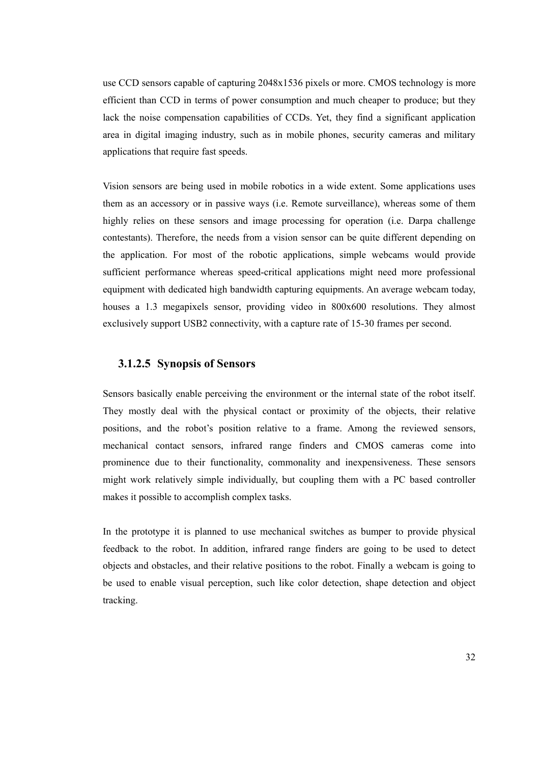use CCD sensors capable of capturing 2048x1536 pixels or more. CMOS technology is more efficient than CCD in terms of power consumption and much cheaper to produce; but they lack the noise compensation capabilities of CCDs. Yet, they find a significant application area in digital imaging industry, such as in mobile phones, security cameras and military applications that require fast speeds.

Vision sensors are being used in mobile robotics in a wide extent. Some applications uses them as an accessory or in passive ways (i.e. Remote surveillance), whereas some of them highly relies on these sensors and image processing for operation (i.e. Darpa challenge contestants). Therefore, the needs from a vision sensor can be quite different depending on the application. For most of the robotic applications, simple webcams would provide sufficient performance whereas speed-critical applications might need more professional equipment with dedicated high bandwidth capturing equipments. An average webcam today, houses a 1.3 megapixels sensor, providing video in 800x600 resolutions. They almost exclusively support USB2 connectivity, with a capture rate of 15-30 frames per second.

#### 3.1.2.5 Synopsis of Sensors

Sensors basically enable perceiving the environment or the internal state of the robot itself. They mostly deal with the physical contact or proximity of the objects, their relative positions, and the robot's position relative to a frame. Among the reviewed sensors, mechanical contact sensors, infrared range finders and CMOS cameras come into prominence due to their functionality, commonality and inexpensiveness. These sensors might work relatively simple individually, but coupling them with a PC based controller makes it possible to accomplish complex tasks.

In the prototype it is planned to use mechanical switches as bumper to provide physical feedback to the robot. In addition, infrared range finders are going to be used to detect objects and obstacles, and their relative positions to the robot. Finally a webcam is going to be used to enable visual perception, such like color detection, shape detection and object tracking.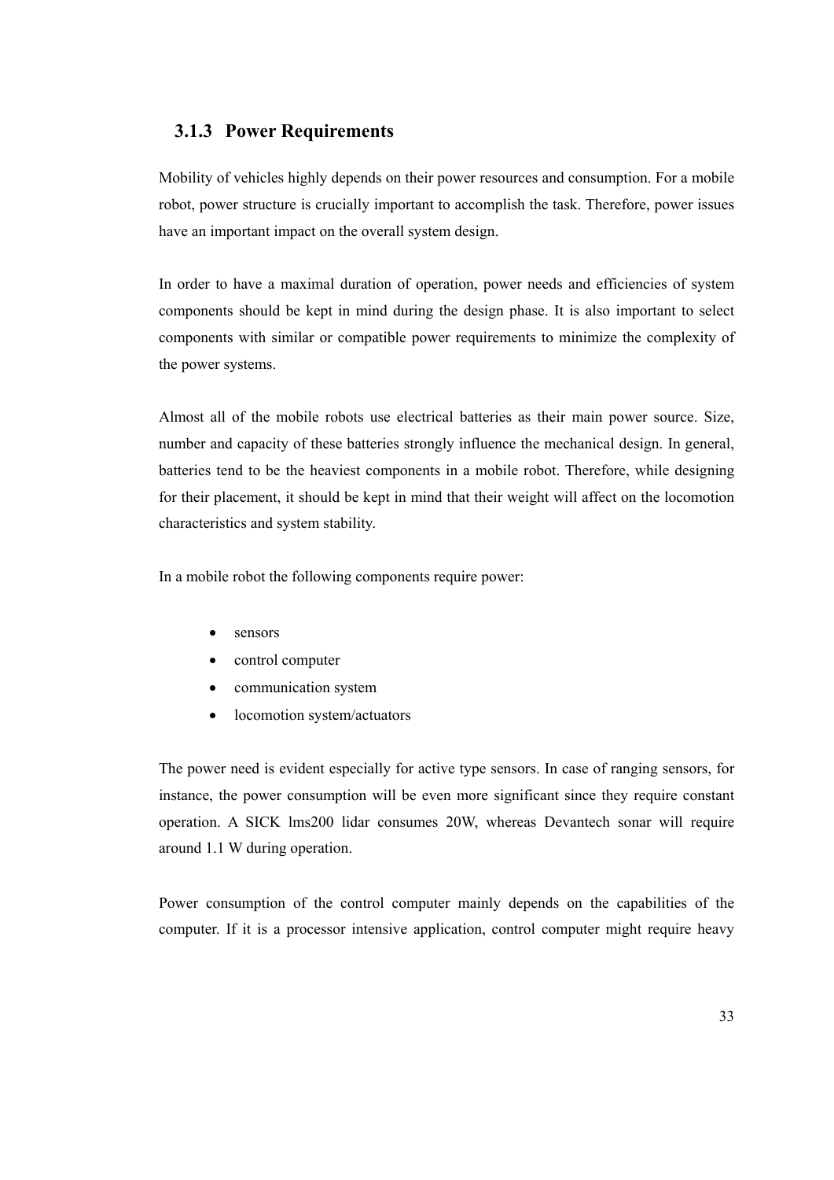### 3.1.3 Power Requirements

Mobility of vehicles highly depends on their power resources and consumption. For a mobile robot, power structure is crucially important to accomplish the task. Therefore, power issues have an important impact on the overall system design.

In order to have a maximal duration of operation, power needs and efficiencies of system components should be kept in mind during the design phase. It is also important to select components with similar or compatible power requirements to minimize the complexity of the power systems.

Almost all of the mobile robots use electrical batteries as their main power source. Size, number and capacity of these batteries strongly influence the mechanical design. In general, batteries tend to be the heaviest components in a mobile robot. Therefore, while designing for their placement, it should be kept in mind that their weight will affect on the locomotion characteristics and system stability.

In a mobile robot the following components require power:

- sensors
- control computer
- communication system
- locomotion system/actuators

The power need is evident especially for active type sensors. In case of ranging sensors, for instance, the power consumption will be even more significant since they require constant operation. A SICK lms200 lidar consumes 20W, whereas Devantech sonar will require around 1.1 W during operation.

Power consumption of the control computer mainly depends on the capabilities of the computer. If it is a processor intensive application, control computer might require heavy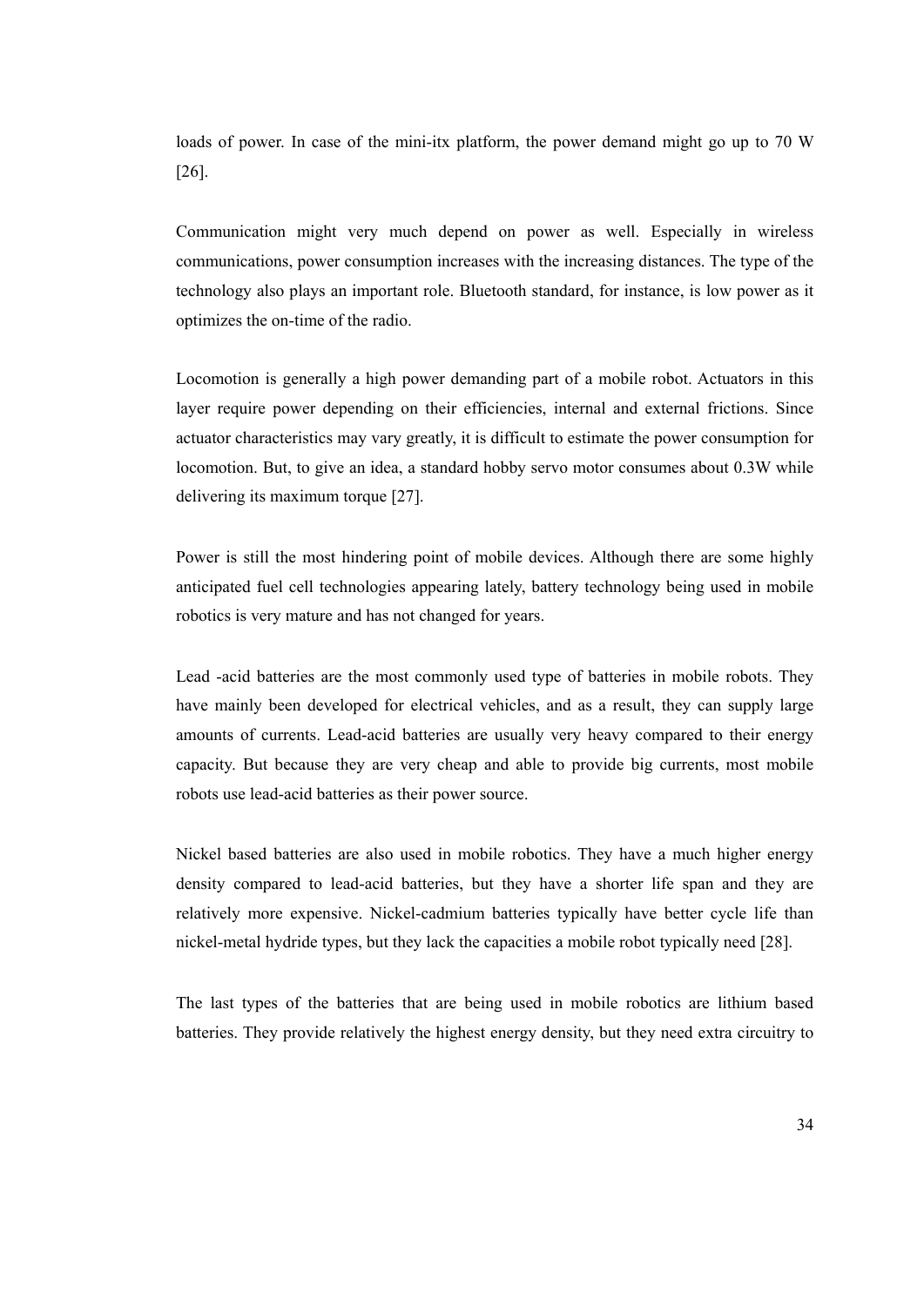loads of power. In case of the mini-itx platform, the power demand might go up to 70 W [26].

Communication might very much depend on power as well. Especially in wireless communications, power consumption increases with the increasing distances. The type of the technology also plays an important role. Bluetooth standard, for instance, is low power as it optimizes the on-time of the radio.

Locomotion is generally a high power demanding part of a mobile robot. Actuators in this layer require power depending on their efficiencies, internal and external frictions. Since actuator characteristics may vary greatly, it is difficult to estimate the power consumption for locomotion. But, to give an idea, a standard hobby servo motor consumes about 0.3W while delivering its maximum torque [27].

Power is still the most hindering point of mobile devices. Although there are some highly anticipated fuel cell technologies appearing lately, battery technology being used in mobile robotics is very mature and has not changed for years.

Lead -acid batteries are the most commonly used type of batteries in mobile robots. They have mainly been developed for electrical vehicles, and as a result, they can supply large amounts of currents. Lead-acid batteries are usually very heavy compared to their energy capacity. But because they are very cheap and able to provide big currents, most mobile robots use lead-acid batteries as their power source.

Nickel based batteries are also used in mobile robotics. They have a much higher energy density compared to lead-acid batteries, but they have a shorter life span and they are relatively more expensive. Nickel-cadmium batteries typically have better cycle life than nickel-metal hydride types, but they lack the capacities a mobile robot typically need [28].

The last types of the batteries that are being used in mobile robotics are lithium based batteries. They provide relatively the highest energy density, but they need extra circuitry to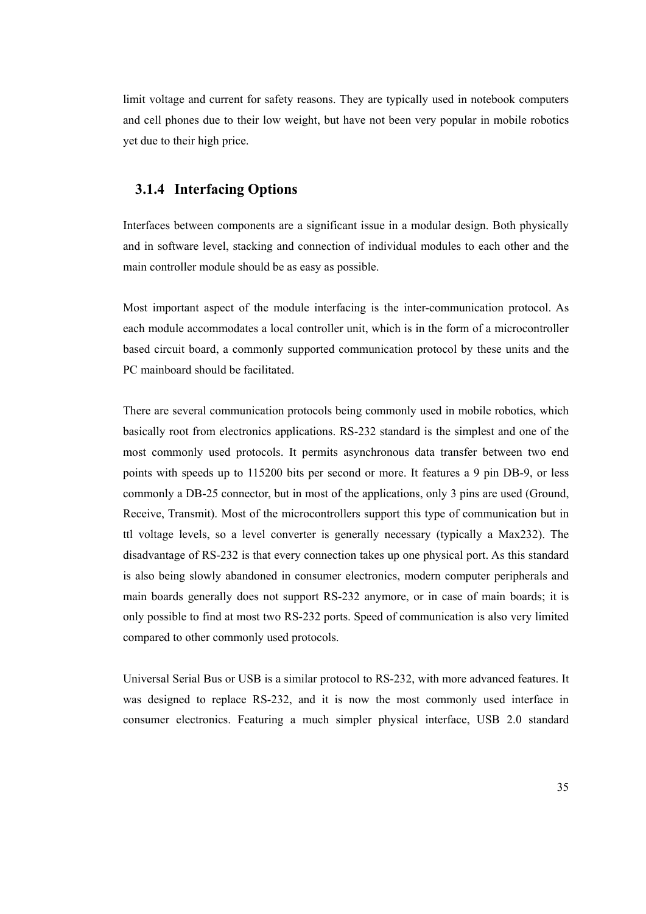limit voltage and current for safety reasons. They are typically used in notebook computers and cell phones due to their low weight, but have not been very popular in mobile robotics yet due to their high price.

### 3.1.4 Interfacing Options

Interfaces between components are a significant issue in a modular design. Both physically and in software level, stacking and connection of individual modules to each other and the main controller module should be as easy as possible.

Most important aspect of the module interfacing is the inter-communication protocol. As each module accommodates a local controller unit, which is in the form of a microcontroller based circuit board, a commonly supported communication protocol by these units and the PC mainboard should be facilitated.

There are several communication protocols being commonly used in mobile robotics, which basically root from electronics applications. RS-232 standard is the simplest and one of the most commonly used protocols. It permits asynchronous data transfer between two end points with speeds up to 115200 bits per second or more. It features a 9 pin DB-9, or less commonly a DB-25 connector, but in most of the applications, only 3 pins are used (Ground, Receive, Transmit). Most of the microcontrollers support this type of communication but in ttl voltage levels, so a level converter is generally necessary (typically a Max232). The disadvantage of RS-232 is that every connection takes up one physical port. As this standard is also being slowly abandoned in consumer electronics, modern computer peripherals and main boards generally does not support RS-232 anymore, or in case of main boards; it is only possible to find at most two RS-232 ports. Speed of communication is also very limited compared to other commonly used protocols.

Universal Serial Bus or USB is a similar protocol to RS-232, with more advanced features. It was designed to replace RS-232, and it is now the most commonly used interface in consumer electronics. Featuring a much simpler physical interface, USB 2.0 standard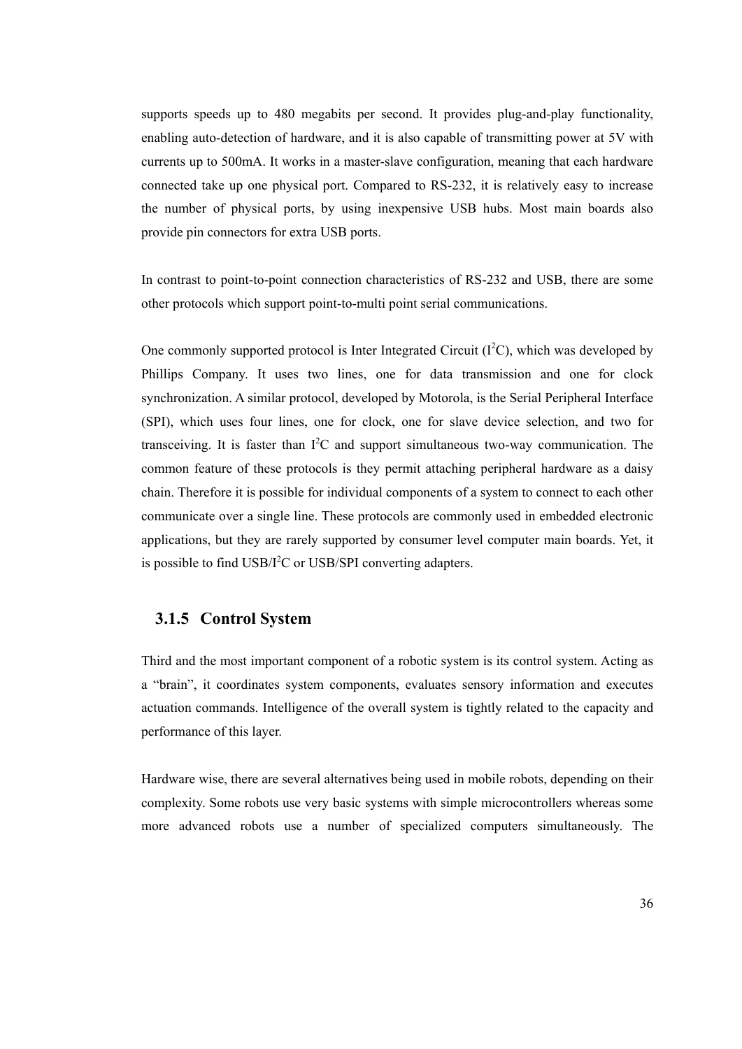supports speeds up to 480 megabits per second. It provides plug-and-play functionality, enabling auto-detection of hardware, and it is also capable of transmitting power at 5V with currents up to 500mA. It works in a master-slave configuration, meaning that each hardware connected take up one physical port. Compared to RS-232, it is relatively easy to increase the number of physical ports, by using inexpensive USB hubs. Most main boards also provide pin connectors for extra USB ports.

In contrast to point-to-point connection characteristics of RS-232 and USB, there are some other protocols which support point-to-multi point serial communications.

One commonly supported protocol is Inter Integrated Circuit ($I^2C$), which was developed by Phillips Company. It uses two lines, one for data transmission and one for clock synchronization. A similar protocol, developed by Motorola, is the Serial Peripheral Interface (SPI), which uses four lines, one for clock, one for slave device selection, and two for transceiving. It is faster than $I^2C$ and support simultaneous two-way communication. The common feature of these protocols is they permit attaching peripheral hardware as a daisy chain. Therefore it is possible for individual components of a system to connect to each other communicate over a single line. These protocols are commonly used in embedded electronic applications, but they are rarely supported by consumer level computer main boards. Yet, it is possible to find USB/$I^2C$ or USB/SPI converting adapters.

### 3.1.5 Control System

Third and the most important component of a robotic system is its control system. Acting as a "brain", it coordinates system components, evaluates sensory information and executes actuation commands. Intelligence of the overall system is tightly related to the capacity and performance of this layer.

Hardware wise, there are several alternatives being used in mobile robots, depending on their complexity. Some robots use very basic systems with simple microcontrollers whereas some more advanced robots use a number of specialized computers simultaneously. The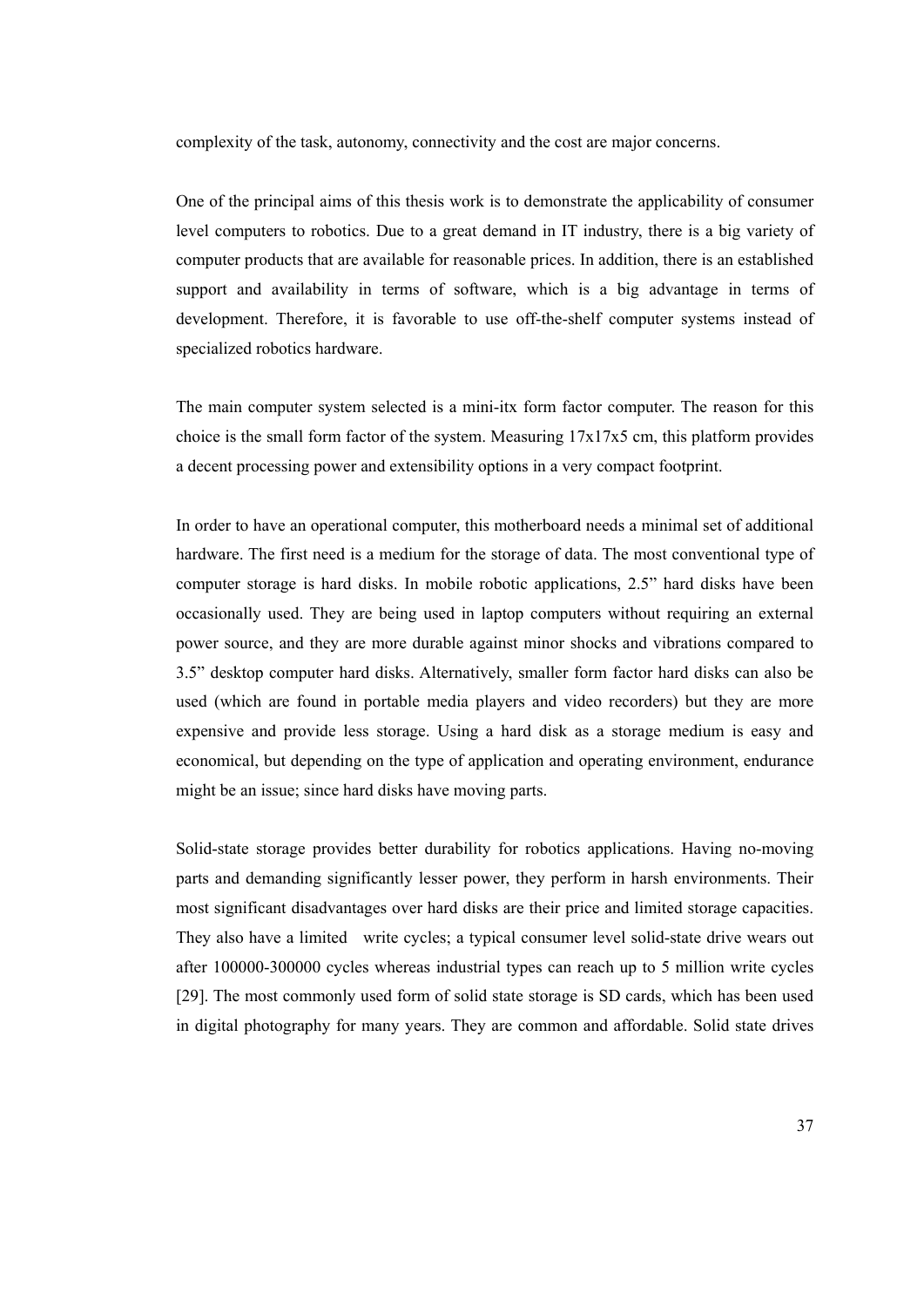complexity of the task, autonomy, connectivity and the cost are major concerns.

One of the principal aims of this thesis work is to demonstrate the applicability of consumer level computers to robotics. Due to a great demand in IT industry, there is a big variety of computer products that are available for reasonable prices. In addition, there is an established support and availability in terms of software, which is a big advantage in terms of development. Therefore, it is favorable to use off-the-shelf computer systems instead of specialized robotics hardware.

The main computer system selected is a mini-itx form factor computer. The reason for this choice is the small form factor of the system. Measuring 17x17x5 cm, this platform provides a decent processing power and extensibility options in a very compact footprint.

In order to have an operational computer, this motherboard needs a minimal set of additional hardware. The first need is a medium for the storage of data. The most conventional type of computer storage is hard disks. In mobile robotic applications, 2.5" hard disks have been occasionally used. They are being used in laptop computers without requiring an external power source, and they are more durable against minor shocks and vibrations compared to 3.5" desktop computer hard disks. Alternatively, smaller form factor hard disks can also be used (which are found in portable media players and video recorders) but they are more expensive and provide less storage. Using a hard disk as a storage medium is easy and economical, but depending on the type of application and operating environment, endurance might be an issue; since hard disks have moving parts.

Solid-state storage provides better durability for robotics applications. Having no-moving parts and demanding significantly lesser power, they perform in harsh environments. Their most significant disadvantages over hard disks are their price and limited storage capacities. They also have a limited write cycles; a typical consumer level solid-state drive wears out after 100000-300000 cycles whereas industrial types can reach up to 5 million write cycles [29]. The most commonly used form of solid state storage is SD cards, which has been used in digital photography for many years. They are common and affordable. Solid state drives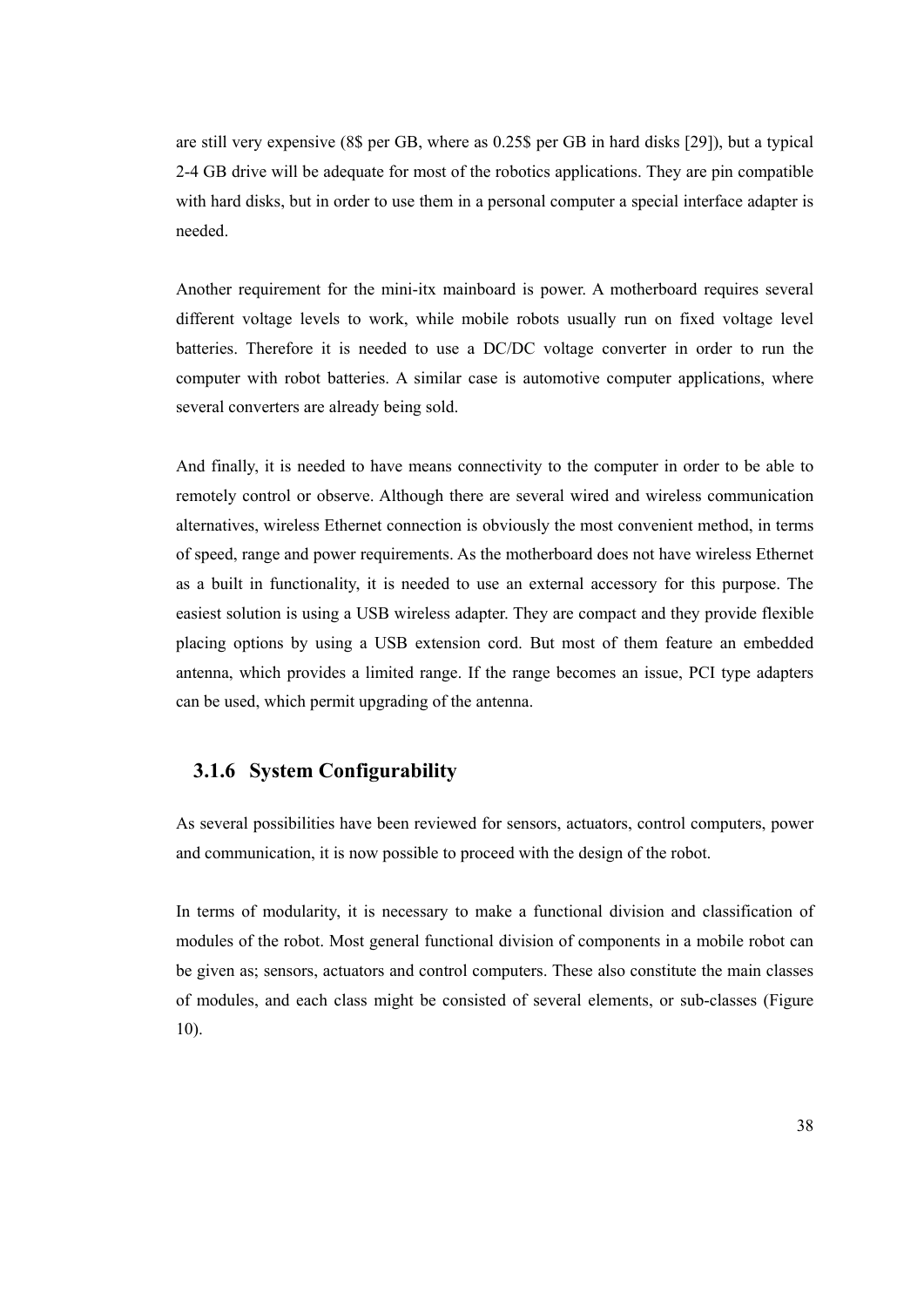are still very expensive (8$ per GB, where as 0.25$ per GB in hard disks [29]), but a typical 2-4 GB drive will be adequate for most of the robotics applications. They are pin compatible with hard disks, but in order to use them in a personal computer a special interface adapter is needed.

Another requirement for the mini-itx mainboard is power. A motherboard requires several different voltage levels to work, while mobile robots usually run on fixed voltage level batteries. Therefore it is needed to use a DC/DC voltage converter in order to run the computer with robot batteries. A similar case is automotive computer applications, where several converters are already being sold.

And finally, it is needed to have means connectivity to the computer in order to be able to remotely control or observe. Although there are several wired and wireless communication alternatives, wireless Ethernet connection is obviously the most convenient method, in terms of speed, range and power requirements. As the motherboard does not have wireless Ethernet as a built in functionality, it is needed to use an external accessory for this purpose. The easiest solution is using a USB wireless adapter. They are compact and they provide flexible placing options by using a USB extension cord. But most of them feature an embedded antenna, which provides a limited range. If the range becomes an issue, PCI type adapters can be used, which permit upgrading of the antenna.

### 3.1.6 System Configurability

As several possibilities have been reviewed for sensors, actuators, control computers, power and communication, it is now possible to proceed with the design of the robot.

In terms of modularity, it is necessary to make a functional division and classification of modules of the robot. Most general functional division of components in a mobile robot can be given as; sensors, actuators and control computers. These also constitute the main classes of modules, and each class might be consisted of several elements, or sub-classes (Figure 10).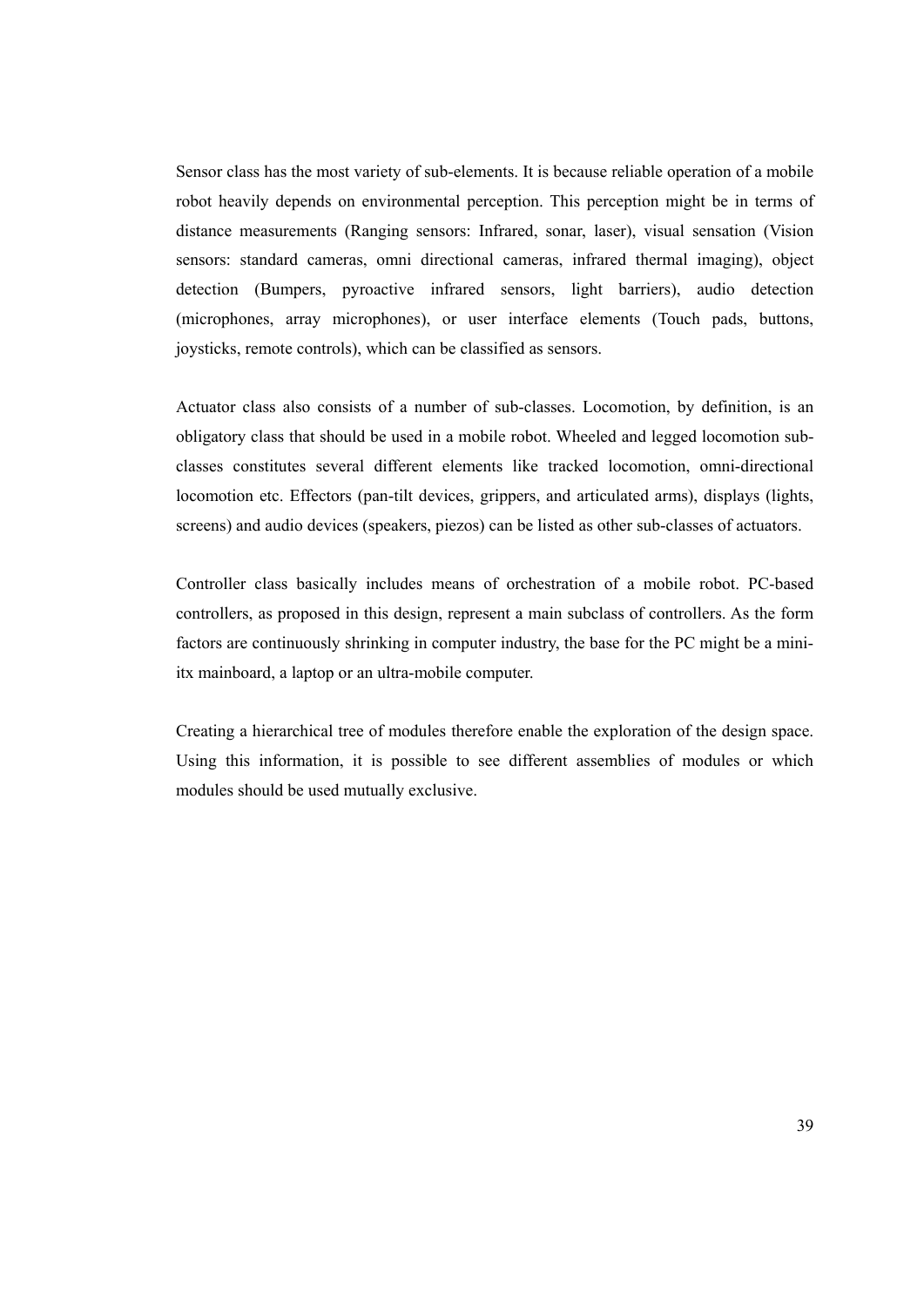Sensor class has the most variety of sub-elements. It is because reliable operation of a mobile robot heavily depends on environmental perception. This perception might be in terms of distance measurements (Ranging sensors: Infrared, sonar, laser), visual sensation (Vision sensors: standard cameras, omni directional cameras, infrared thermal imaging), object detection (Bumpers, pyroactive infrared sensors, light barriers), audio detection (microphones, array microphones), or user interface elements (Touch pads, buttons, joysticks, remote controls), which can be classified as sensors.

Actuator class also consists of a number of sub-classes. Locomotion, by definition, is an obligatory class that should be used in a mobile robot. Wheeled and legged locomotion sub-classes constitutes several different elements like tracked locomotion, omni-directional locomotion etc. Effectors (pan-tilt devices, grippers, and articulated arms), displays (lights, screens) and audio devices (speakers, piezos) can be listed as other sub-classes of actuators.

Controller class basically includes means of orchestration of a mobile robot. PC-based controllers, as proposed in this design, represent a main subclass of controllers. As the form factors are continuously shrinking in computer industry, the base for the PC might be a mini-itx mainboard, a laptop or an ultra-mobile computer.

Creating a hierarchical tree of modules therefore enable the exploration of the design space. Using this information, it is possible to see different assemblies of modules or which modules should be used mutually exclusive.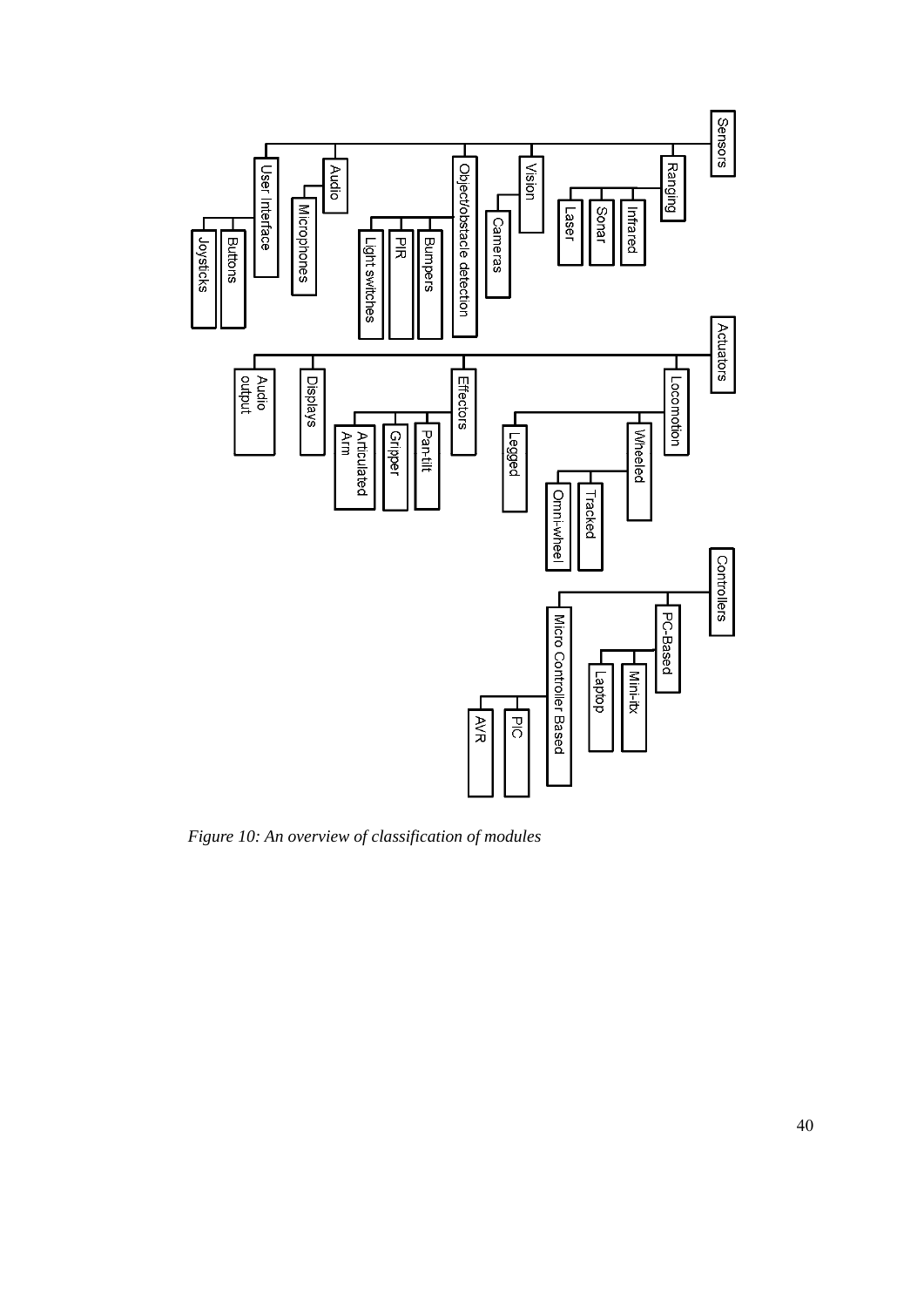*Figure 10: An overview of classification of modules*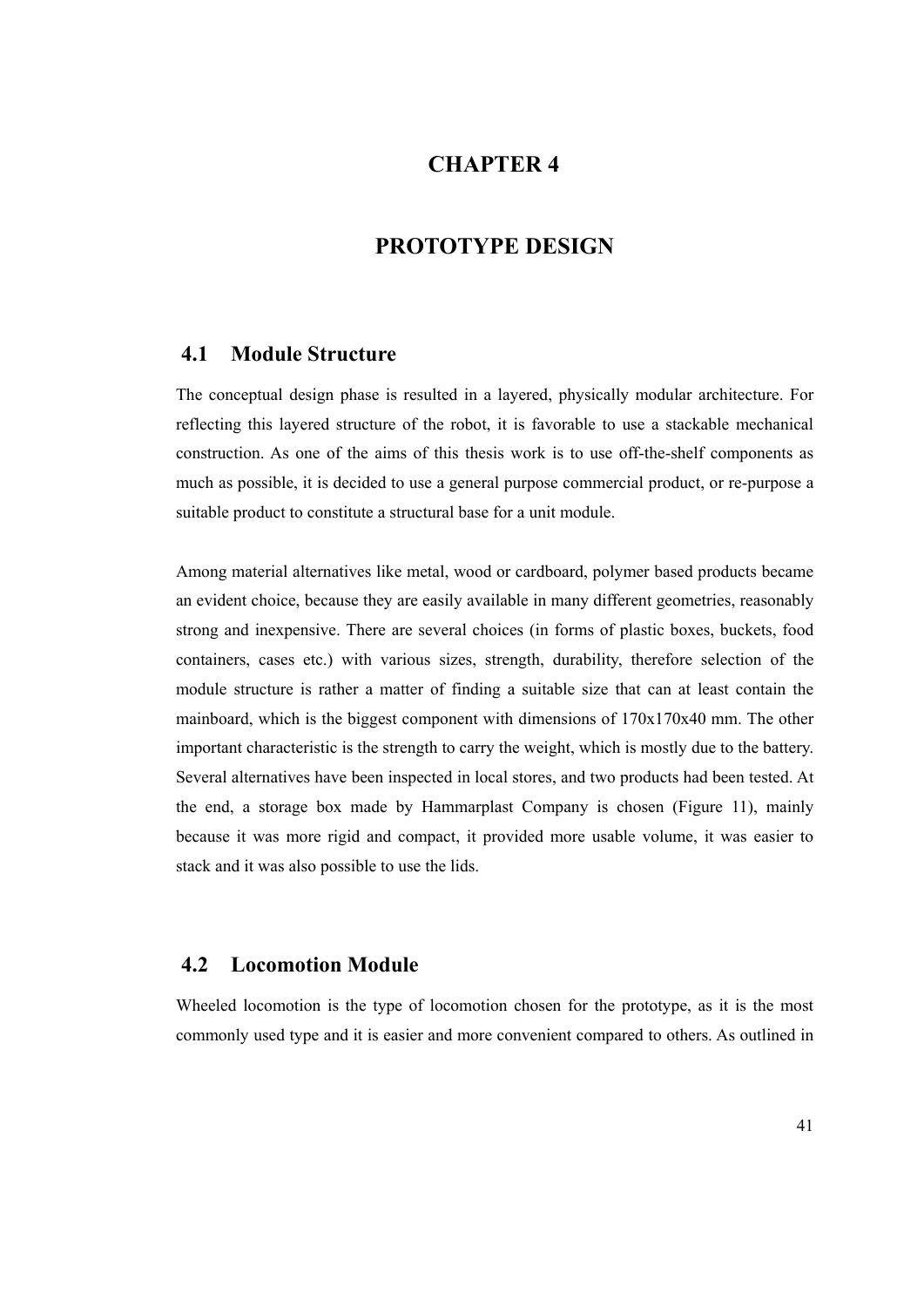# CHAPTER 4

# PROTOTYPE DESIGN

## 4.1 Module Structure

The conceptual design phase is resulted in a layered, physically modular architecture. For reflecting this layered structure of the robot, it is favorable to use a stackable mechanical construction. As one of the aims of this thesis work is to use off-the-shelf components as much as possible, it is decided to use a general purpose commercial product, or re-purpose a suitable product to constitute a structural base for a unit module.

Among material alternatives like metal, wood or cardboard, polymer based products became an evident choice, because they are easily available in many different geometries, reasonably strong and inexpensive. There are several choices (in forms of plastic boxes, buckets, food containers, cases etc.) with various sizes, strength, durability, therefore selection of the module structure is rather a matter of finding a suitable size that can at least contain the mainboard, which is the biggest component with dimensions of 170x170x40 mm. The other important characteristic is the strength to carry the weight, which is mostly due to the battery. Several alternatives have been inspected in local stores, and two products had been tested. At the end, a storage box made by Hammarplast Company is chosen (Figure 11), mainly because it was more rigid and compact, it provided more usable volume, it was easier to stack and it was also possible to use the lids.

## 4.2 Locomotion Module

Wheeled locomotion is the type of locomotion chosen for the prototype, as it is the most commonly used type and it is easier and more convenient compared to others. As outlined in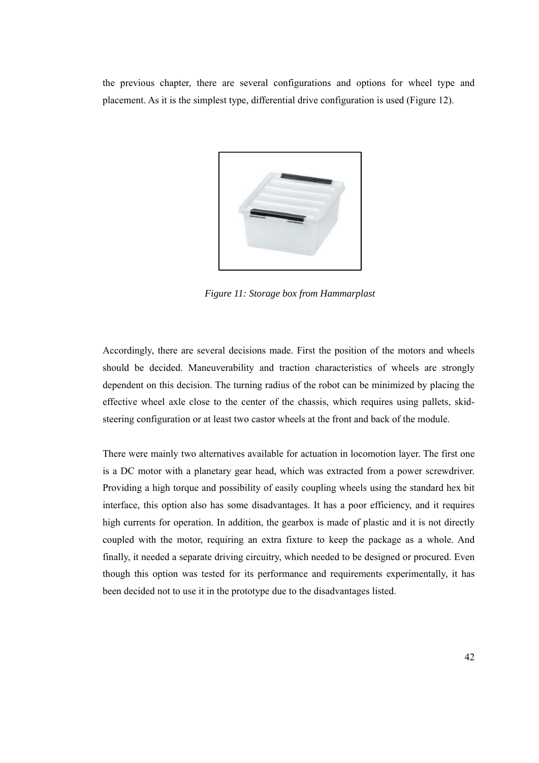the previous chapter, there are several configurations and options for wheel type and placement. As it is the simplest type, differential drive configuration is used (Figure 12).

*Figure 11: Storage box from Hammarplast*

Accordingly, there are several decisions made. First the position of the motors and wheels should be decided. Maneuverability and traction characteristics of wheels are strongly dependent on this decision. The turning radius of the robot can be minimized by placing the effective wheel axle close to the center of the chassis, which requires using pallets, skid-steering configuration or at least two castor wheels at the front and back of the module.

There were mainly two alternatives available for actuation in locomotion layer. The first one is a DC motor with a planetary gear head, which was extracted from a power screwdriver. Providing a high torque and possibility of easily coupling wheels using the standard hex bit interface, this option also has some disadvantages. It has a poor efficiency, and it requires high currents for operation. In addition, the gearbox is made of plastic and it is not directly coupled with the motor, requiring an extra fixture to keep the package as a whole. And finally, it needed a separate driving circuitry, which needed to be designed or procured. Even though this option was tested for its performance and requirements experimentally, it has been decided not to use it in the prototype due to the disadvantages listed.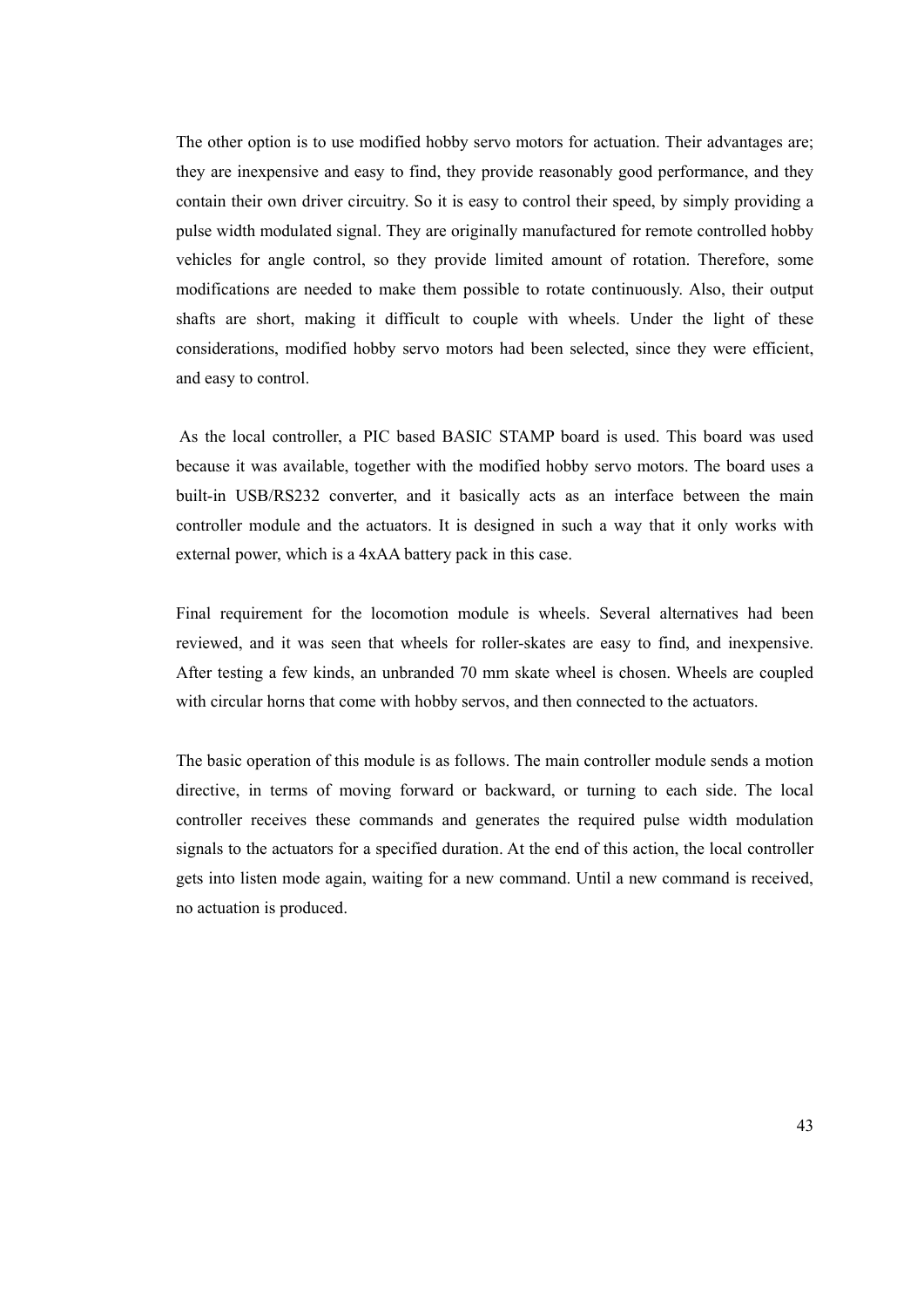The other option is to use modified hobby servo motors for actuation. Their advantages are; they are inexpensive and easy to find, they provide reasonably good performance, and they contain their own driver circuitry. So it is easy to control their speed, by simply providing a pulse width modulated signal. They are originally manufactured for remote controlled hobby vehicles for angle control, so they provide limited amount of rotation. Therefore, some modifications are needed to make them possible to rotate continuously. Also, their output shafts are short, making it difficult to couple with wheels. Under the light of these considerations, modified hobby servo motors had been selected, since they were efficient, and easy to control.

As the local controller, a PIC based BASIC STAMP board is used. This board was used because it was available, together with the modified hobby servo motors. The board uses a built-in USB/RS232 converter, and it basically acts as an interface between the main controller module and the actuators. It is designed in such a way that it only works with external power, which is a 4xAA battery pack in this case.

Final requirement for the locomotion module is wheels. Several alternatives had been reviewed, and it was seen that wheels for roller-skates are easy to find, and inexpensive. After testing a few kinds, an unbranded 70 mm skate wheel is chosen. Wheels are coupled with circular horns that come with hobby servos, and then connected to the actuators.

The basic operation of this module is as follows. The main controller module sends a motion directive, in terms of moving forward or backward, or turning to each side. The local controller receives these commands and generates the required pulse width modulation signals to the actuators for a specified duration. At the end of this action, the local controller gets into listen mode again, waiting for a new command. Until a new command is received, no actuation is produced.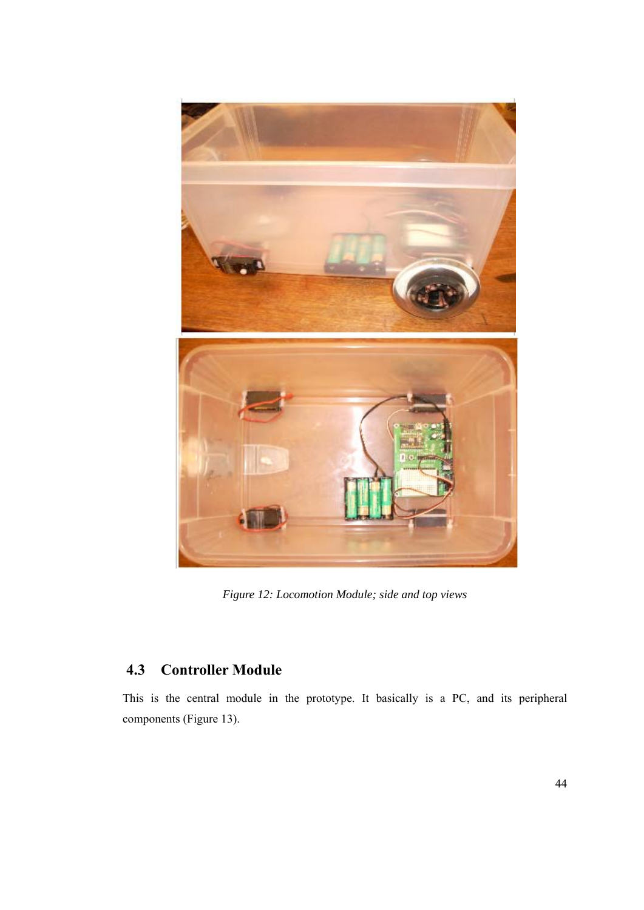*Figure 12: Locomotion Module; side and top views*

## 4.3 Controller Module

This is the central module in the prototype. It basically is a PC, and its peripheral components (Figure 13).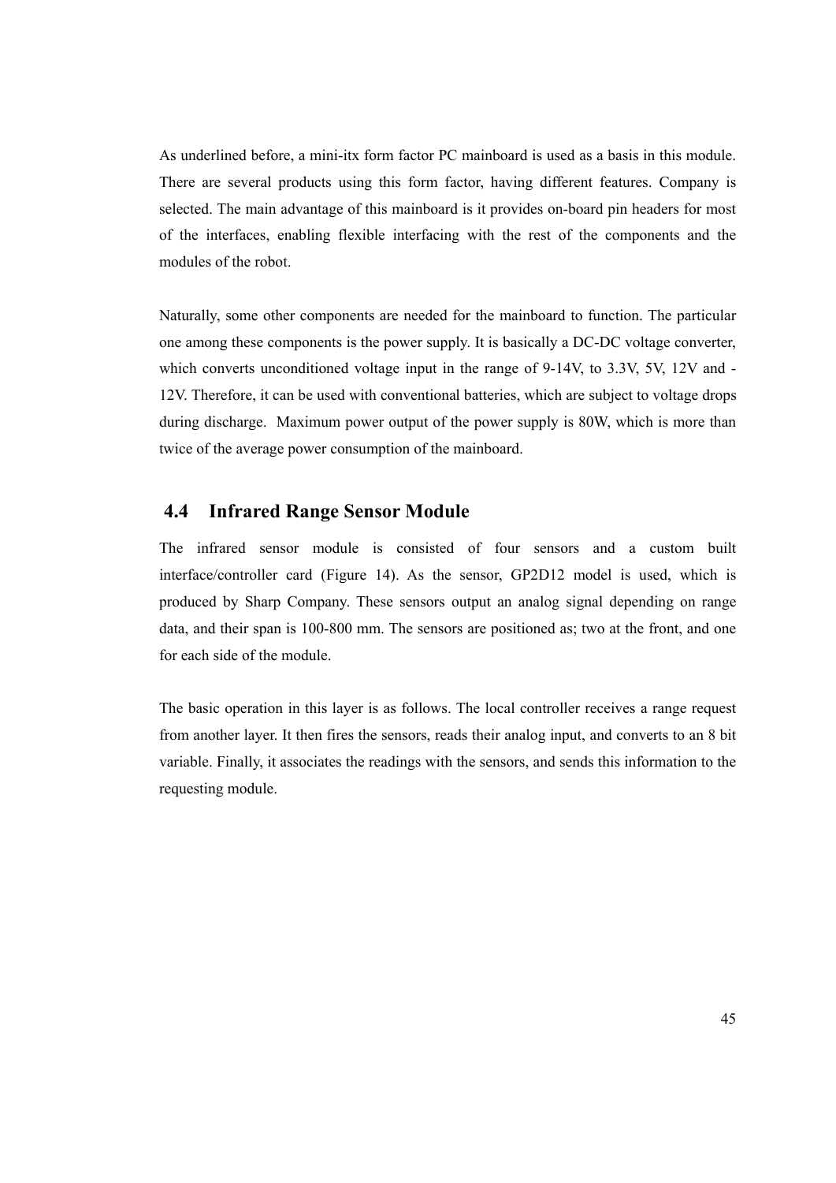As underlined before, a mini-itx form factor PC mainboard is used as a basis in this module. There are several products using this form factor, having different features. Company is selected. The main advantage of this mainboard is it provides on-board pin headers for most of the interfaces, enabling flexible interfacing with the rest of the components and the modules of the robot.

Naturally, some other components are needed for the mainboard to function. The particular one among these components is the power supply. It is basically a DC-DC voltage converter, which converts unconditioned voltage input in the range of 9-14V, to 3.3V, 5V, 12V and -12V. Therefore, it can be used with conventional batteries, which are subject to voltage drops during discharge. Maximum power output of the power supply is 80W, which is more than twice of the average power consumption of the mainboard.

## 4.4 Infrared Range Sensor Module

The infrared sensor module is consisted of four sensors and a custom built interface/controller card (Figure 14). As the sensor, GP2D12 model is used, which is produced by Sharp Company. These sensors output an analog signal depending on range data, and their span is 100-800 mm. The sensors are positioned as; two at the front, and one for each side of the module.

The basic operation in this layer is as follows. The local controller receives a range request from another layer. It then fires the sensors, reads their analog input, and converts to an 8 bit variable. Finally, it associates the readings with the sensors, and sends this information to the requesting module.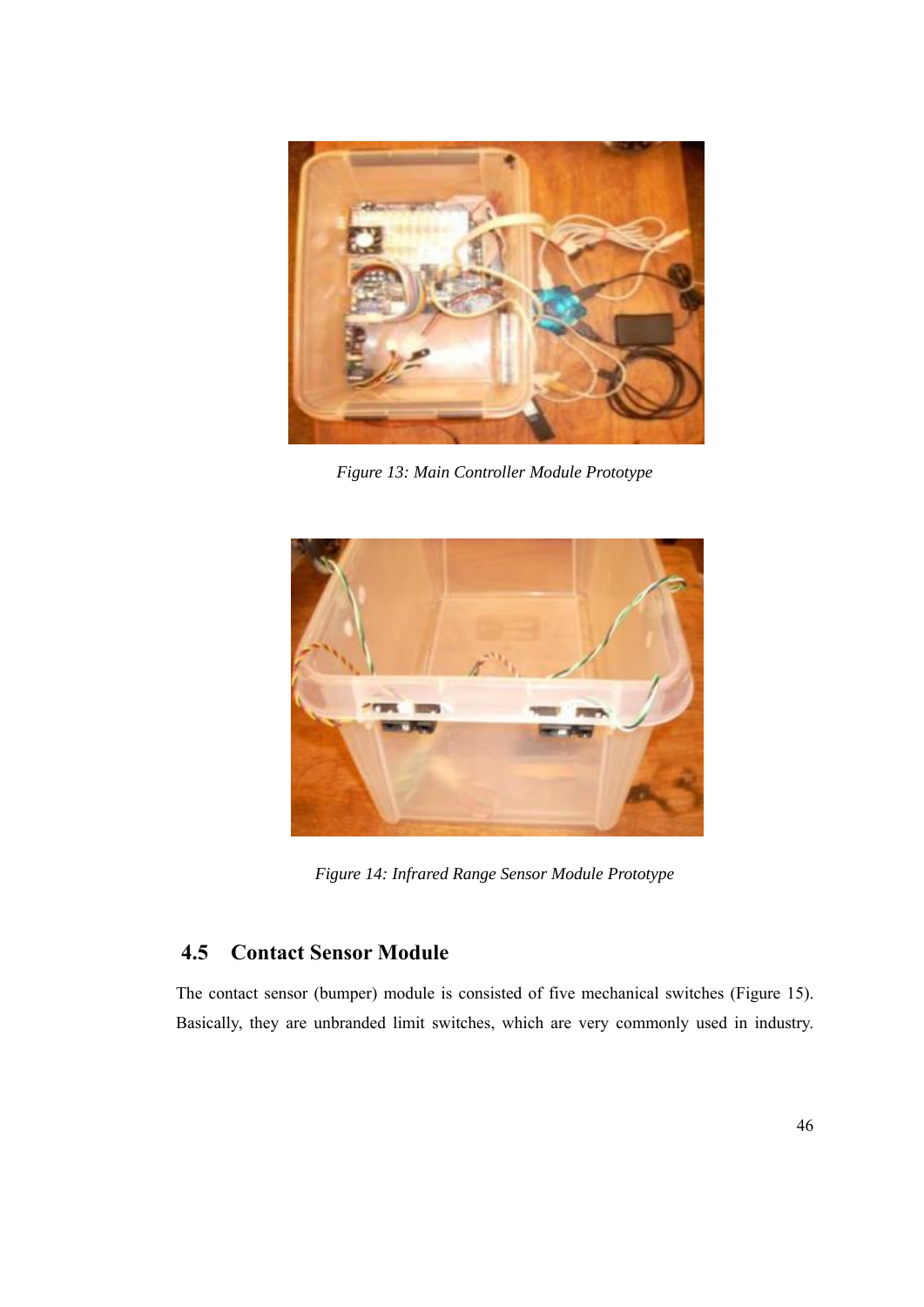*Figure 13: Main Controller Module Prototype*

*Figure 14: Infrared Range Sensor Module Prototype*

## 4.5 Contact Sensor Module

The contact sensor (bumper) module is consisted of five mechanical switches (Figure 15). Basically, they are unbranded limit switches, which are very commonly used in industry.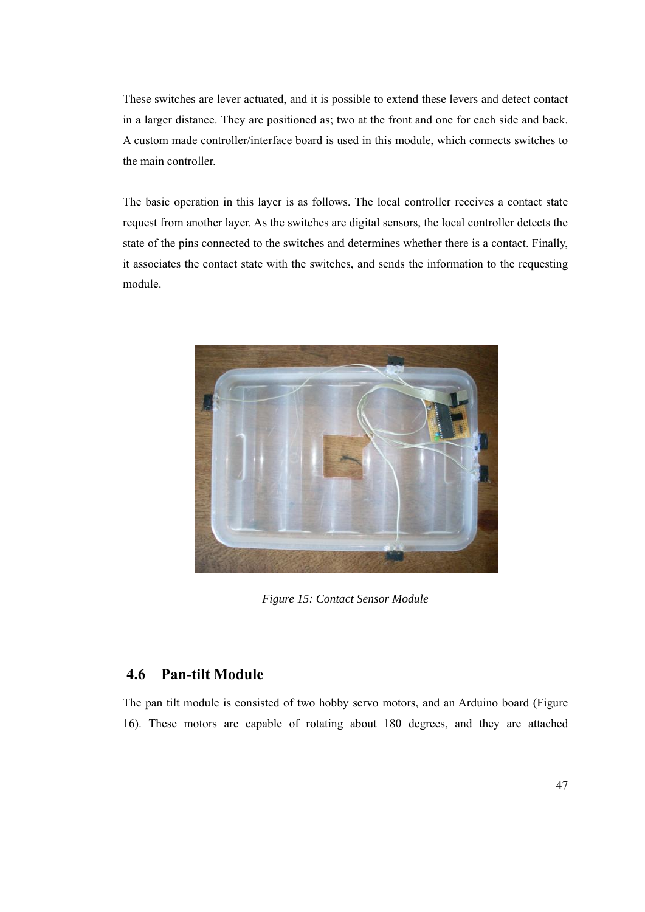These switches are lever actuated, and it is possible to extend these levers and detect contact in a larger distance. They are positioned as; two at the front and one for each side and back. A custom made controller/interface board is used in this module, which connects switches to the main controller.

The basic operation in this layer is as follows. The local controller receives a contact state request from another layer. As the switches are digital sensors, the local controller detects the state of the pins connected to the switches and determines whether there is a contact. Finally, it associates the contact state with the switches, and sends the information to the requesting module.

*Figure 15: Contact Sensor Module*

## 4.6 Pan-tilt Module

The pan tilt module is consisted of two hobby servo motors, and an Arduino board (Figure 16). These motors are capable of rotating about 180 degrees, and they are attached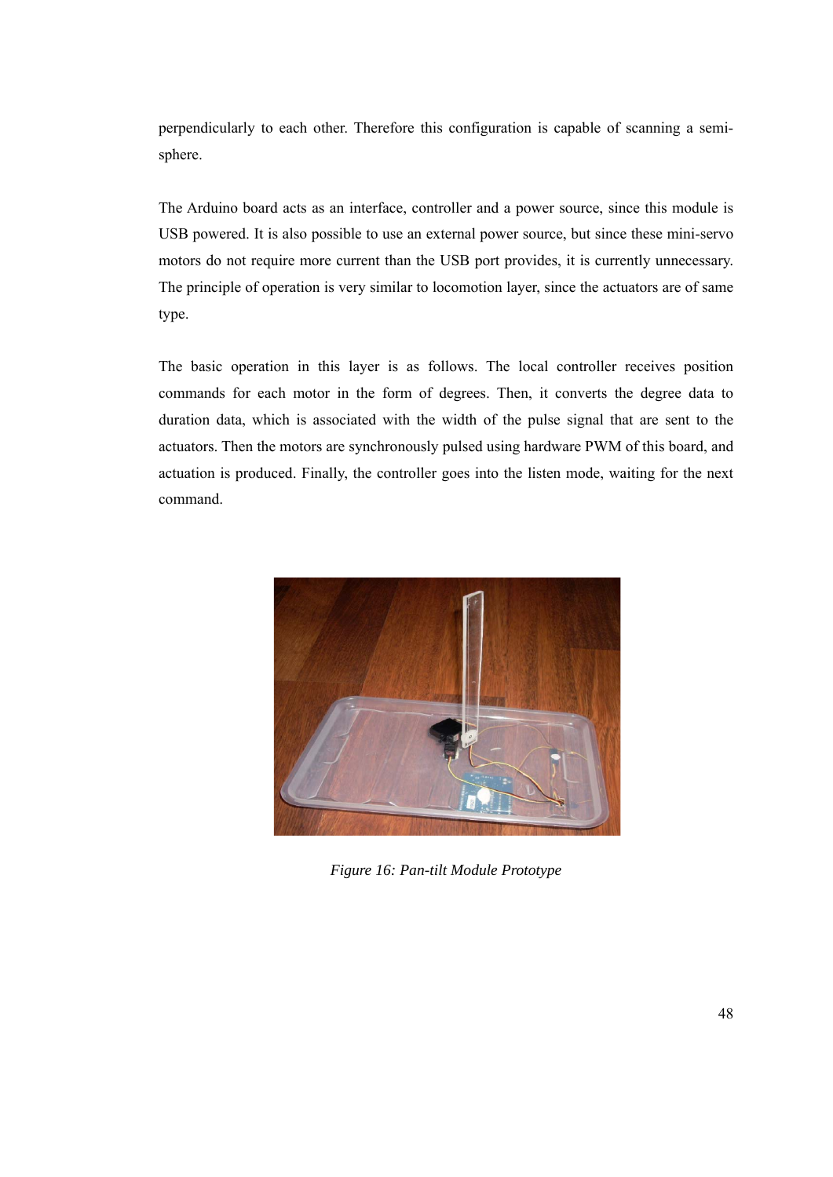perpendicularly to each other. Therefore this configuration is capable of scanning a semi-sphere.

The Arduino board acts as an interface, controller and a power source, since this module is USB powered. It is also possible to use an external power source, but since these mini-servo motors do not require more current than the USB port provides, it is currently unnecessary. The principle of operation is very similar to locomotion layer, since the actuators are of same type.

The basic operation in this layer is as follows. The local controller receives position commands for each motor in the form of degrees. Then, it converts the degree data to duration data, which is associated with the width of the pulse signal that are sent to the actuators. Then the motors are synchronously pulsed using hardware PWM of this board, and actuation is produced. Finally, the controller goes into the listen mode, waiting for the next command.

*Figure 16: Pan-tilt Module Prototype*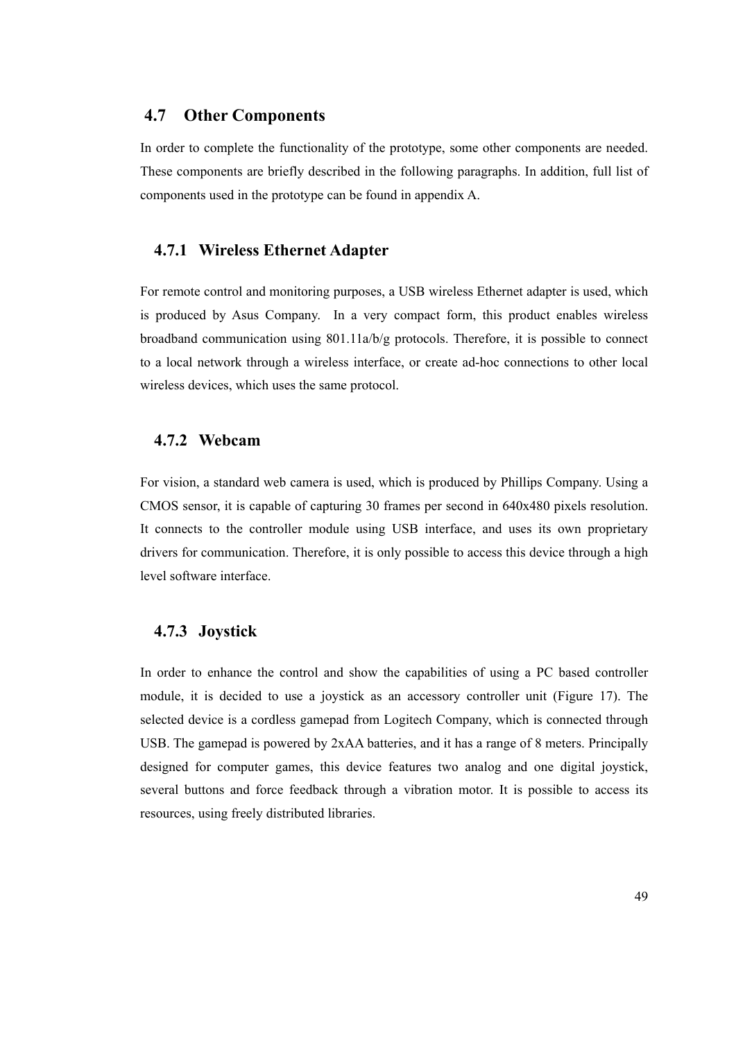## 4.7 Other Components

In order to complete the functionality of the prototype, some other components are needed. These components are briefly described in the following paragraphs. In addition, full list of components used in the prototype can be found in appendix A.

### 4.7.1 Wireless Ethernet Adapter

For remote control and monitoring purposes, a USB wireless Ethernet adapter is used, which is produced by Asus Company. In a very compact form, this product enables wireless broadband communication using 801.11a/b/g protocols. Therefore, it is possible to connect to a local network through a wireless interface, or create ad-hoc connections to other local wireless devices, which uses the same protocol.

### 4.7.2 Webcam

For vision, a standard web camera is used, which is produced by Phillips Company. Using a CMOS sensor, it is capable of capturing 30 frames per second in 640x480 pixels resolution. It connects to the controller module using USB interface, and uses its own proprietary drivers for communication. Therefore, it is only possible to access this device through a high level software interface.

### 4.7.3 Joystick

In order to enhance the control and show the capabilities of using a PC based controller module, it is decided to use a joystick as an accessory controller unit (Figure 17). The selected device is a cordless gamepad from Logitech Company, which is connected through USB. The gamepad is powered by 2xAA batteries, and it has a range of 8 meters. Principally designed for computer games, this device features two analog and one digital joystick, several buttons and force feedback through a vibration motor. It is possible to access its resources, using freely distributed libraries.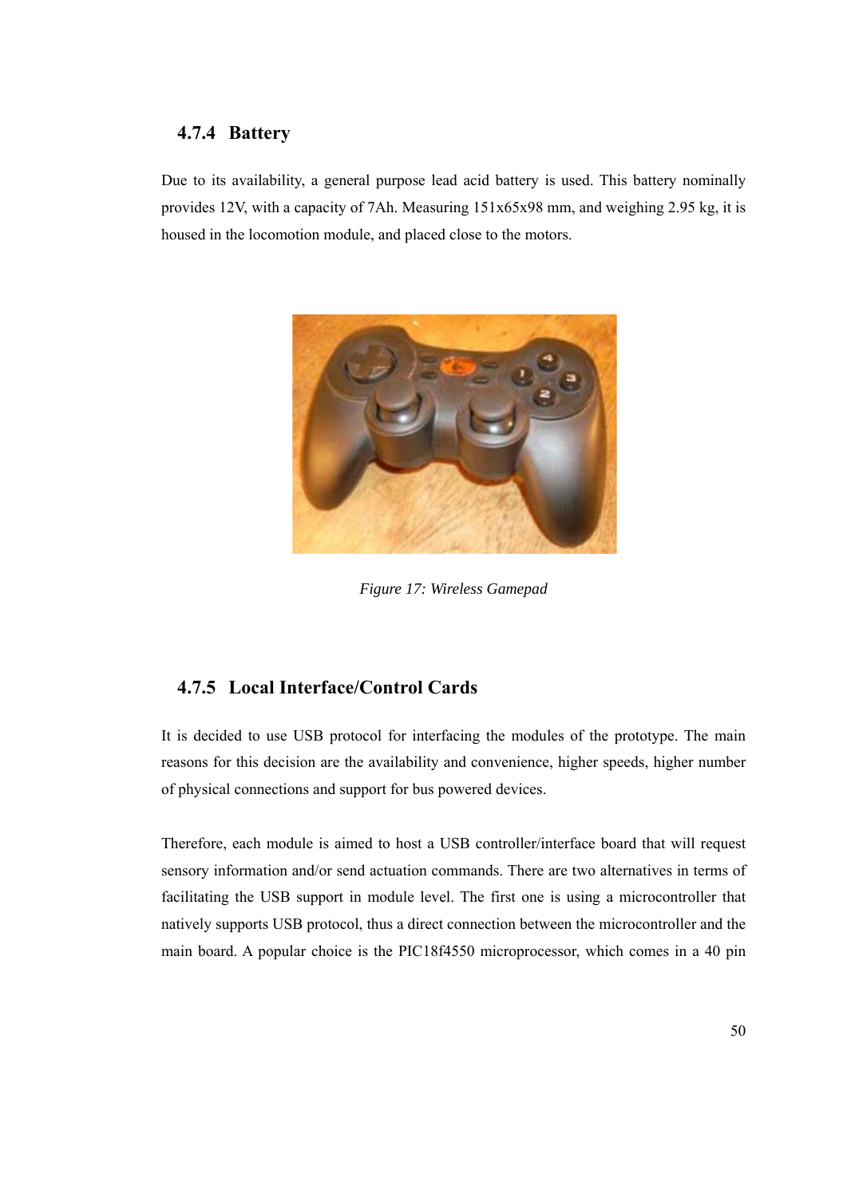### 4.7.4 Battery

Due to its availability, a general purpose lead acid battery is used. This battery nominally provides 12V, with a capacity of 7Ah. Measuring 151x65x98 mm, and weighing 2.95 kg, it is housed in the locomotion module, and placed close to the motors.

*Figure 17: Wireless Gamepad*

### 4.7.5 Local Interface/Control Cards

It is decided to use USB protocol for interfacing the modules of the prototype. The main reasons for this decision are the availability and convenience, higher speeds, higher number of physical connections and support for bus powered devices.

Therefore, each module is aimed to host a USB controller/interface board that will request sensory information and/or send actuation commands. There are two alternatives in terms of facilitating the USB support in module level. The first one is using a microcontroller that natively supports USB protocol, thus a direct connection between the microcontroller and the main board. A popular choice is the PIC18f4550 microprocessor, which comes in a 40 pin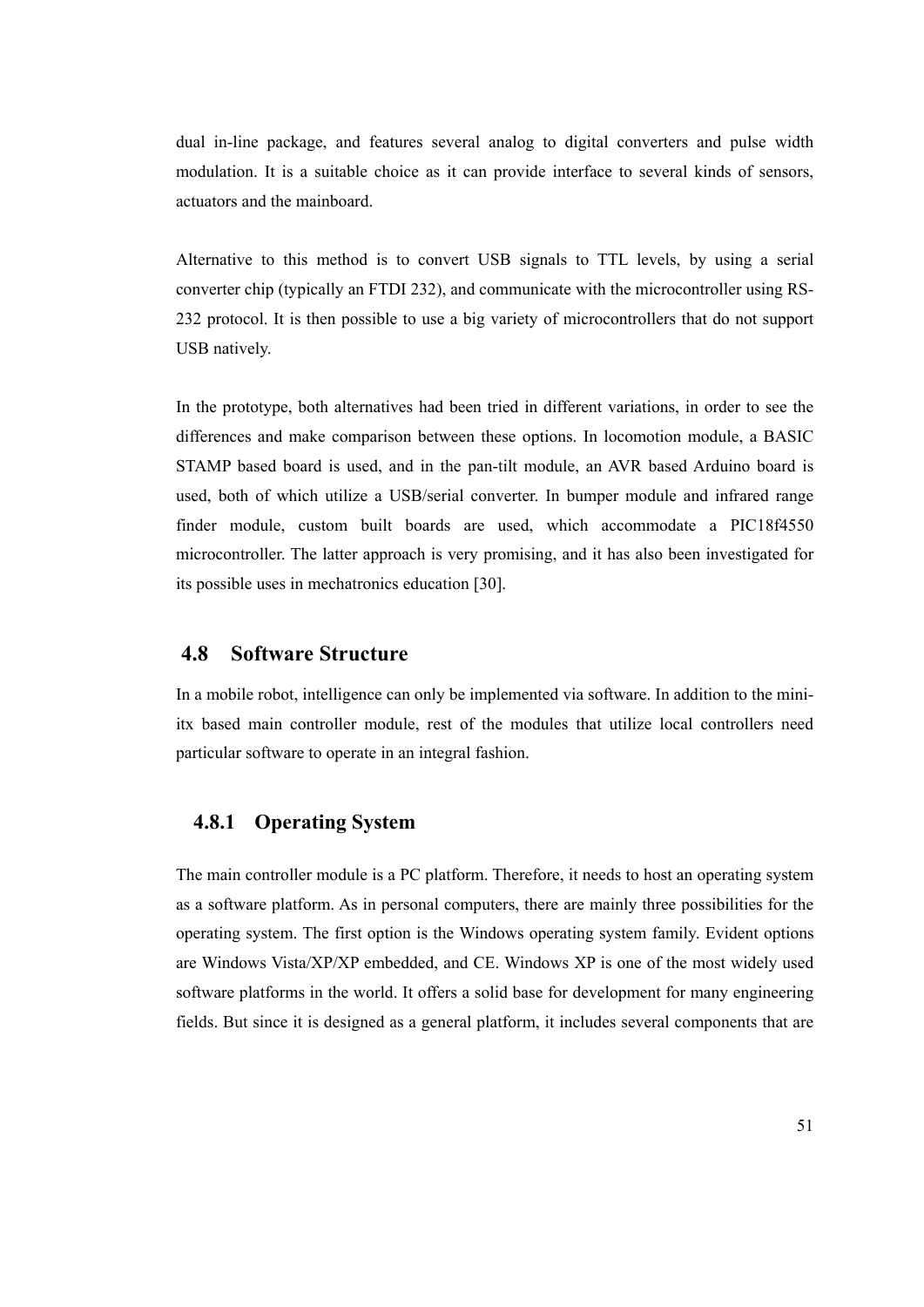dual in-line package, and features several analog to digital converters and pulse width modulation. It is a suitable choice as it can provide interface to several kinds of sensors, actuators and the mainboard.

Alternative to this method is to convert USB signals to TTL levels, by using a serial converter chip (typically an FTDI 232), and communicate with the microcontroller using RS-232 protocol. It is then possible to use a big variety of microcontrollers that do not support USB natively.

In the prototype, both alternatives had been tried in different variations, in order to see the differences and make comparison between these options. In locomotion module, a BASIC STAMP based board is used, and in the pan-tilt module, an AVR based Arduino board is used, both of which utilize a USB/serial converter. In bumper module and infrared range finder module, custom built boards are used, which accommodate a PIC18f4550 microcontroller. The latter approach is very promising, and it has also been investigated for its possible uses in mechatronics education [30].

## 4.8 Software Structure

In a mobile robot, intelligence can only be implemented via software. In addition to the mini-itx based main controller module, rest of the modules that utilize local controllers need particular software to operate in an integral fashion.

### 4.8.1 Operating System

The main controller module is a PC platform. Therefore, it needs to host an operating system as a software platform. As in personal computers, there are mainly three possibilities for the operating system. The first option is the Windows operating system family. Evident options are Windows Vista/XP/XP embedded, and CE. Windows XP is one of the most widely used software platforms in the world. It offers a solid base for development for many engineering fields. But since it is designed as a general platform, it includes several components that are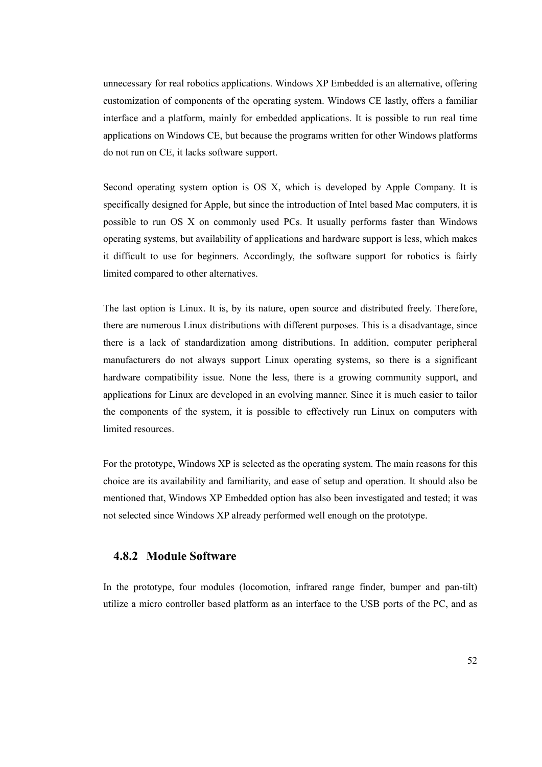unnecessary for real robotics applications. Windows XP Embedded is an alternative, offering customization of components of the operating system. Windows CE lastly, offers a familiar interface and a platform, mainly for embedded applications. It is possible to run real time applications on Windows CE, but because the programs written for other Windows platforms do not run on CE, it lacks software support.

Second operating system option is OS X, which is developed by Apple Company. It is specifically designed for Apple, but since the introduction of Intel based Mac computers, it is possible to run OS X on commonly used PCs. It usually performs faster than Windows operating systems, but availability of applications and hardware support is less, which makes it difficult to use for beginners. Accordingly, the software support for robotics is fairly limited compared to other alternatives.

The last option is Linux. It is, by its nature, open source and distributed freely. Therefore, there are numerous Linux distributions with different purposes. This is a disadvantage, since there is a lack of standardization among distributions. In addition, computer peripheral manufacturers do not always support Linux operating systems, so there is a significant hardware compatibility issue. None the less, there is a growing community support, and applications for Linux are developed in an evolving manner. Since it is much easier to tailor the components of the system, it is possible to effectively run Linux on computers with limited resources.

For the prototype, Windows XP is selected as the operating system. The main reasons for this choice are its availability and familiarity, and ease of setup and operation. It should also be mentioned that, Windows XP Embedded option has also been investigated and tested; it was not selected since Windows XP already performed well enough on the prototype.

### 4.8.2 Module Software

In the prototype, four modules (locomotion, infrared range finder, bumper and pan-tilt) utilize a micro controller based platform as an interface to the USB ports of the PC, and as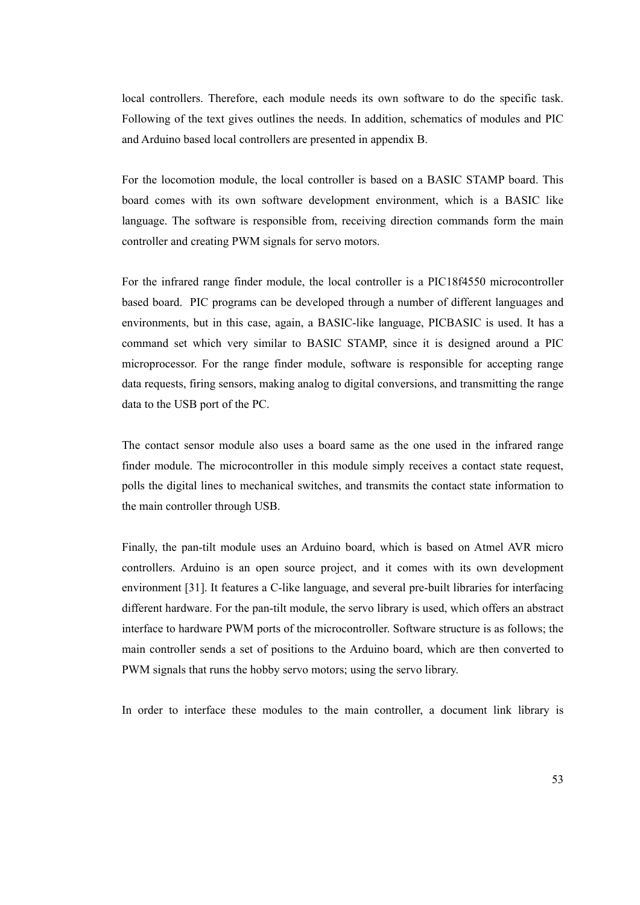local controllers. Therefore, each module needs its own software to do the specific task. Following of the text gives outlines the needs. In addition, schematics of modules and PIC and Arduino based local controllers are presented in appendix B.

For the locomotion module, the local controller is based on a BASIC STAMP board. This board comes with its own software development environment, which is a BASIC like language. The software is responsible from, receiving direction commands form the main controller and creating PWM signals for servo motors.

For the infrared range finder module, the local controller is a PIC18f4550 microcontroller based board. PIC programs can be developed through a number of different languages and environments, but in this case, again, a BASIC-like language, PICBASIC is used. It has a command set which very similar to BASIC STAMP, since it is designed around a PIC microprocessor. For the range finder module, software is responsible for accepting range data requests, firing sensors, making analog to digital conversions, and transmitting the range data to the USB port of the PC.

The contact sensor module also uses a board same as the one used in the infrared range finder module. The microcontroller in this module simply receives a contact state request, polls the digital lines to mechanical switches, and transmits the contact state information to the main controller through USB.

Finally, the pan-tilt module uses an Arduino board, which is based on Atmel AVR micro controllers. Arduino is an open source project, and it comes with its own development environment [31]. It features a C-like language, and several pre-built libraries for interfacing different hardware. For the pan-tilt module, the servo library is used, which offers an abstract interface to hardware PWM ports of the microcontroller. Software structure is as follows; the main controller sends a set of positions to the Arduino board, which are then converted to PWM signals that runs the hobby servo motors; using the servo library.

In order to interface these modules to the main controller, a document link library is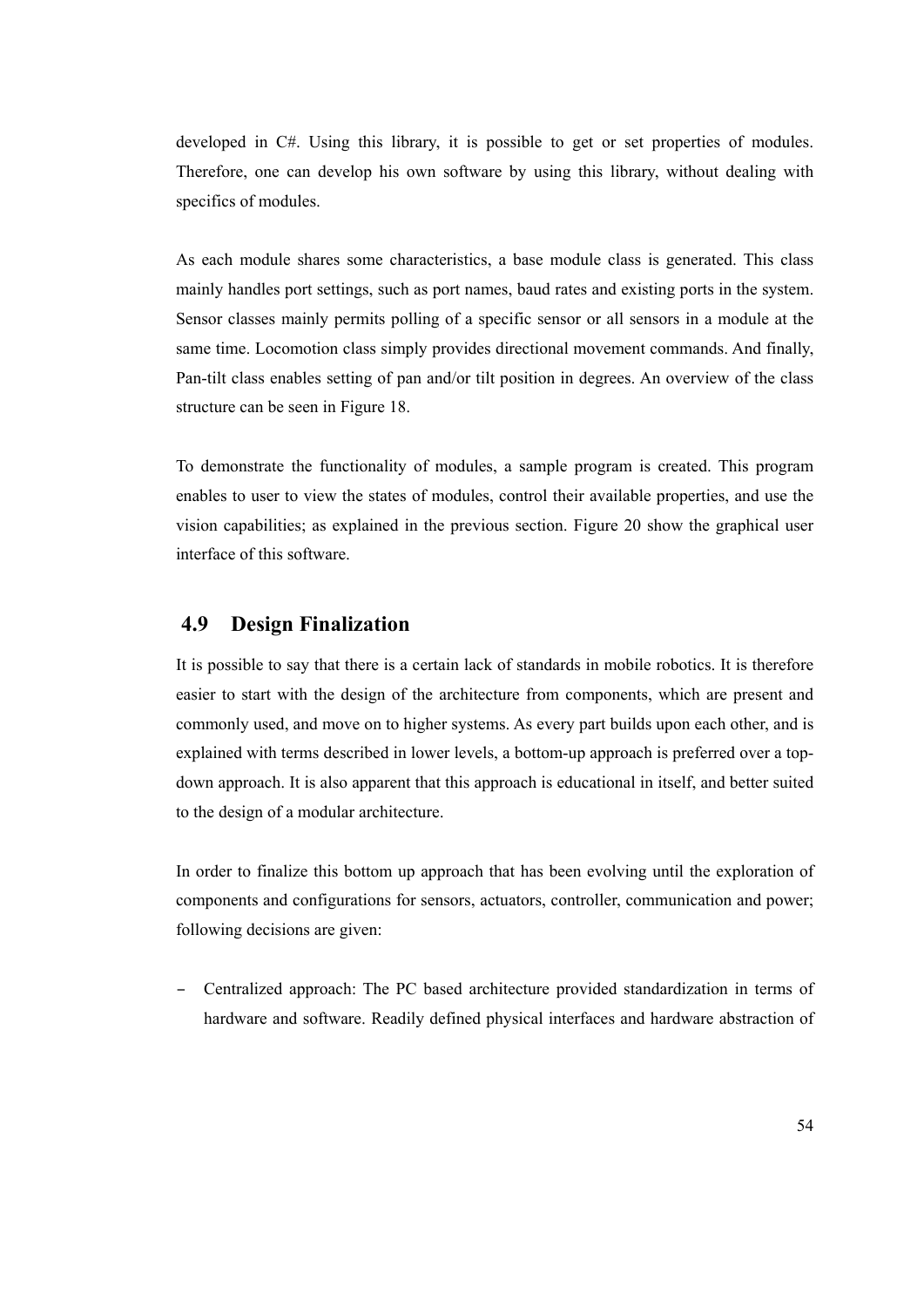developed in C#. Using this library, it is possible to get or set properties of modules. Therefore, one can develop his own software by using this library, without dealing with specifics of modules.

As each module shares some characteristics, a base module class is generated. This class mainly handles port settings, such as port names, baud rates and existing ports in the system. Sensor classes mainly permits polling of a specific sensor or all sensors in a module at the same time. Locomotion class simply provides directional movement commands. And finally, Pan-tilt class enables setting of pan and/or tilt position in degrees. An overview of the class structure can be seen in Figure 18.

To demonstrate the functionality of modules, a sample program is created. This program enables to user to view the states of modules, control their available properties, and use the vision capabilities; as explained in the previous section. Figure 20 show the graphical user interface of this software.

## 4.9 Design Finalization

It is possible to say that there is a certain lack of standards in mobile robotics. It is therefore easier to start with the design of the architecture from components, which are present and commonly used, and move on to higher systems. As every part builds upon each other, and is explained with terms described in lower levels, a bottom-up approach is preferred over a top-down approach. It is also apparent that this approach is educational in itself, and better suited to the design of a modular architecture.

In order to finalize this bottom up approach that has been evolving until the exploration of components and configurations for sensors, actuators, controller, communication and power; following decisions are given:

- Centralized approach: The PC based architecture provided standardization in terms of hardware and software. Readily defined physical interfaces and hardware abstraction of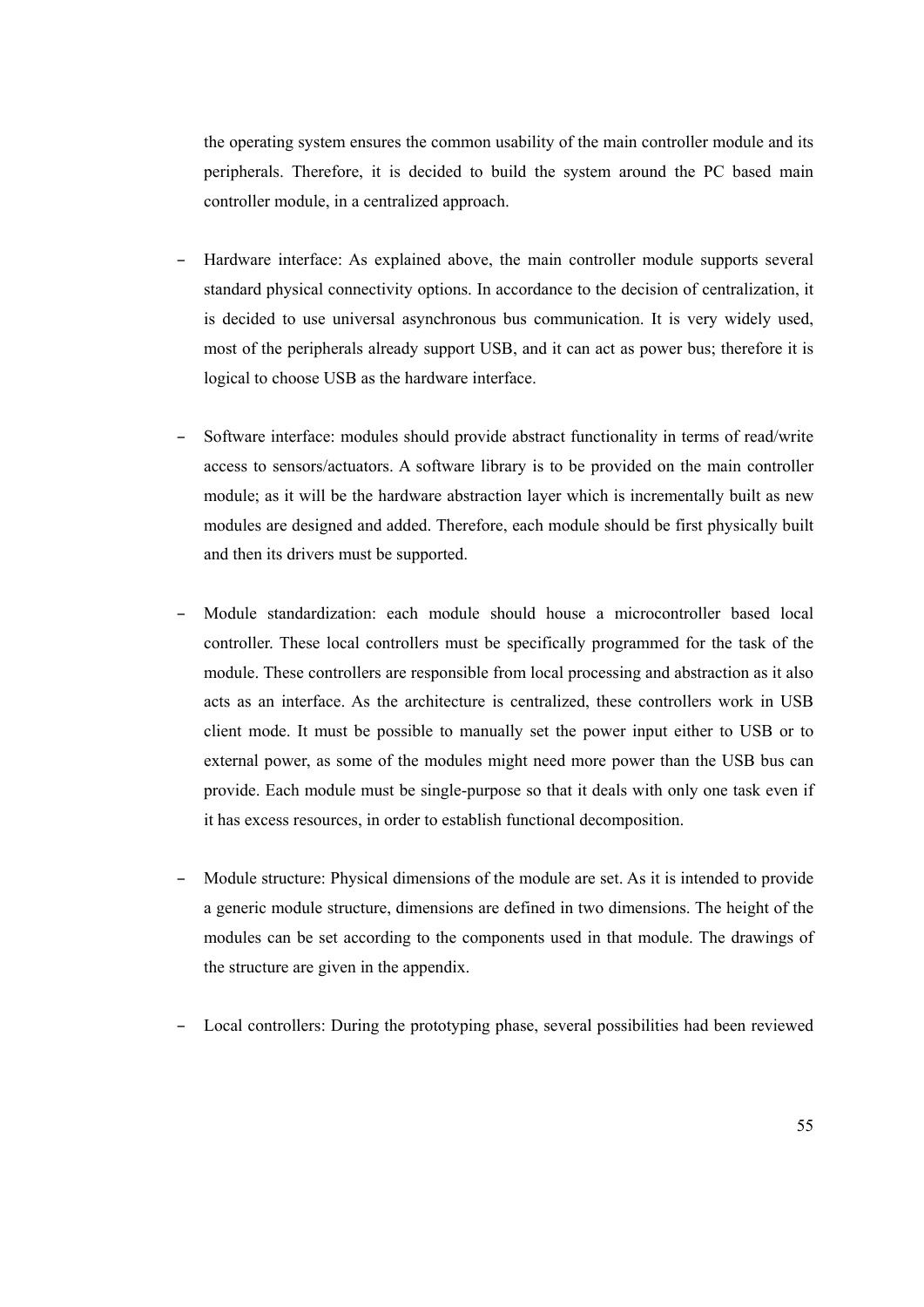the operating system ensures the common usability of the main controller module and its peripherals. Therefore, it is decided to build the system around the PC based main controller module, in a centralized approach.

- Hardware interface: As explained above, the main controller module supports several standard physical connectivity options. In accordance to the decision of centralization, it is decided to use universal asynchronous bus communication. It is very widely used, most of the peripherals already support USB, and it can act as power bus; therefore it is logical to choose USB as the hardware interface.

- Software interface: modules should provide abstract functionality in terms of read/write access to sensors/actuators. A software library is to be provided on the main controller module; as it will be the hardware abstraction layer which is incrementally built as new modules are designed and added. Therefore, each module should be first physically built and then its drivers must be supported.

- Module standardization: each module should house a microcontroller based local controller. These local controllers must be specifically programmed for the task of the module. These controllers are responsible from local processing and abstraction as it also acts as an interface. As the architecture is centralized, these controllers work in USB client mode. It must be possible to manually set the power input either to USB or to external power, as some of the modules might need more power than the USB bus can provide. Each module must be single-purpose so that it deals with only one task even if it has excess resources, in order to establish functional decomposition.

- Module structure: Physical dimensions of the module are set. As it is intended to provide a generic module structure, dimensions are defined in two dimensions. The height of the modules can be set according to the components used in that module. The drawings of the structure are given in the appendix.

- Local controllers: During the prototyping phase, several possibilities had been reviewed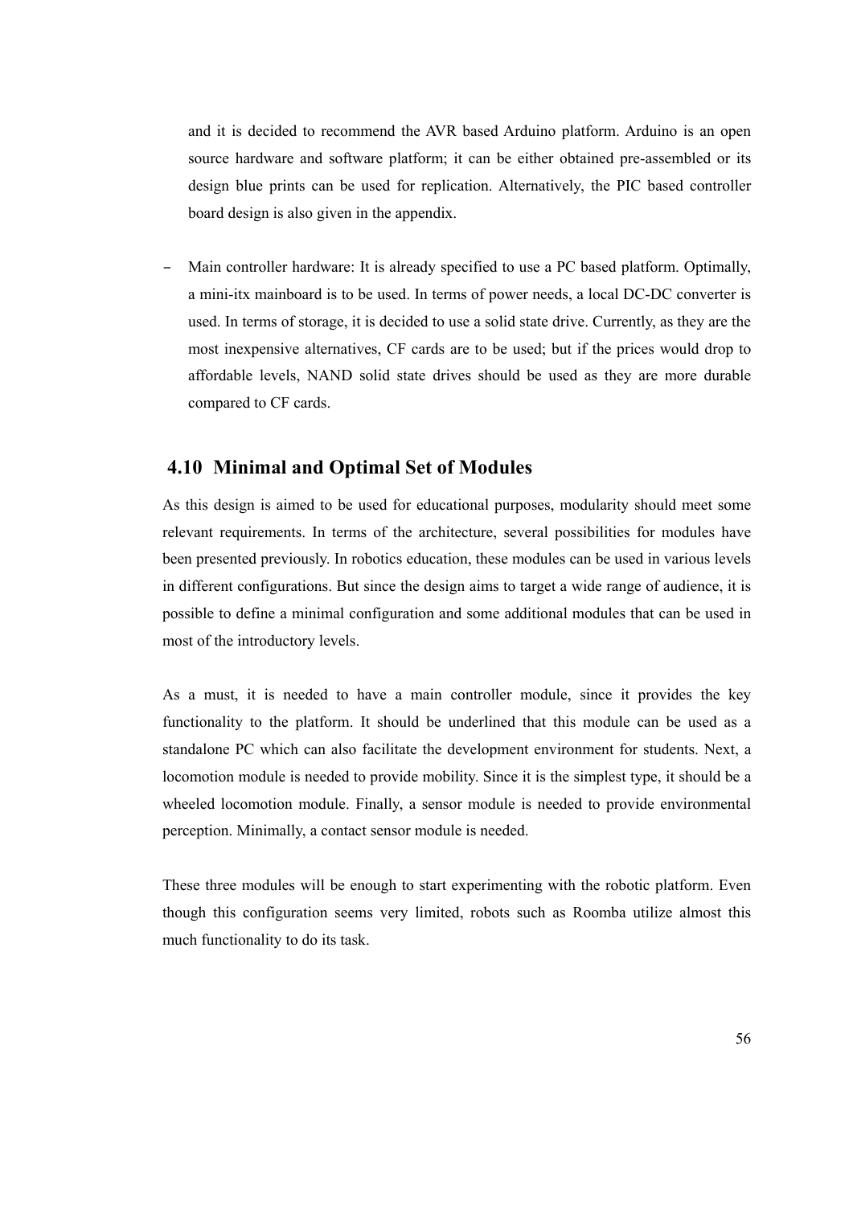and it is decided to recommend the AVR based Arduino platform. Arduino is an open source hardware and software platform; it can be either obtained pre-assembled or its design blue prints can be used for replication. Alternatively, the PIC based controller board design is also given in the appendix.

- Main controller hardware: It is already specified to use a PC based platform. Optimally, a mini-itx mainboard is to be used. In terms of power needs, a local DC-DC converter is used. In terms of storage, it is decided to use a solid state drive. Currently, as they are the most inexpensive alternatives, CF cards are to be used; but if the prices would drop to affordable levels, NAND solid state drives should be used as they are more durable compared to CF cards.

## 4.10 Minimal and Optimal Set of Modules

As this design is aimed to be used for educational purposes, modularity should meet some relevant requirements. In terms of the architecture, several possibilities for modules have been presented previously. In robotics education, these modules can be used in various levels in different configurations. But since the design aims to target a wide range of audience, it is possible to define a minimal configuration and some additional modules that can be used in most of the introductory levels.

As a must, it is needed to have a main controller module, since it provides the key functionality to the platform. It should be underlined that this module can be used as a standalone PC which can also facilitate the development environment for students. Next, a locomotion module is needed to provide mobility. Since it is the simplest type, it should be a wheeled locomotion module. Finally, a sensor module is needed to provide environmental perception. Minimally, a contact sensor module is needed.

These three modules will be enough to start experimenting with the robotic platform. Even though this configuration seems very limited, robots such as Roomba utilize almost this much functionality to do its task.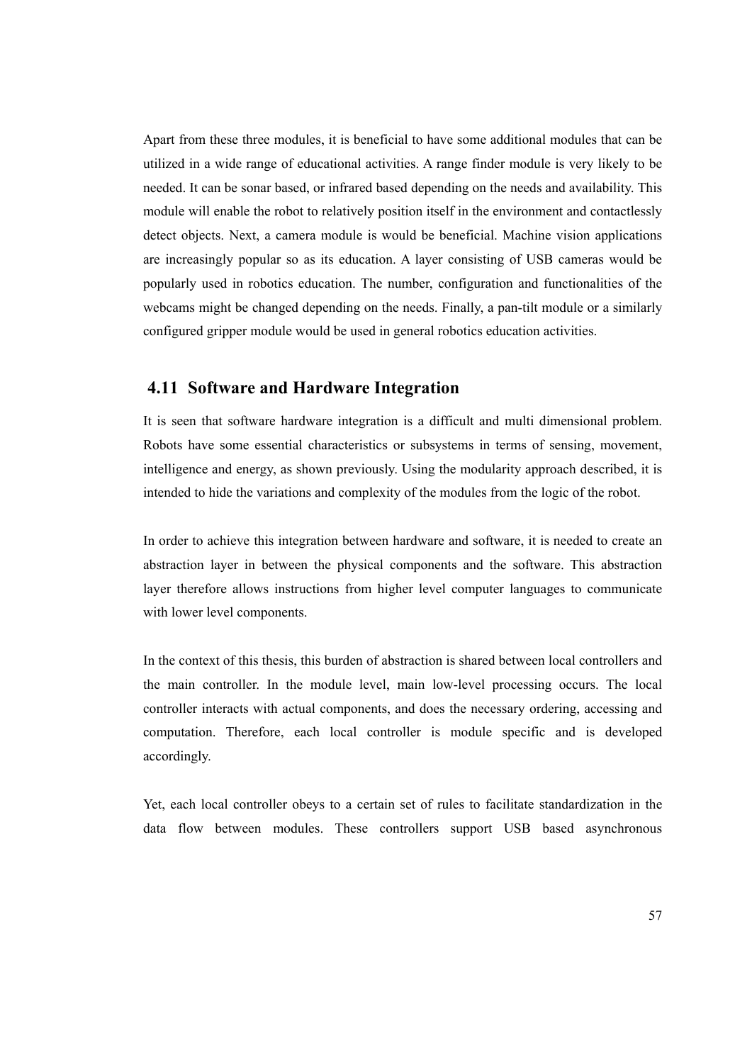Apart from these three modules, it is beneficial to have some additional modules that can be utilized in a wide range of educational activities. A range finder module is very likely to be needed. It can be sonar based, or infrared based depending on the needs and availability. This module will enable the robot to relatively position itself in the environment and contactlessly detect objects. Next, a camera module is would be beneficial. Machine vision applications are increasingly popular so as its education. A layer consisting of USB cameras would be popularly used in robotics education. The number, configuration and functionalities of the webcams might be changed depending on the needs. Finally, a pan-tilt module or a similarly configured gripper module would be used in general robotics education activities.

## 4.11 Software and Hardware Integration

It is seen that software hardware integration is a difficult and multi dimensional problem. Robots have some essential characteristics or subsystems in terms of sensing, movement, intelligence and energy, as shown previously. Using the modularity approach described, it is intended to hide the variations and complexity of the modules from the logic of the robot.

In order to achieve this integration between hardware and software, it is needed to create an abstraction layer in between the physical components and the software. This abstraction layer therefore allows instructions from higher level computer languages to communicate with lower level components.

In the context of this thesis, this burden of abstraction is shared between local controllers and the main controller. In the module level, main low-level processing occurs. The local controller interacts with actual components, and does the necessary ordering, accessing and computation. Therefore, each local controller is module specific and is developed accordingly.

Yet, each local controller obeys to a certain set of rules to facilitate standardization in the data flow between modules. These controllers support USB based asynchronous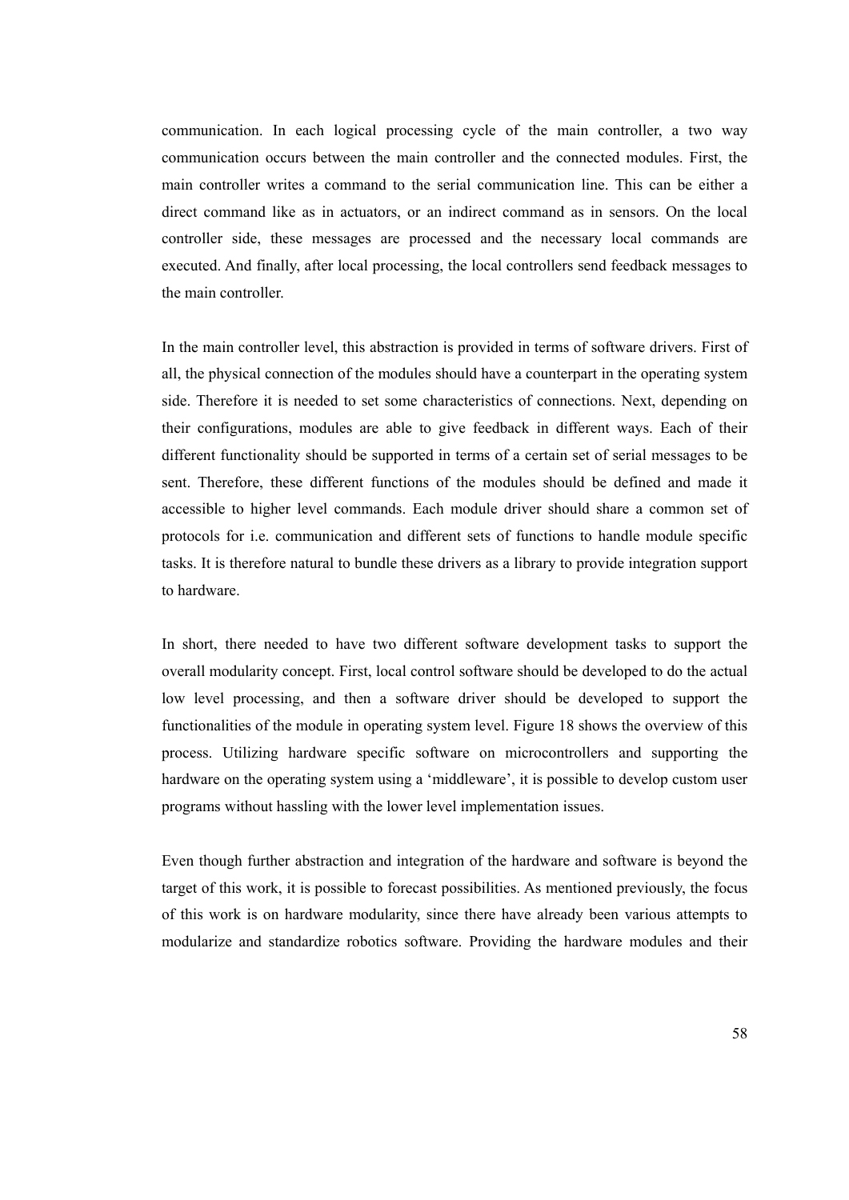communication. In each logical processing cycle of the main controller, a two way communication occurs between the main controller and the connected modules. First, the main controller writes a command to the serial communication line. This can be either a direct command like as in actuators, or an indirect command as in sensors. On the local controller side, these messages are processed and the necessary local commands are executed. And finally, after local processing, the local controllers send feedback messages to the main controller.

In the main controller level, this abstraction is provided in terms of software drivers. First of all, the physical connection of the modules should have a counterpart in the operating system side. Therefore it is needed to set some characteristics of connections. Next, depending on their configurations, modules are able to give feedback in different ways. Each of their different functionality should be supported in terms of a certain set of serial messages to be sent. Therefore, these different functions of the modules should be defined and made it accessible to higher level commands. Each module driver should share a common set of protocols for i.e. communication and different sets of functions to handle module specific tasks. It is therefore natural to bundle these drivers as a library to provide integration support to hardware.

In short, there needed to have two different software development tasks to support the overall modularity concept. First, local control software should be developed to do the actual low level processing, and then a software driver should be developed to support the functionalities of the module in operating system level. Figure 18 shows the overview of this process. Utilizing hardware specific software on microcontrollers and supporting the hardware on the operating system using a 'middleware', it is possible to develop custom user programs without hassling with the lower level implementation issues.

Even though further abstraction and integration of the hardware and software is beyond the target of this work, it is possible to forecast possibilities. As mentioned previously, the focus of this work is on hardware modularity, since there have already been various attempts to modularize and standardize robotics software. Providing the hardware modules and their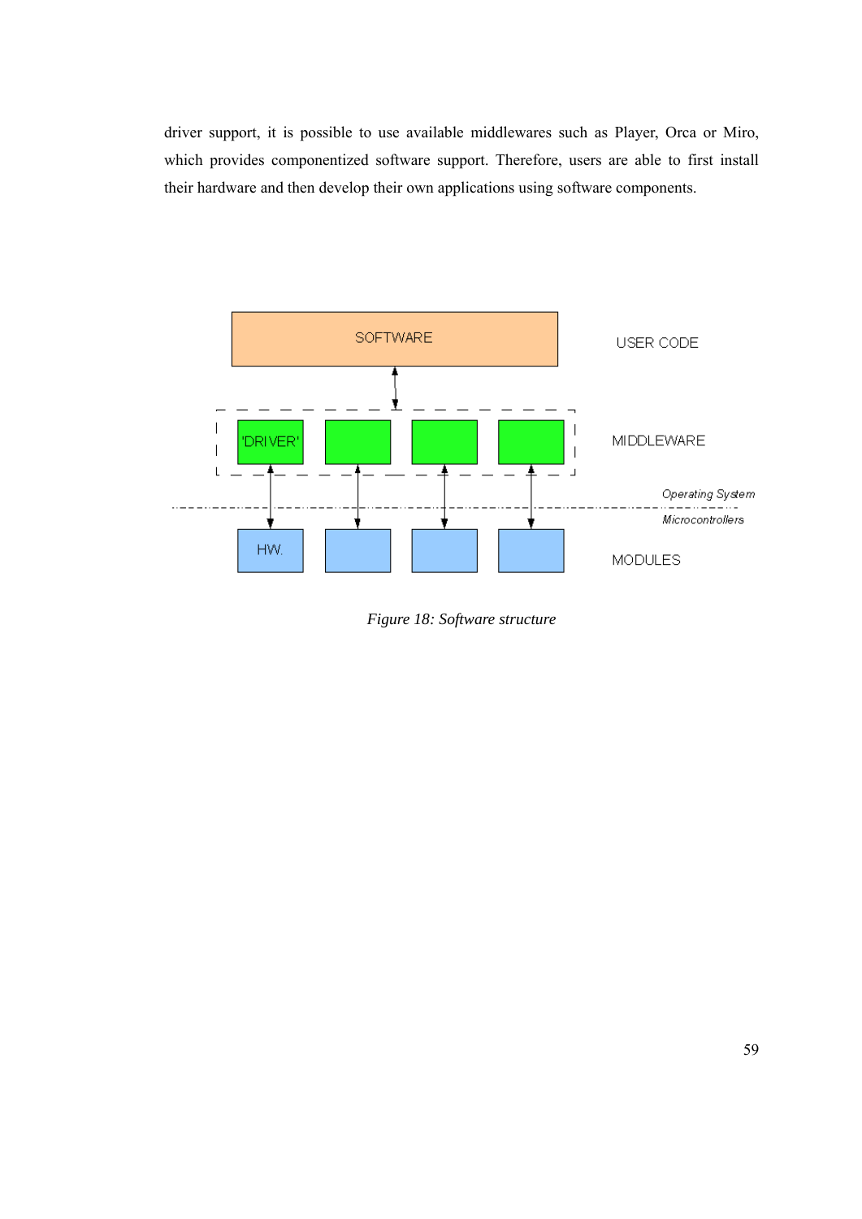driver support, it is possible to use available middlewares such as Player, Orca or Miro, which provides componentized software support. Therefore, users are able to first install their hardware and then develop their own applications using software components.

*Figure 18: Software structure*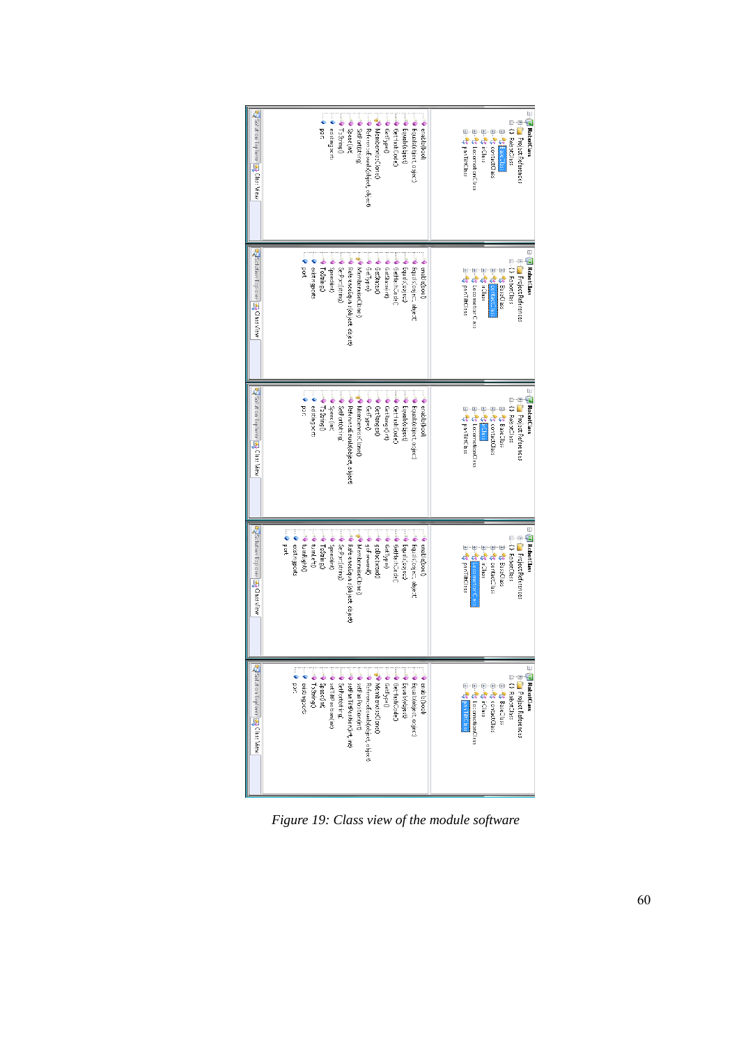*Figure 19: Class view of the module software*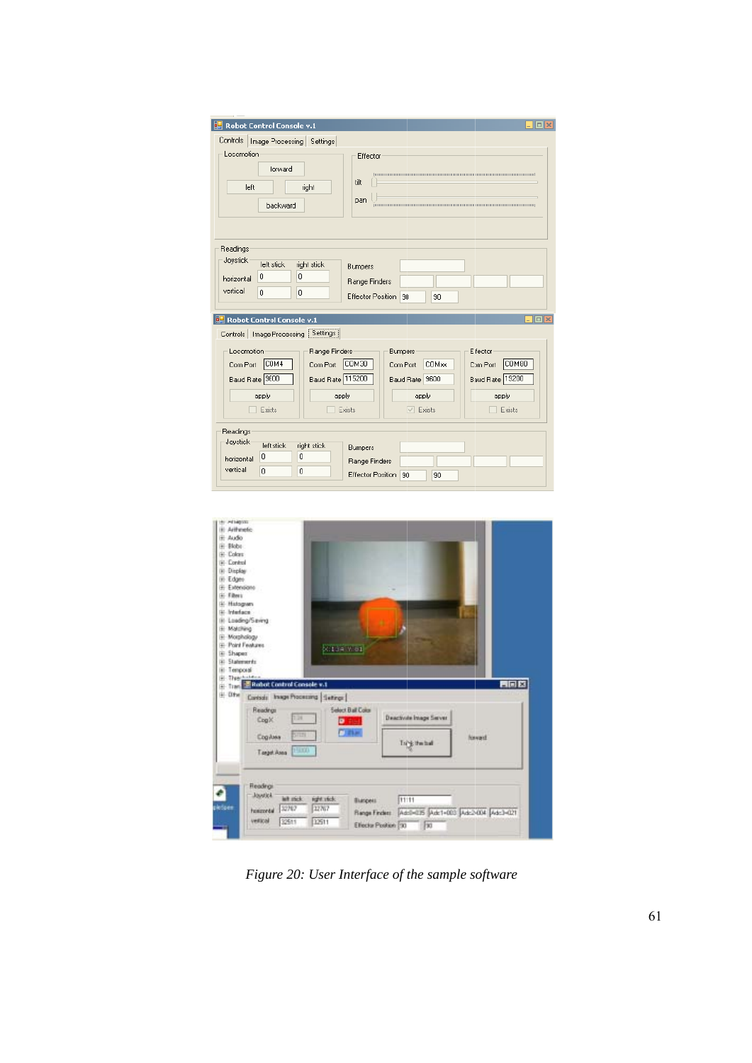*Figure 20: User Interface of the sample software*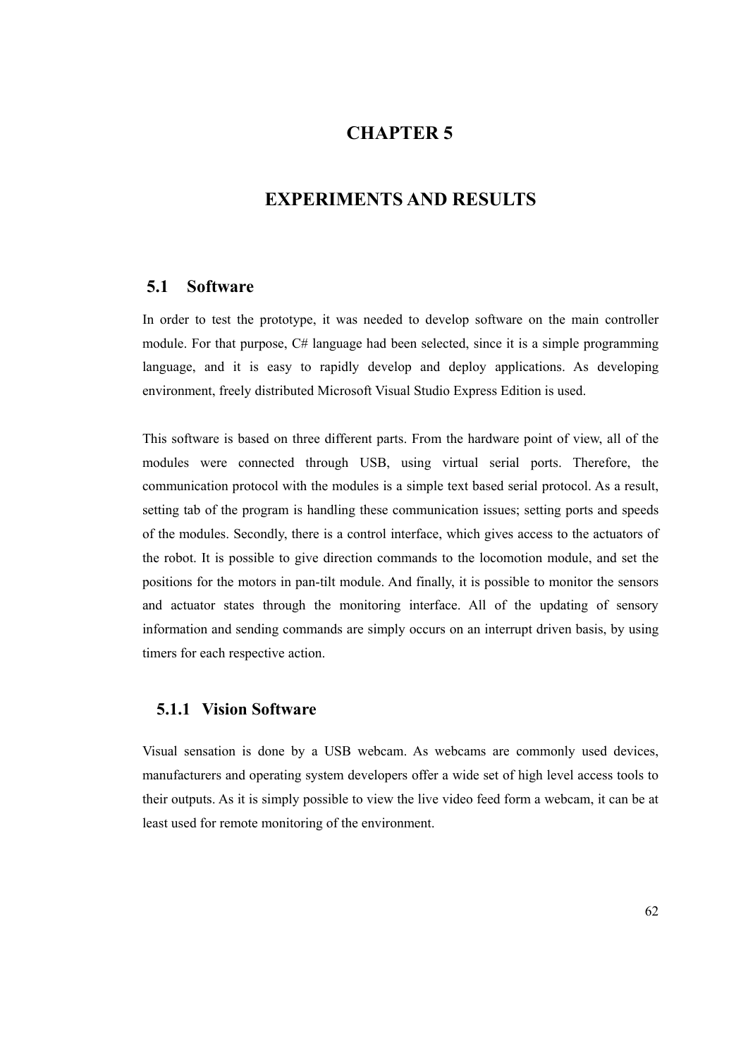# CHAPTER 5

# EXPERIMENTS AND RESULTS

## 5.1 Software

In order to test the prototype, it was needed to develop software on the main controller module. For that purpose, C# language had been selected, since it is a simple programming language, and it is easy to rapidly develop and deploy applications. As developing environment, freely distributed Microsoft Visual Studio Express Edition is used.

This software is based on three different parts. From the hardware point of view, all of the modules were connected through USB, using virtual serial ports. Therefore, the communication protocol with the modules is a simple text based serial protocol. As a result, setting tab of the program is handling these communication issues; setting ports and speeds of the modules. Secondly, there is a control interface, which gives access to the actuators of the robot. It is possible to give direction commands to the locomotion module, and set the positions for the motors in pan-tilt module. And finally, it is possible to monitor the sensors and actuator states through the monitoring interface. All of the updating of sensory information and sending commands are simply occurs on an interrupt driven basis, by using timers for each respective action.

### 5.1.1 Vision Software

Visual sensation is done by a USB webcam. As webcams are commonly used devices, manufacturers and operating system developers offer a wide set of high level access tools to their outputs. As it is simply possible to view the live video feed form a webcam, it can be at least used for remote monitoring of the environment.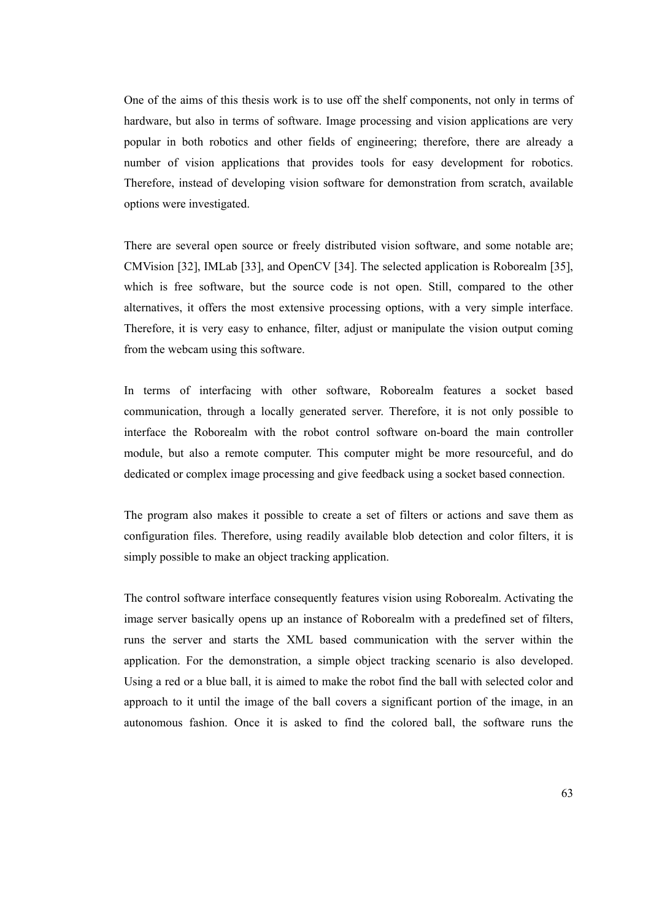One of the aims of this thesis work is to use off the shelf components, not only in terms of hardware, but also in terms of software. Image processing and vision applications are very popular in both robotics and other fields of engineering; therefore, there are already a number of vision applications that provides tools for easy development for robotics. Therefore, instead of developing vision software for demonstration from scratch, available options were investigated.

There are several open source or freely distributed vision software, and some notable are; CMVision [32], IMLab [33], and OpenCV [34]. The selected application is Roborealm [35], which is free software, but the source code is not open. Still, compared to the other alternatives, it offers the most extensive processing options, with a very simple interface. Therefore, it is very easy to enhance, filter, adjust or manipulate the vision output coming from the webcam using this software.

In terms of interfacing with other software, Roborealm features a socket based communication, through a locally generated server. Therefore, it is not only possible to interface the Roborealm with the robot control software on-board the main controller module, but also a remote computer. This computer might be more resourceful, and do dedicated or complex image processing and give feedback using a socket based connection.

The program also makes it possible to create a set of filters or actions and save them as configuration files. Therefore, using readily available blob detection and color filters, it is simply possible to make an object tracking application.

The control software interface consequently features vision using Roborealm. Activating the image server basically opens up an instance of Roborealm with a predefined set of filters, runs the server and starts the XML based communication with the server within the application. For the demonstration, a simple object tracking scenario is also developed. Using a red or a blue ball, it is aimed to make the robot find the ball with selected color and approach to it until the image of the ball covers a significant portion of the image, in an autonomous fashion. Once it is asked to find the colored ball, the software runs the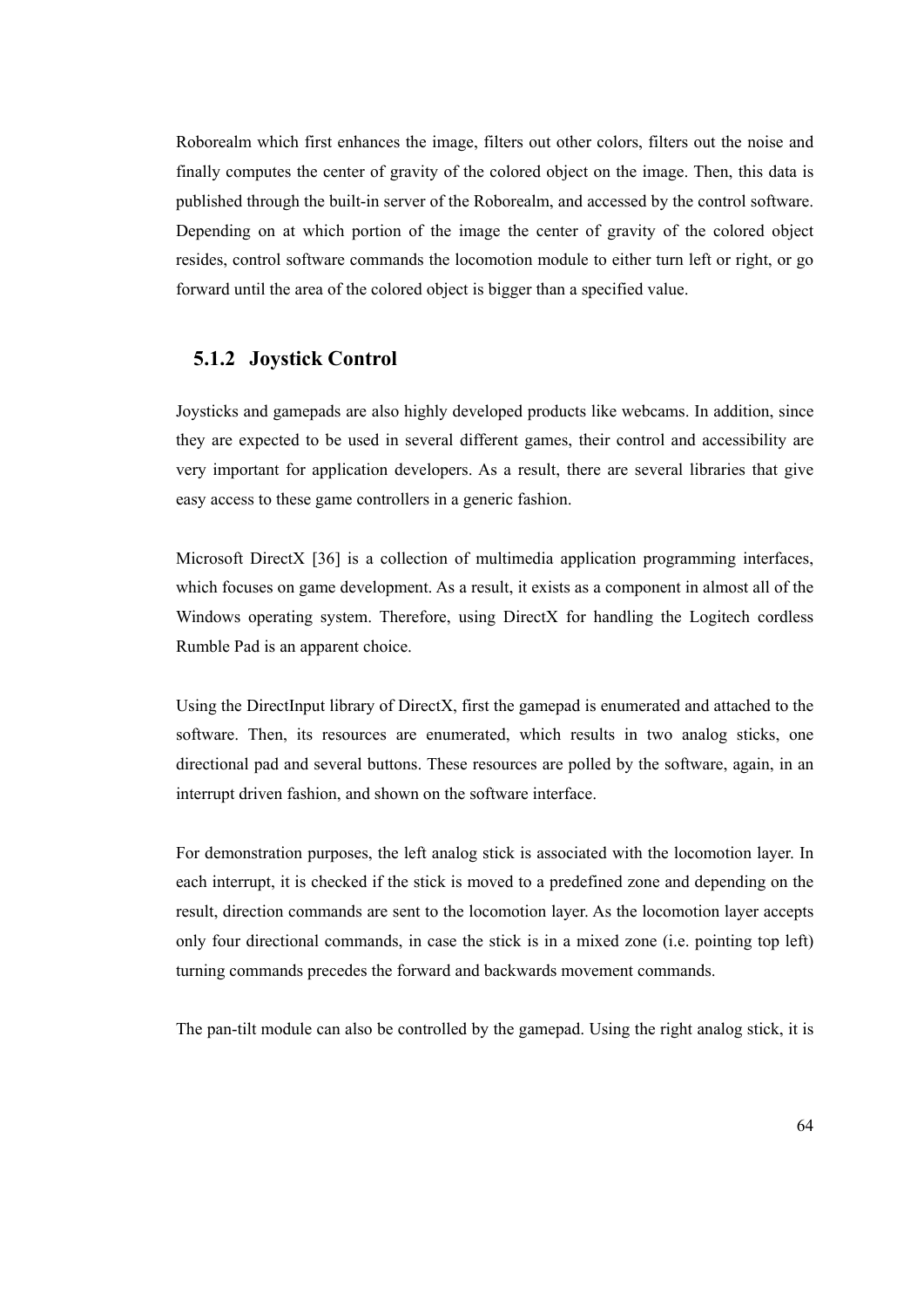Roborealm which first enhances the image, filters out other colors, filters out the noise and finally computes the center of gravity of the colored object on the image. Then, this data is published through the built-in server of the Roborealm, and accessed by the control software. Depending on at which portion of the image the center of gravity of the colored object resides, control software commands the locomotion module to either turn left or right, or go forward until the area of the colored object is bigger than a specified value.

### 5.1.2 Joystick Control

Joysticks and gamepads are also highly developed products like webcams. In addition, since they are expected to be used in several different games, their control and accessibility are very important for application developers. As a result, there are several libraries that give easy access to these game controllers in a generic fashion.

Microsoft DirectX [36] is a collection of multimedia application programming interfaces, which focuses on game development. As a result, it exists as a component in almost all of the Windows operating system. Therefore, using DirectX for handling the Logitech cordless Rumble Pad is an apparent choice.

Using the DirectInput library of DirectX, first the gamepad is enumerated and attached to the software. Then, its resources are enumerated, which results in two analog sticks, one directional pad and several buttons. These resources are polled by the software, again, in an interrupt driven fashion, and shown on the software interface.

For demonstration purposes, the left analog stick is associated with the locomotion layer. In each interrupt, it is checked if the stick is moved to a predefined zone and depending on the result, direction commands are sent to the locomotion layer. As the locomotion layer accepts only four directional commands, in case the stick is in a mixed zone (i.e. pointing top left) turning commands precedes the forward and backwards movement commands.

The pan-tilt module can also be controlled by the gamepad. Using the right analog stick, it is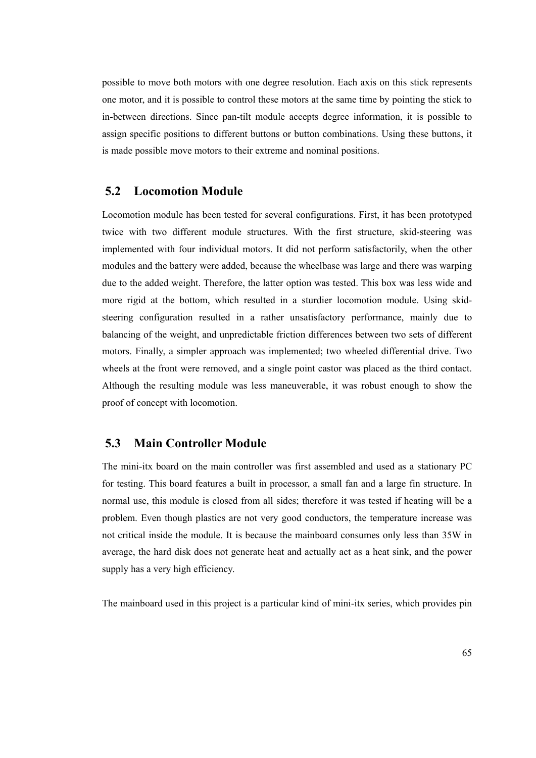possible to move both motors with one degree resolution. Each axis on this stick represents one motor, and it is possible to control these motors at the same time by pointing the stick to in-between directions. Since pan-tilt module accepts degree information, it is possible to assign specific positions to different buttons or button combinations. Using these buttons, it is made possible move motors to their extreme and nominal positions.

## 5.2 Locomotion Module

Locomotion module has been tested for several configurations. First, it has been prototyped twice with two different module structures. With the first structure, skid-steering was implemented with four individual motors. It did not perform satisfactorily, when the other modules and the battery were added, because the wheelbase was large and there was warping due to the added weight. Therefore, the latter option was tested. This box was less wide and more rigid at the bottom, which resulted in a sturdier locomotion module. Using skid-steering configuration resulted in a rather unsatisfactory performance, mainly due to balancing of the weight, and unpredictable friction differences between two sets of different motors. Finally, a simpler approach was implemented; two wheeled differential drive. Two wheels at the front were removed, and a single point castor was placed as the third contact. Although the resulting module was less maneuverable, it was robust enough to show the proof of concept with locomotion.

## 5.3 Main Controller Module

The mini-itx board on the main controller was first assembled and used as a stationary PC for testing. This board features a built in processor, a small fan and a large fin structure. In normal use, this module is closed from all sides; therefore it was tested if heating will be a problem. Even though plastics are not very good conductors, the temperature increase was not critical inside the module. It is because the mainboard consumes only less than 35W in average, the hard disk does not generate heat and actually act as a heat sink, and the power supply has a very high efficiency.

The mainboard used in this project is a particular kind of mini-itx series, which provides pin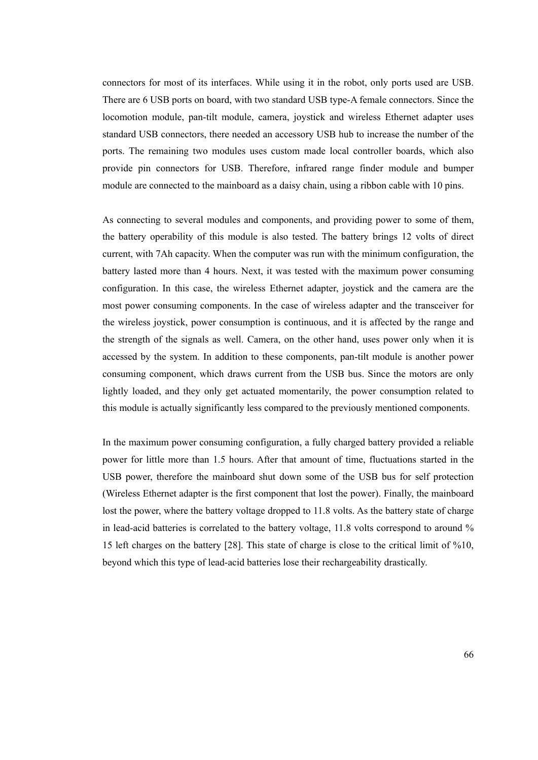connectors for most of its interfaces. While using it in the robot, only ports used are USB. There are 6 USB ports on board, with two standard USB type-A female connectors. Since the locomotion module, pan-tilt module, camera, joystick and wireless Ethernet adapter uses standard USB connectors, there needed an accessory USB hub to increase the number of the ports. The remaining two modules uses custom made local controller boards, which also provide pin connectors for USB. Therefore, infrared range finder module and bumper module are connected to the mainboard as a daisy chain, using a ribbon cable with 10 pins.

As connecting to several modules and components, and providing power to some of them, the battery operability of this module is also tested. The battery brings 12 volts of direct current, with 7Ah capacity. When the computer was run with the minimum configuration, the battery lasted more than 4 hours. Next, it was tested with the maximum power consuming configuration. In this case, the wireless Ethernet adapter, joystick and the camera are the most power consuming components. In the case of wireless adapter and the transceiver for the wireless joystick, power consumption is continuous, and it is affected by the range and the strength of the signals as well. Camera, on the other hand, uses power only when it is accessed by the system. In addition to these components, pan-tilt module is another power consuming component, which draws current from the USB bus. Since the motors are only lightly loaded, and they only get actuated momentarily, the power consumption related to this module is actually significantly less compared to the previously mentioned components.

In the maximum power consuming configuration, a fully charged battery provided a reliable power for little more than 1.5 hours. After that amount of time, fluctuations started in the USB power, therefore the mainboard shut down some of the USB bus for self protection (Wireless Ethernet adapter is the first component that lost the power). Finally, the mainboard lost the power, where the battery voltage dropped to 11.8 volts. As the battery state of charge in lead-acid batteries is correlated to the battery voltage, 11.8 volts correspond to around % 15 left charges on the battery [28]. This state of charge is close to the critical limit of %10, beyond which this type of lead-acid batteries lose their rechargeability drastically.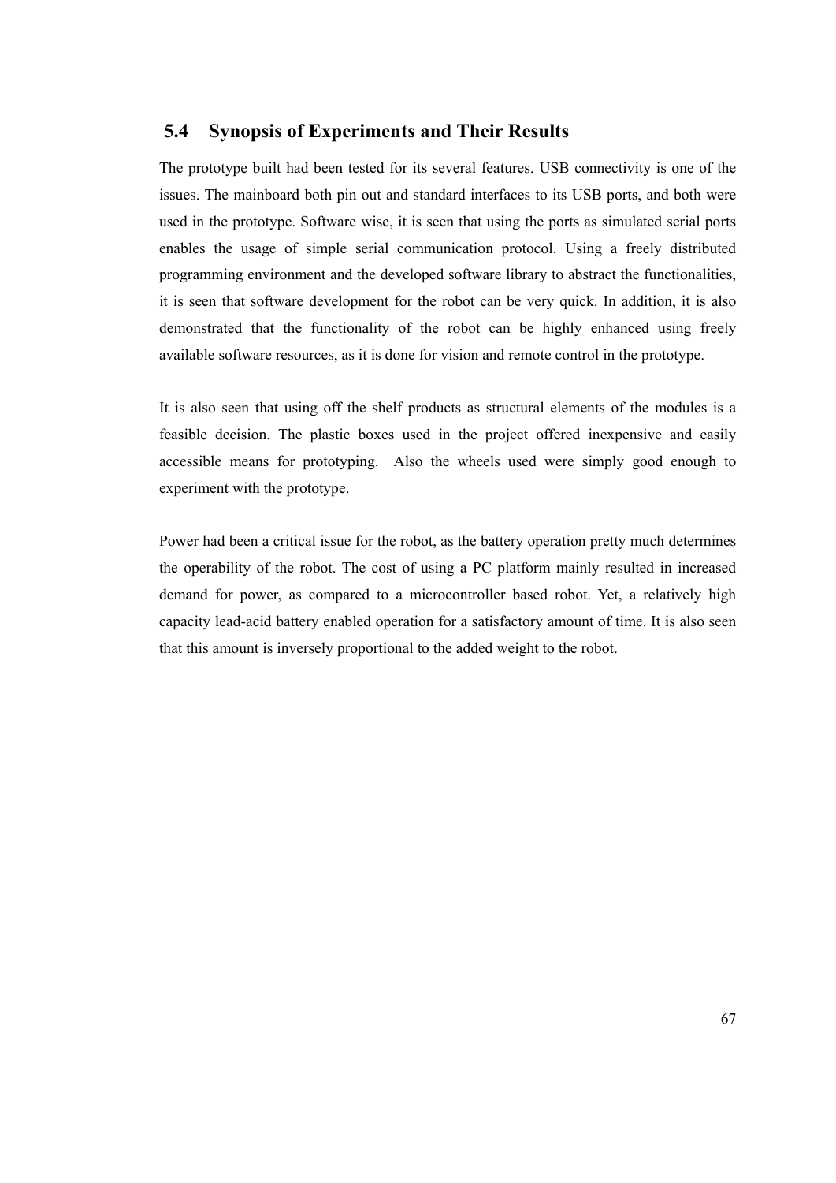## 5.4 Synopsis of Experiments and Their Results

The prototype built had been tested for its several features. USB connectivity is one of the issues. The mainboard both pin out and standard interfaces to its USB ports, and both were used in the prototype. Software wise, it is seen that using the ports as simulated serial ports enables the usage of simple serial communication protocol. Using a freely distributed programming environment and the developed software library to abstract the functionalities, it is seen that software development for the robot can be very quick. In addition, it is also demonstrated that the functionality of the robot can be highly enhanced using freely available software resources, as it is done for vision and remote control in the prototype.

It is also seen that using off the shelf products as structural elements of the modules is a feasible decision. The plastic boxes used in the project offered inexpensive and easily accessible means for prototyping. Also the wheels used were simply good enough to experiment with the prototype.

Power had been a critical issue for the robot, as the battery operation pretty much determines the operability of the robot. The cost of using a PC platform mainly resulted in increased demand for power, as compared to a microcontroller based robot. Yet, a relatively high capacity lead-acid battery enabled operation for a satisfactory amount of time. It is also seen that this amount is inversely proportional to the added weight to the robot.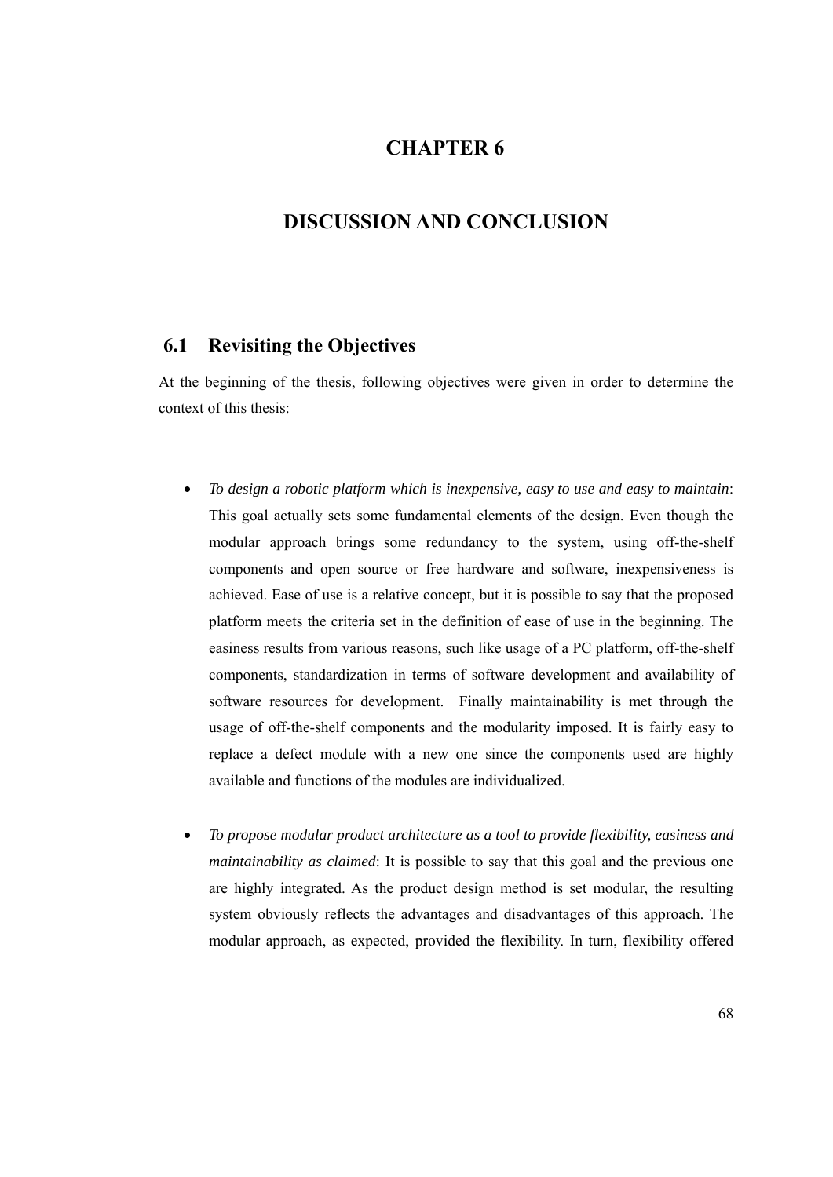# CHAPTER 6

# DISCUSSION AND CONCLUSION

## 6.1 Revisiting the Objectives

At the beginning of the thesis, following objectives were given in order to determine the context of this thesis:

- *To design a robotic platform which is inexpensive, easy to use and easy to maintain*: This goal actually sets some fundamental elements of the design. Even though the modular approach brings some redundancy to the system, using off-the-shelf components and open source or free hardware and software, inexpensiveness is achieved. Ease of use is a relative concept, but it is possible to say that the proposed platform meets the criteria set in the definition of ease of use in the beginning. The easiness results from various reasons, such like usage of a PC platform, off-the-shelf components, standardization in terms of software development and availability of software resources for development. Finally maintainability is met through the usage of off-the-shelf components and the modularity imposed. It is fairly easy to replace a defect module with a new one since the components used are highly available and functions of the modules are individualized.

- *To propose modular product architecture as a tool to provide flexibility, easiness and maintainability as claimed*: It is possible to say that this goal and the previous one are highly integrated. As the product design method is set modular, the resulting system obviously reflects the advantages and disadvantages of this approach. The modular approach, as expected, provided the flexibility. In turn, flexibility offered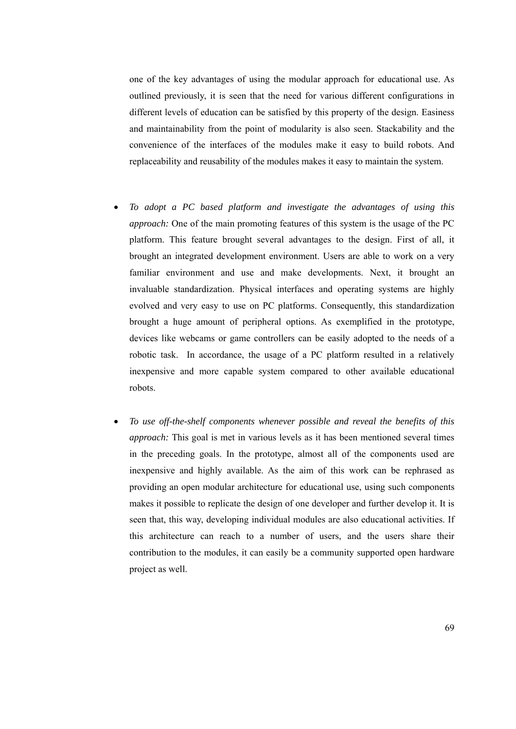one of the key advantages of using the modular approach for educational use. As outlined previously, it is seen that the need for various different configurations in different levels of education can be satisfied by this property of the design. Easiness and maintainability from the point of modularity is also seen. Stackability and the convenience of the interfaces of the modules make it easy to build robots. And replaceability and reusability of the modules makes it easy to maintain the system.

- *To adopt a PC based platform and investigate the advantages of using this approach:* One of the main promoting features of this system is the usage of the PC platform. This feature brought several advantages to the design. First of all, it brought an integrated development environment. Users are able to work on a very familiar environment and use and make developments. Next, it brought an invaluable standardization. Physical interfaces and operating systems are highly evolved and very easy to use on PC platforms. Consequently, this standardization brought a huge amount of peripheral options. As exemplified in the prototype, devices like webcams or game controllers can be easily adopted to the needs of a robotic task. In accordance, the usage of a PC platform resulted in a relatively inexpensive and more capable system compared to other available educational robots.

- *To use off-the-shelf components whenever possible and reveal the benefits of this approach:* This goal is met in various levels as it has been mentioned several times in the preceding goals. In the prototype, almost all of the components used are inexpensive and highly available. As the aim of this work can be rephrased as providing an open modular architecture for educational use, using such components makes it possible to replicate the design of one developer and further develop it. It is seen that, this way, developing individual modules are also educational activities. If this architecture can reach to a number of users, and the users share their contribution to the modules, it can easily be a community supported open hardware project as well.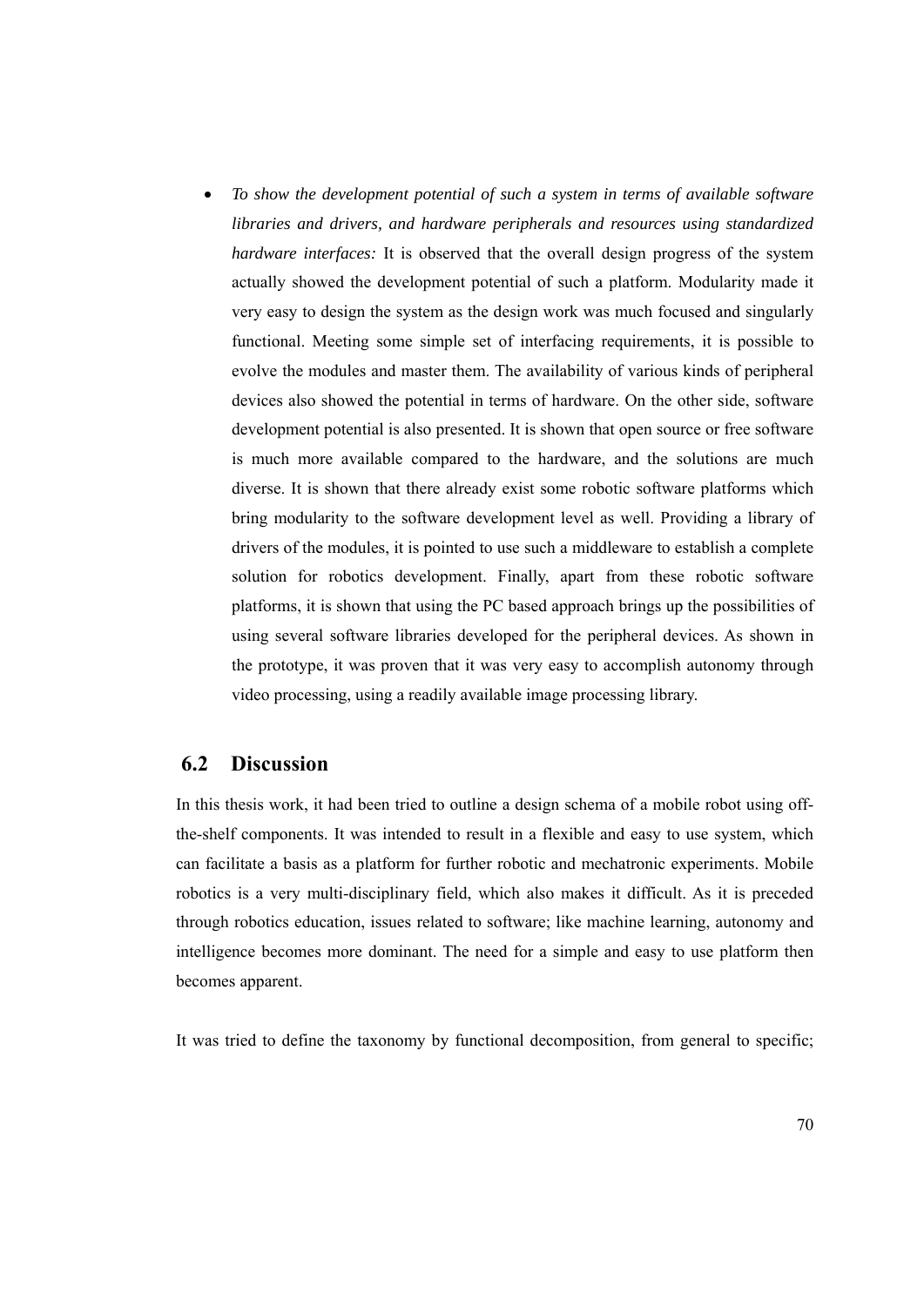- *To show the development potential of such a system in terms of available software libraries and drivers, and hardware peripherals and resources using standardized hardware interfaces:* It is observed that the overall design progress of the system actually showed the development potential of such a platform. Modularity made it very easy to design the system as the design work was much focused and singularly functional. Meeting some simple set of interfacing requirements, it is possible to evolve the modules and master them. The availability of various kinds of peripheral devices also showed the potential in terms of hardware. On the other side, software development potential is also presented. It is shown that open source or free software is much more available compared to the hardware, and the solutions are much diverse. It is shown that there already exist some robotic software platforms which bring modularity to the software development level as well. Providing a library of drivers of the modules, it is pointed to use such a middleware to establish a complete solution for robotics development. Finally, apart from these robotic software platforms, it is shown that using the PC based approach brings up the possibilities of using several software libraries developed for the peripheral devices. As shown in the prototype, it was proven that it was very easy to accomplish autonomy through video processing, using a readily available image processing library.

## 6.2 Discussion

In this thesis work, it had been tried to outline a design schema of a mobile robot using off-the-shelf components. It was intended to result in a flexible and easy to use system, which can facilitate a basis as a platform for further robotic and mechatronic experiments. Mobile robotics is a very multi-disciplinary field, which also makes it difficult. As it is preceded through robotics education, issues related to software; like machine learning, autonomy and intelligence becomes more dominant. The need for a simple and easy to use platform then becomes apparent.

It was tried to define the taxonomy by functional decomposition, from general to specific;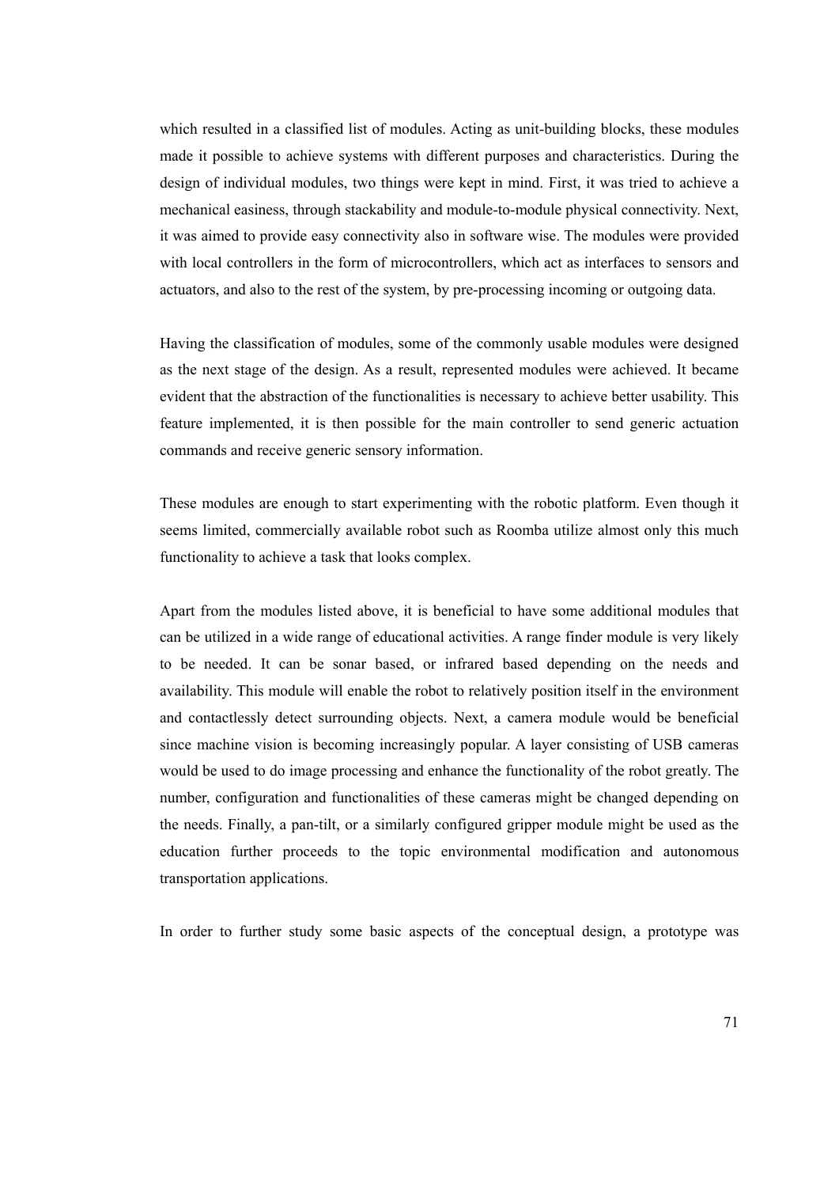which resulted in a classified list of modules. Acting as unit-building blocks, these modules made it possible to achieve systems with different purposes and characteristics. During the design of individual modules, two things were kept in mind. First, it was tried to achieve a mechanical easiness, through stackability and module-to-module physical connectivity. Next, it was aimed to provide easy connectivity also in software wise. The modules were provided with local controllers in the form of microcontrollers, which act as interfaces to sensors and actuators, and also to the rest of the system, by pre-processing incoming or outgoing data.

Having the classification of modules, some of the commonly usable modules were designed as the next stage of the design. As a result, represented modules were achieved. It became evident that the abstraction of the functionalities is necessary to achieve better usability. This feature implemented, it is then possible for the main controller to send generic actuation commands and receive generic sensory information.

These modules are enough to start experimenting with the robotic platform. Even though it seems limited, commercially available robot such as Roomba utilize almost only this much functionality to achieve a task that looks complex.

Apart from the modules listed above, it is beneficial to have some additional modules that can be utilized in a wide range of educational activities. A range finder module is very likely to be needed. It can be sonar based, or infrared based depending on the needs and availability. This module will enable the robot to relatively position itself in the environment and contactlessly detect surrounding objects. Next, a camera module would be beneficial since machine vision is becoming increasingly popular. A layer consisting of USB cameras would be used to do image processing and enhance the functionality of the robot greatly. The number, configuration and functionalities of these cameras might be changed depending on the needs. Finally, a pan-tilt, or a similarly configured gripper module might be used as the education further proceeds to the topic environmental modification and autonomous transportation applications.

In order to further study some basic aspects of the conceptual design, a prototype was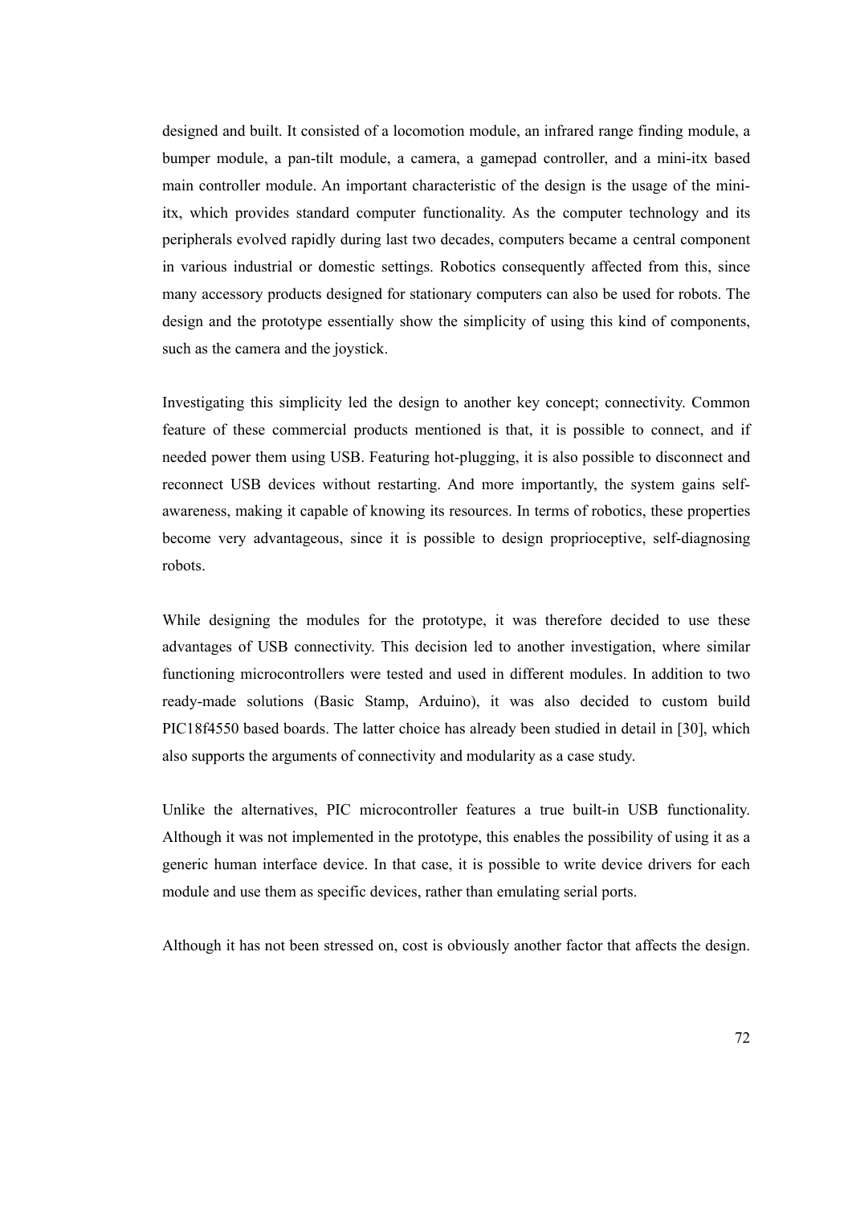designed and built. It consisted of a locomotion module, an infrared range finding module, a bumper module, a pan-tilt module, a camera, a gamepad controller, and a mini-itx based main controller module. An important characteristic of the design is the usage of the mini-itx, which provides standard computer functionality. As the computer technology and its peripherals evolved rapidly during last two decades, computers became a central component in various industrial or domestic settings. Robotics consequently affected from this, since many accessory products designed for stationary computers can also be used for robots. The design and the prototype essentially show the simplicity of using this kind of components, such as the camera and the joystick.

Investigating this simplicity led the design to another key concept; connectivity. Common feature of these commercial products mentioned is that, it is possible to connect, and if needed power them using USB. Featuring hot-plugging, it is also possible to disconnect and reconnect USB devices without restarting. And more importantly, the system gains self-awareness, making it capable of knowing its resources. In terms of robotics, these properties become very advantageous, since it is possible to design proprioceptive, self-diagnosing robots.

While designing the modules for the prototype, it was therefore decided to use these advantages of USB connectivity. This decision led to another investigation, where similar functioning microcontrollers were tested and used in different modules. In addition to two ready-made solutions (Basic Stamp, Arduino), it was also decided to custom build PIC18f4550 based boards. The latter choice has already been studied in detail in [30], which also supports the arguments of connectivity and modularity as a case study.

Unlike the alternatives, PIC microcontroller features a true built-in USB functionality. Although it was not implemented in the prototype, this enables the possibility of using it as a generic human interface device. In that case, it is possible to write device drivers for each module and use them as specific devices, rather than emulating serial ports.

Although it has not been stressed on, cost is obviously another factor that affects the design.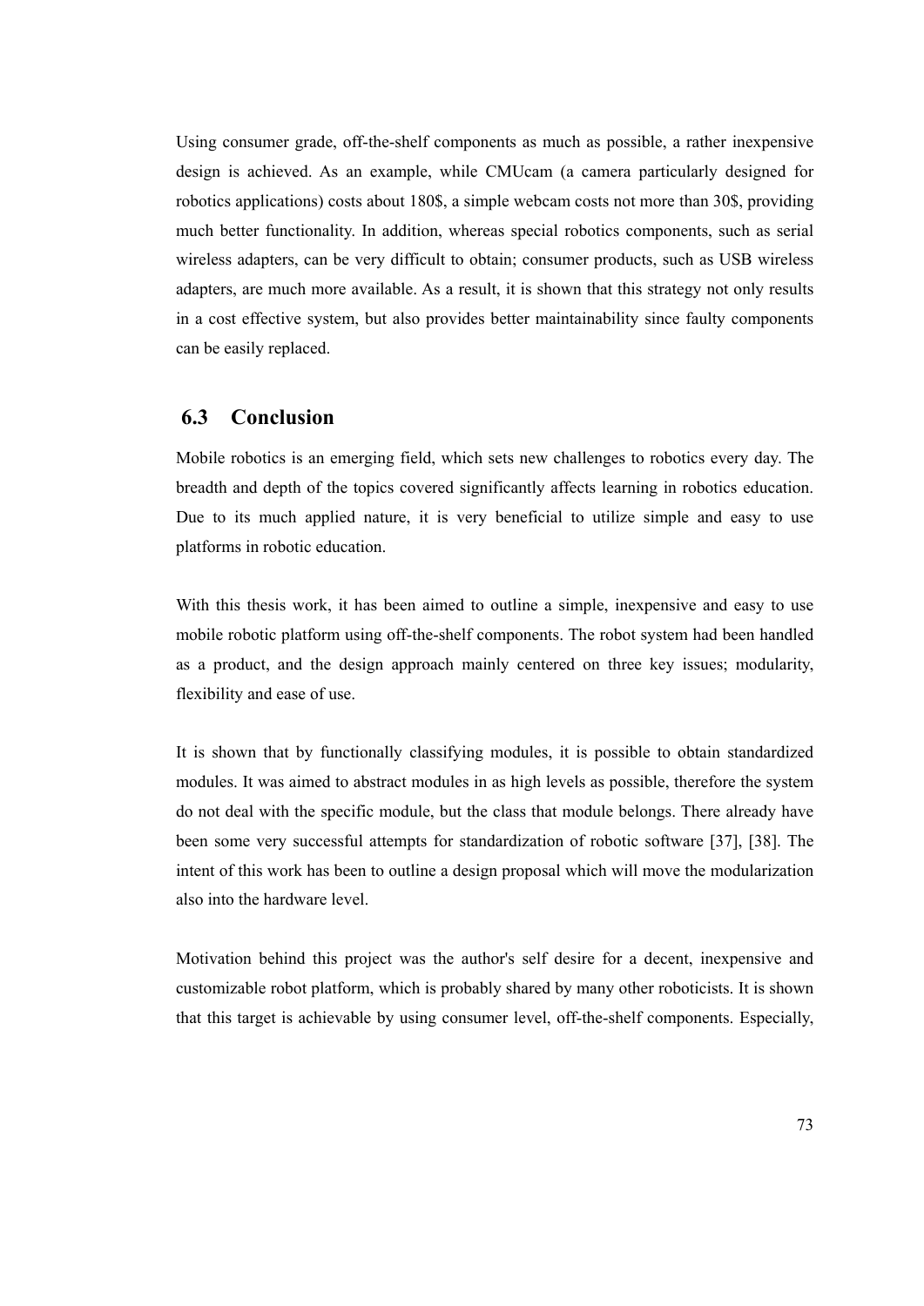Using consumer grade, off-the-shelf components as much as possible, a rather inexpensive design is achieved. As an example, while CMUcam (a camera particularly designed for robotics applications) costs about 180$, a simple webcam costs not more than 30$, providing much better functionality. In addition, whereas special robotics components, such as serial wireless adapters, can be very difficult to obtain; consumer products, such as USB wireless adapters, are much more available. As a result, it is shown that this strategy not only results in a cost effective system, but also provides better maintainability since faulty components can be easily replaced.

## 6.3 Conclusion

Mobile robotics is an emerging field, which sets new challenges to robotics every day. The breadth and depth of the topics covered significantly affects learning in robotics education. Due to its much applied nature, it is very beneficial to utilize simple and easy to use platforms in robotic education.

With this thesis work, it has been aimed to outline a simple, inexpensive and easy to use mobile robotic platform using off-the-shelf components. The robot system had been handled as a product, and the design approach mainly centered on three key issues; modularity, flexibility and ease of use.

It is shown that by functionally classifying modules, it is possible to obtain standardized modules. It was aimed to abstract modules in as high levels as possible, therefore the system do not deal with the specific module, but the class that module belongs. There already have been some very successful attempts for standardization of robotic software [37], [38]. The intent of this work has been to outline a design proposal which will move the modularization also into the hardware level.

Motivation behind this project was the author's self desire for a decent, inexpensive and customizable robot platform, which is probably shared by many other roboticists. It is shown that this target is achievable by using consumer level, off-the-shelf components. Especially,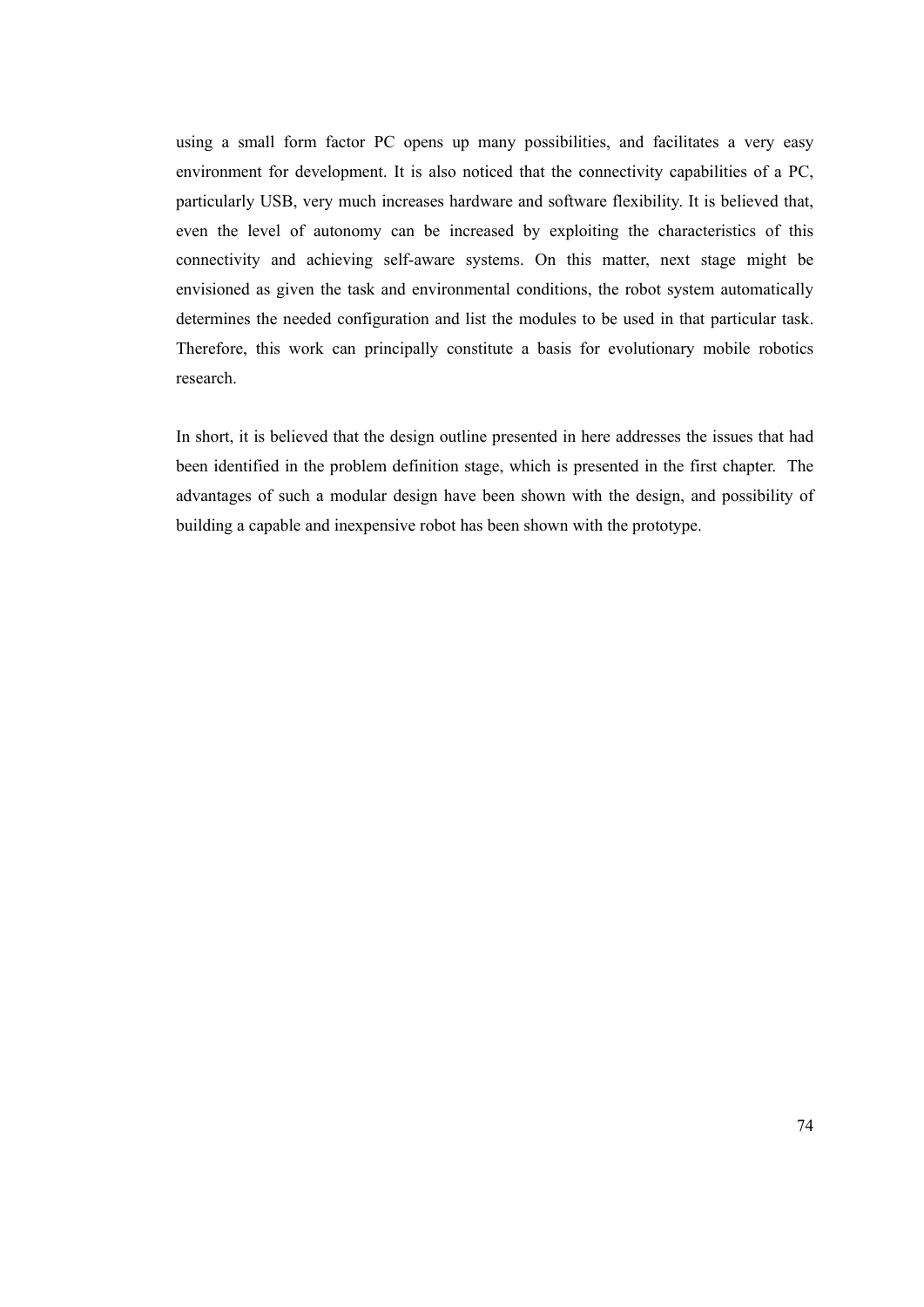using a small form factor PC opens up many possibilities, and facilitates a very easy environment for development. It is also noticed that the connectivity capabilities of a PC, particularly USB, very much increases hardware and software flexibility. It is believed that, even the level of autonomy can be increased by exploiting the characteristics of this connectivity and achieving self-aware systems. On this matter, next stage might be envisioned as given the task and environmental conditions, the robot system automatically determines the needed configuration and list the modules to be used in that particular task. Therefore, this work can principally constitute a basis for evolutionary mobile robotics research.

In short, it is believed that the design outline presented in here addresses the issues that had been identified in the problem definition stage, which is presented in the first chapter. The advantages of such a modular design have been shown with the design, and possibility of building a capable and inexpensive robot has been shown with the prototype.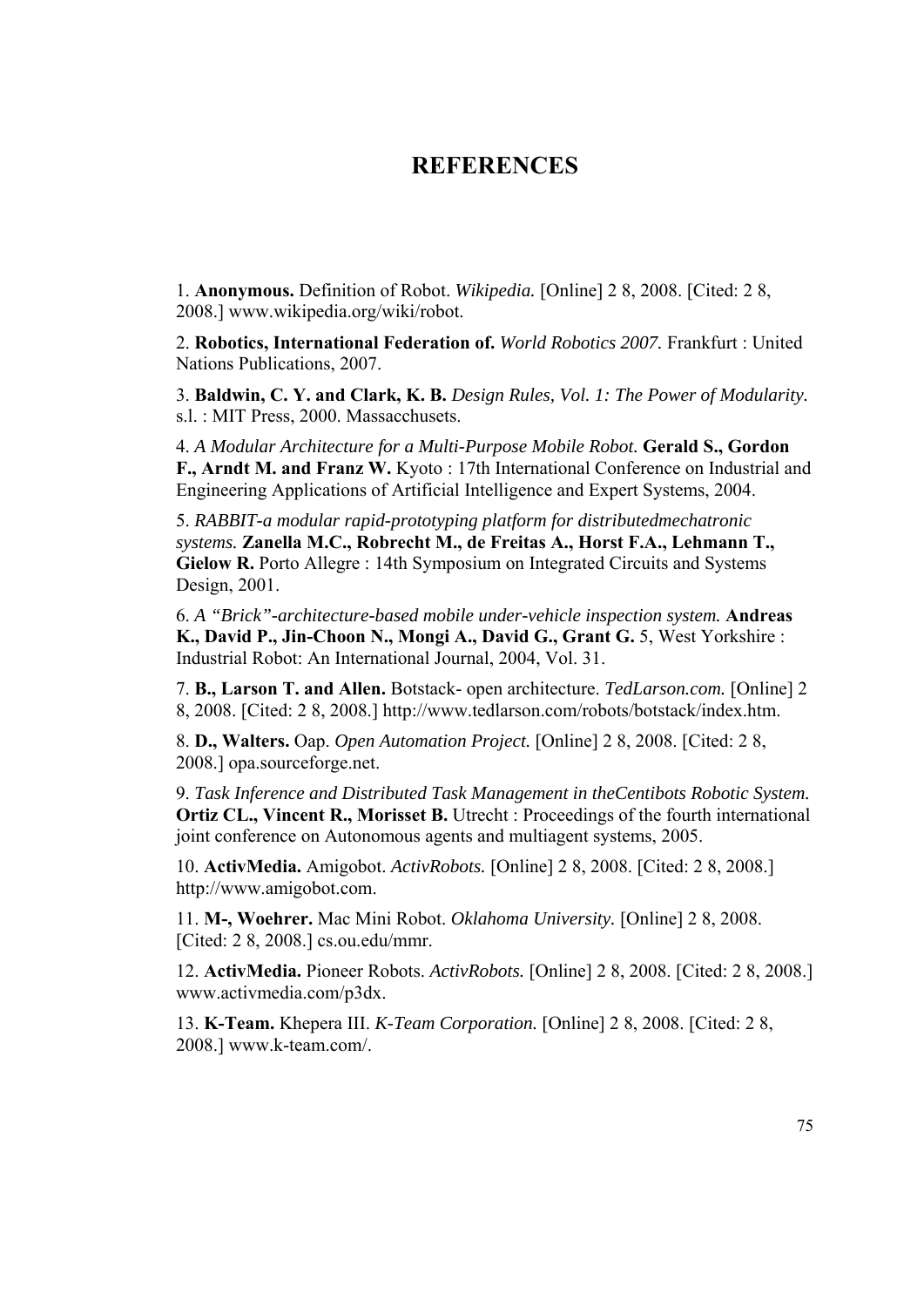# REFERENCES

1. **Anonymous.** Definition of Robot. *Wikipedia.* [Online] 2 8, 2008. [Cited: 2 8, 2008.] www.wikipedia.org/wiki/robot.

2. **Robotics, International Federation of.** *World Robotics 2007.* Frankfurt : United Nations Publications, 2007.

3. **Baldwin, C. Y. and Clark, K. B.** *Design Rules, Vol. 1: The Power of Modularity.* s.l. : MIT Press, 2000. Massacchusets.

4. *A Modular Architecture for a Multi-Purpose Mobile Robot.* **Gerald S., Gordon F., Arndt M. and Franz W.** Kyoto : 17th International Conference on Industrial and Engineering Applications of Artificial Intelligence and Expert Systems, 2004.

5. *RABBIT-a modular rapid-prototyping platform for distributedmechatronic systems.* **Zanella M.C., Robrecht M., de Freitas A., Horst F.A., Lehmann T., Gielow R.** Porto Allegre : 14th Symposium on Integrated Circuits and Systems Design, 2001.

6. *A "Brick"-architecture-based mobile under-vehicle inspection system.* **Andreas K., David P., Jin-Choon N., Mongi A., David G., Grant G.** 5, West Yorkshire : Industrial Robot: An International Journal, 2004, Vol. 31.

7. **B., Larson T. and Allen.** Botstack- open architecture. *TedLarson.com.* [Online] 2 8, 2008. [Cited: 2 8, 2008.] http://www.tedlarson.com/robots/botstack/index.htm.

8. **D., Walters.** Oap. *Open Automation Project.* [Online] 2 8, 2008. [Cited: 2 8, 2008.] opa.sourceforge.net.

9. *Task Inference and Distributed Task Management in theCentibots Robotic System.* **Ortiz CL., Vincent R., Morisset B.** Utrecht : Proceedings of the fourth international joint conference on Autonomous agents and multiagent systems, 2005.

10. **ActivMedia.** Amigobot. *ActivRobots.* [Online] 2 8, 2008. [Cited: 2 8, 2008.] http://www.amigobot.com.

11. **M-, Woehrer.** Mac Mini Robot. *Oklahoma University.* [Online] 2 8, 2008. [Cited: 2 8, 2008.] cs.ou.edu/mmr.

12. **ActivMedia.** Pioneer Robots. *ActivRobots.* [Online] 2 8, 2008. [Cited: 2 8, 2008.] www.activmedia.com/p3dx.

13. **K-Team.** Khepera III. *K-Team Corporation.* [Online] 2 8, 2008. [Cited: 2 8, 2008.] www.k-team.com/.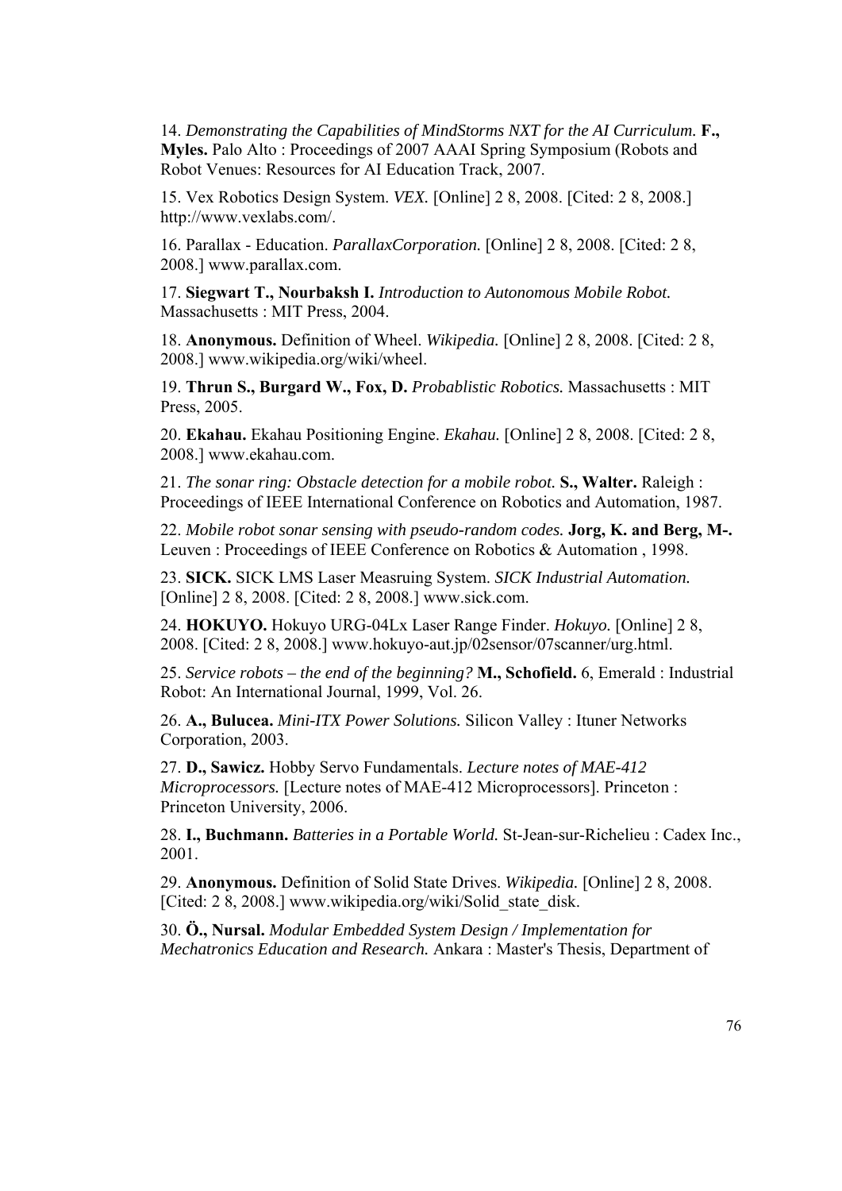14. *Demonstrating the Capabilities of MindStorms NXT for the AI Curriculum.* **F., Myles.** Palo Alto : Proceedings of 2007 AAAI Spring Symposium (Robots and Robot Venues: Resources for AI Education Track, 2007.

15. Vex Robotics Design System. *VEX.* [Online] 2 8, 2008. [Cited: 2 8, 2008.] http://www.vexlabs.com/.

16. Parallax - Education. *ParallaxCorporation.* [Online] 2 8, 2008. [Cited: 2 8, 2008.] www.parallax.com.

17. **Siegwart T., Nourbaksh I.** *Introduction to Autonomous Mobile Robot.* Massachusetts : MIT Press, 2004.

18. **Anonymous.** Definition of Wheel. *Wikipedia.* [Online] 2 8, 2008. [Cited: 2 8, 2008.] www.wikipedia.org/wiki/wheel.

19. **Thrun S., Burgard W., Fox, D.** *Probablistic Robotics.* Massachusetts : MIT Press, 2005.

20. **Ekahau.** Ekahau Positioning Engine. *Ekahau.* [Online] 2 8, 2008. [Cited: 2 8, 2008.] www.ekahau.com.

21. *The sonar ring: Obstacle detection for a mobile robot.* **S., Walter.** Raleigh : Proceedings of IEEE International Conference on Robotics and Automation, 1987.

22. *Mobile robot sonar sensing with pseudo-random codes.* **Jorg, K. and Berg, M-.** Leuven : Proceedings of IEEE Conference on Robotics & Automation , 1998.

23. **SICK.** SICK LMS Laser Measruing System. *SICK Industrial Automation.* [Online] 2 8, 2008. [Cited: 2 8, 2008.] www.sick.com.

24. **HOKUYO.** Hokuyo URG-04Lx Laser Range Finder. *Hokuyo.* [Online] 2 8, 2008. [Cited: 2 8, 2008.] www.hokuyo-aut.jp/02sensor/07scanner/urg.html.

25. *Service robots – the end of the beginning?* **M., Schofield.** 6, Emerald : Industrial Robot: An International Journal, 1999, Vol. 26.

26. **A., Bulucea.** *Mini-ITX Power Solutions.* Silicon Valley : Ituner Networks Corporation, 2003.

27. **D., Sawicz.** Hobby Servo Fundamentals. *Lecture notes of MAE-412 Microprocessors.* [Lecture notes of MAE-412 Microprocessors]. Princeton : Princeton University, 2006.

28. **I., Buchmann.** *Batteries in a Portable World.* St-Jean-sur-Richelieu : Cadex Inc., 2001.

29. **Anonymous.** Definition of Solid State Drives. *Wikipedia.* [Online] 2 8, 2008. [Cited: 2 8, 2008.] www.wikipedia.org/wiki/Solid_state_disk.

30. **Ö., Nursal.** *Modular Embedded System Design / Implementation for Mechatronics Education and Research.* Ankara : Master's Thesis, Department of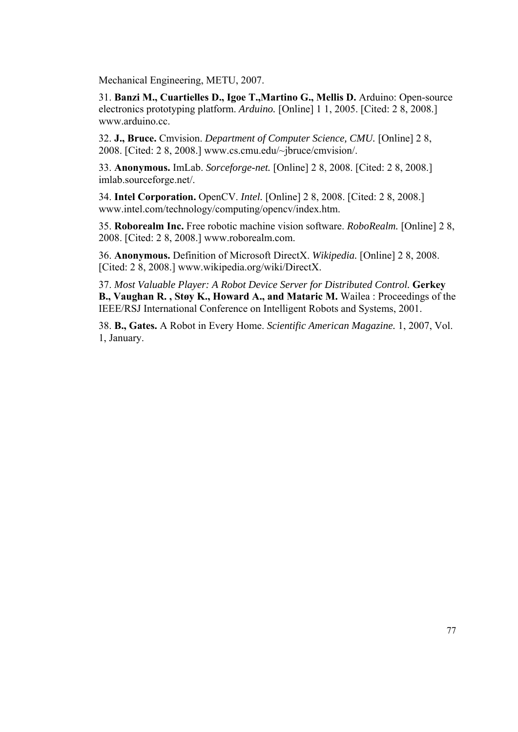Mechanical Engineering, METU, 2007.

31. **Banzi M., Cuartielles D., Igoe T.,Martino G., Mellis D.** Arduino: Open-source electronics prototyping platform. *Arduino.* [Online] 1 1, 2005. [Cited: 2 8, 2008.] www.arduino.cc.

32. **J., Bruce.** Cmvision. *Department of Computer Science, CMU.* [Online] 2 8, 2008. [Cited: 2 8, 2008.] www.cs.cmu.edu/~jbruce/cmvision/.

33. **Anonymous.** ImLab. *Sorceforge-net.* [Online] 2 8, 2008. [Cited: 2 8, 2008.] imlab.sourceforge.net/.

34. **Intel Corporation.** OpenCV. *Intel.* [Online] 2 8, 2008. [Cited: 2 8, 2008.] www.intel.com/technology/computing/opencv/index.htm.

35. **Roborealm Inc.** Free robotic machine vision software. *RoboRealm.* [Online] 2 8, 2008. [Cited: 2 8, 2008.] www.roborealm.com.

36. **Anonymous.** Definition of Microsoft DirectX. *Wikipedia.* [Online] 2 8, 2008. [Cited: 2 8, 2008.] www.wikipedia.org/wiki/DirectX.

37. *Most Valuable Player: A Robot Device Server for Distributed Control.* **Gerkey B., Vaughan R. , Støy K., Howard A., and Mataric M.** Wailea : Proceedings of the IEEE/RSJ International Conference on Intelligent Robots and Systems, 2001.

38. **B., Gates.** A Robot in Every Home. *Scientific American Magazine.* 1, 2007, Vol. 1, January.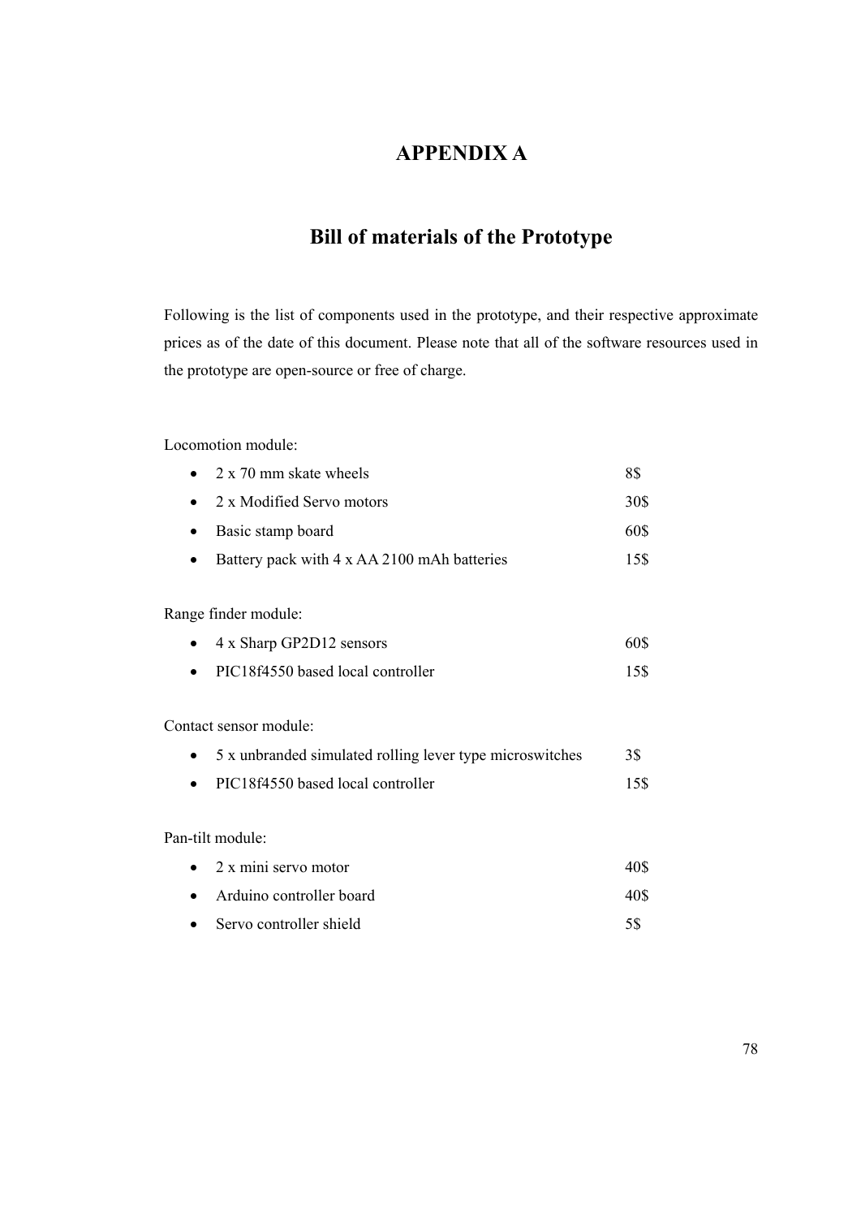# APPENDIX A

## Bill of materials of the Prototype

Following is the list of components used in the prototype, and their respective approximate prices as of the date of this document. Please note that all of the software resources used in the prototype are open-source or free of charge.

Locomotion module:

- 2 x 70 mm skate wheels 8$
- 2 x Modified Servo motors 30$
- Basic stamp board 60$
- Battery pack with 4 x AA 2100 mAh batteries 15$

Range finder module:

- 4 x Sharp GP2D12 sensors 60$
- PIC18f4550 based local controller 15$

Contact sensor module:

- 5 x unbranded simulated rolling lever type microswitches 3$
- PIC18f4550 based local controller 15$

Pan-tilt module:

- 2 x mini servo motor 40$
- Arduino controller board 40$
- Servo controller shield 5$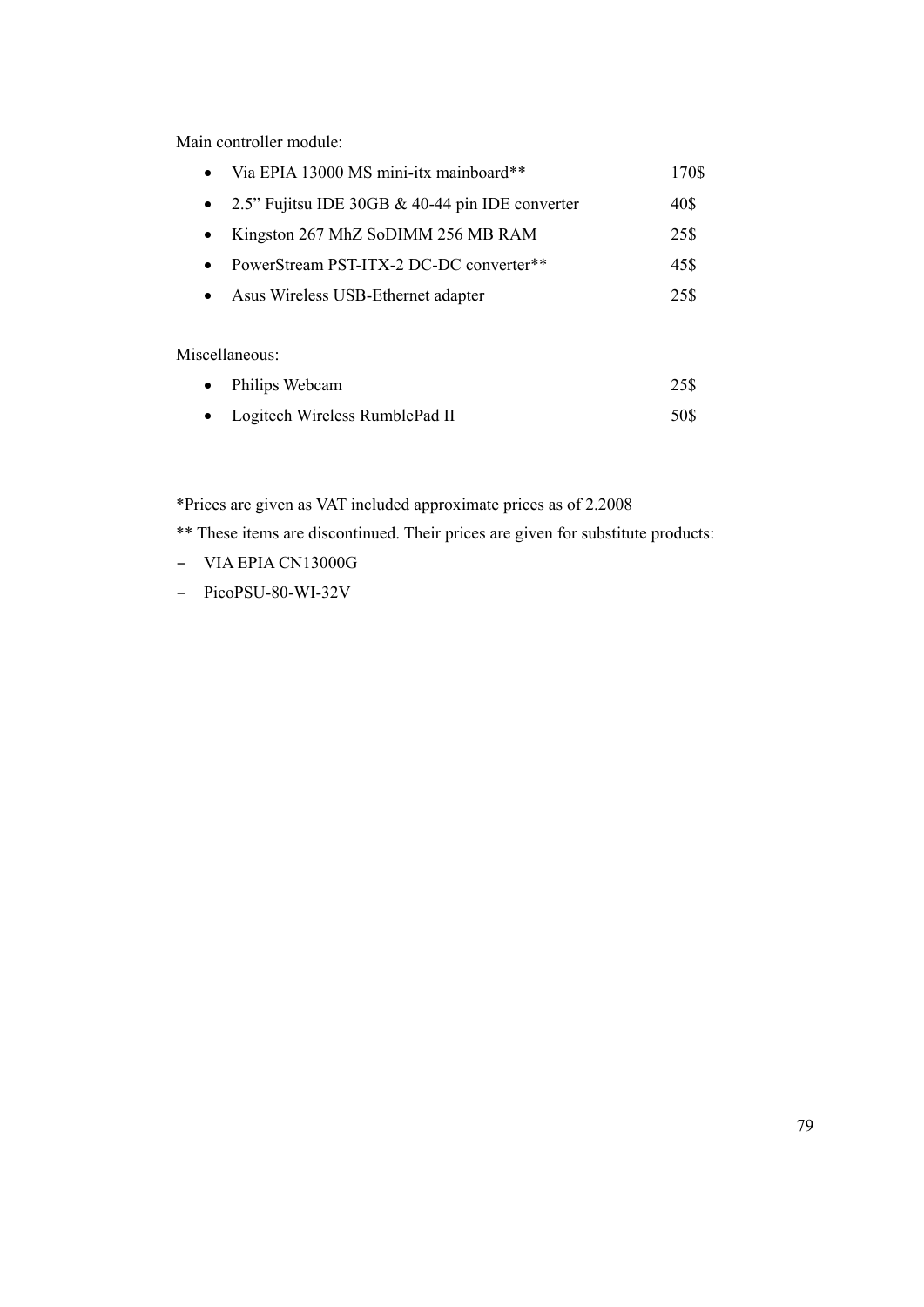Main controller module:

- Via EPIA 13000 MS mini-itx mainboard** 170$
- 2.5” Fujitsu IDE 30GB & 40-44 pin IDE converter 40$
- Kingston 267 MhZ SoDIMM 256 MB RAM 25$
- PowerStream PST-ITX-2 DC-DC converter** 45$
- Asus Wireless USB-Ethernet adapter 25$

Miscellaneous:

- Philips Webcam 25$
- Logitech Wireless RumblePad II 50$

*Prices are given as VAT included approximate prices as of 2.2008

** These items are discontinued. Their prices are given for substitute products:

- VIA EPIA CN13000G
- PicoPSU-80-WI-32V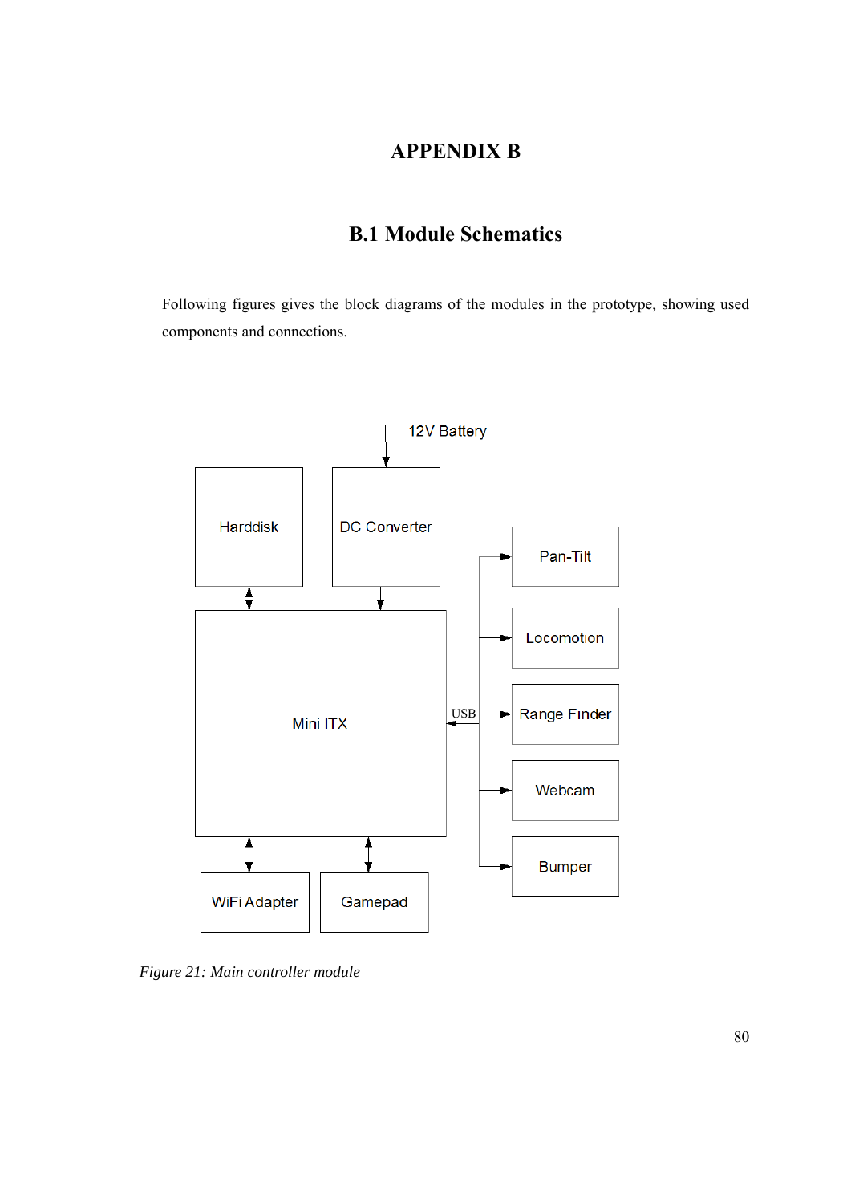# APPENDIX B

## B.1 Module Schematics

Following figures gives the block diagrams of the modules in the prototype, showing used components and connections.

12V Battery

Harddisk

DC Converter

Mini ITX

USB

Pan-Tilt

Locomotion

Range Finder

Webcam

Bumper

WiFi Adapter

Gamepad

*Figure 21: Main controller module*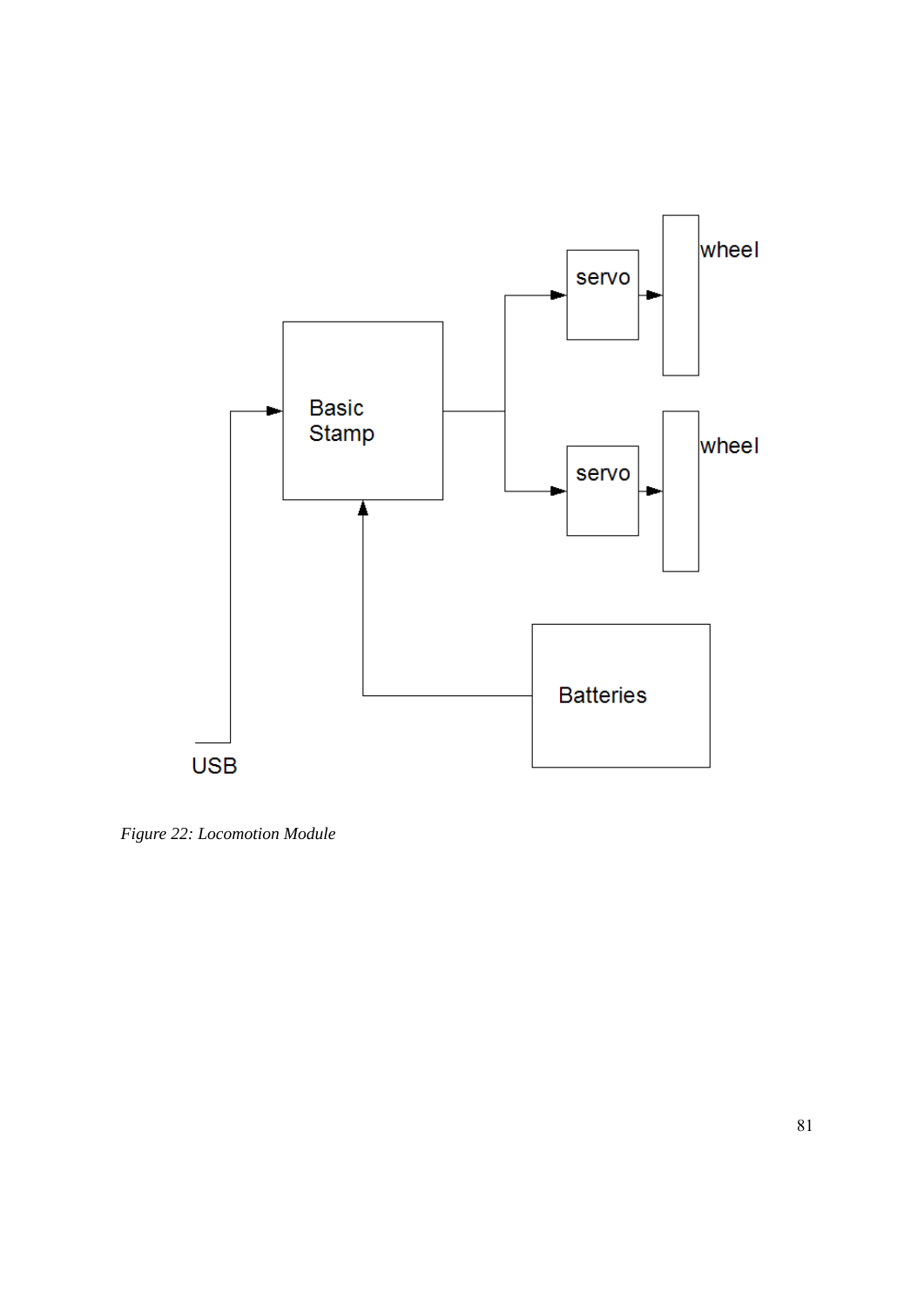*Figure 22: Locomotion Module*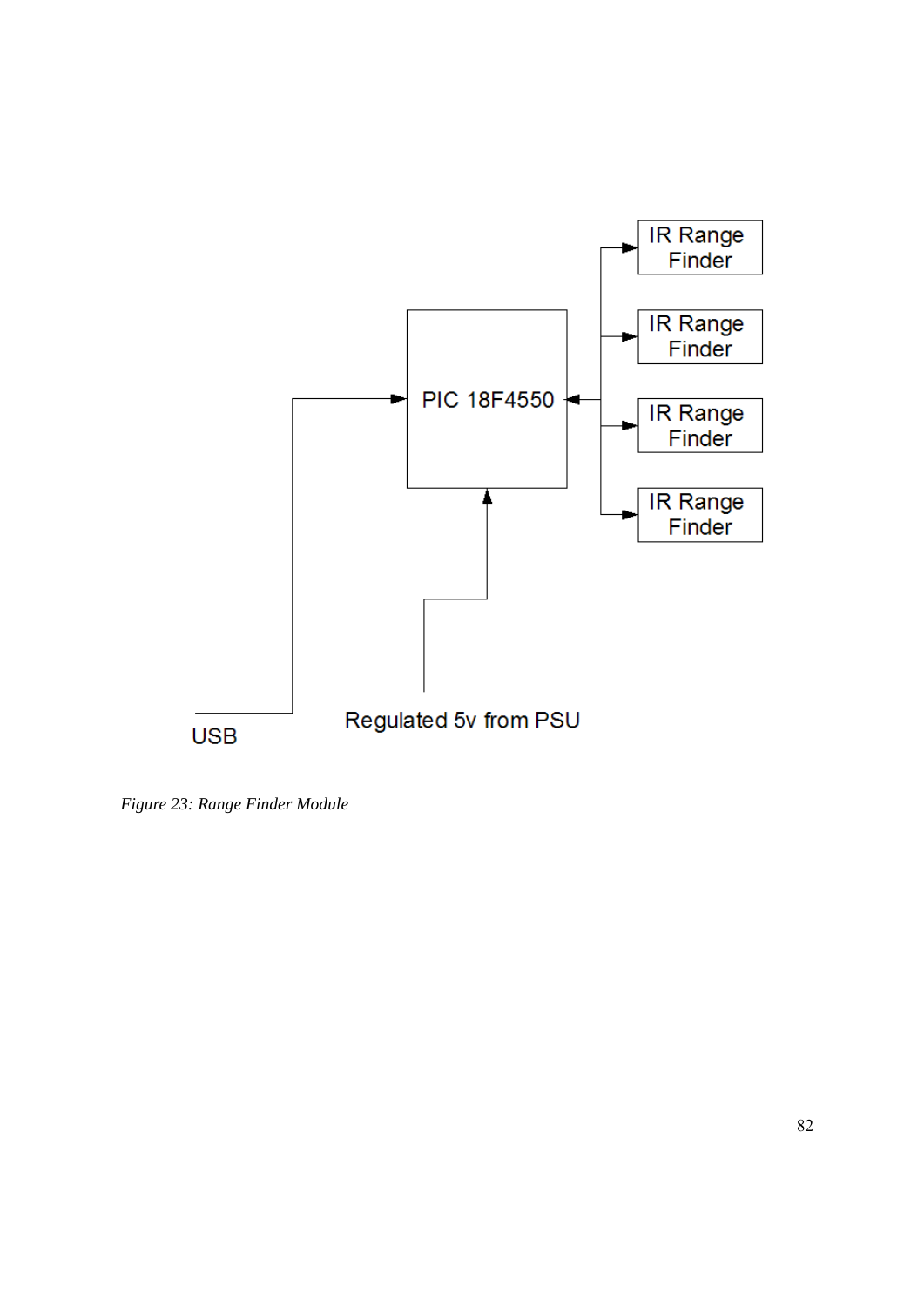PIC 18F4550

IR Range Finder

IR Range Finder

IR Range Finder

IR Range Finder

USB

Regulated 5v from PSU

*Figure 23: Range Finder Module*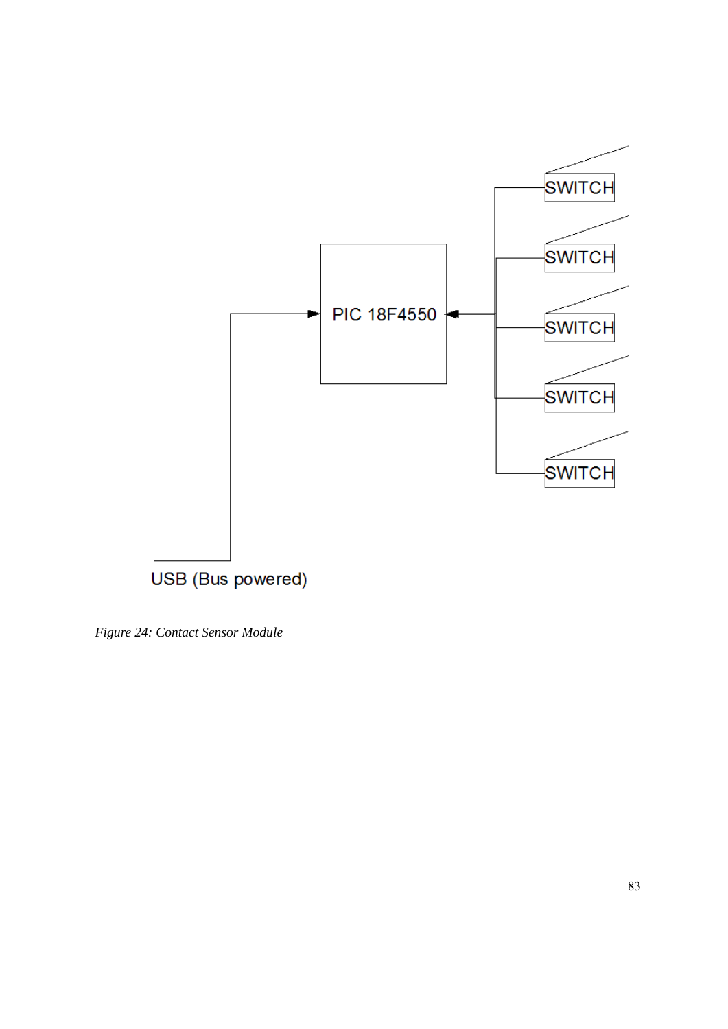*Figure 24: Contact Sensor Module*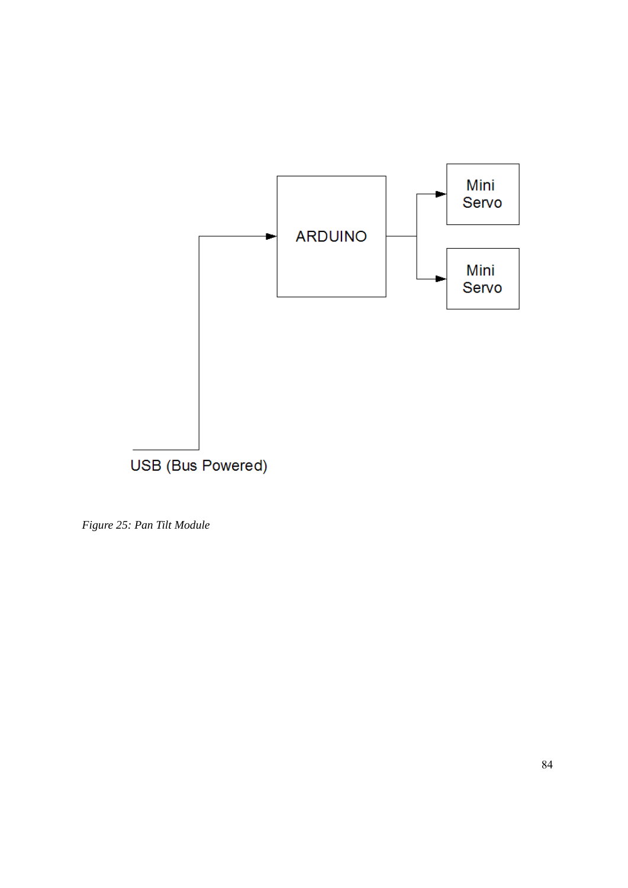*Figure 25: Pan Tilt Module*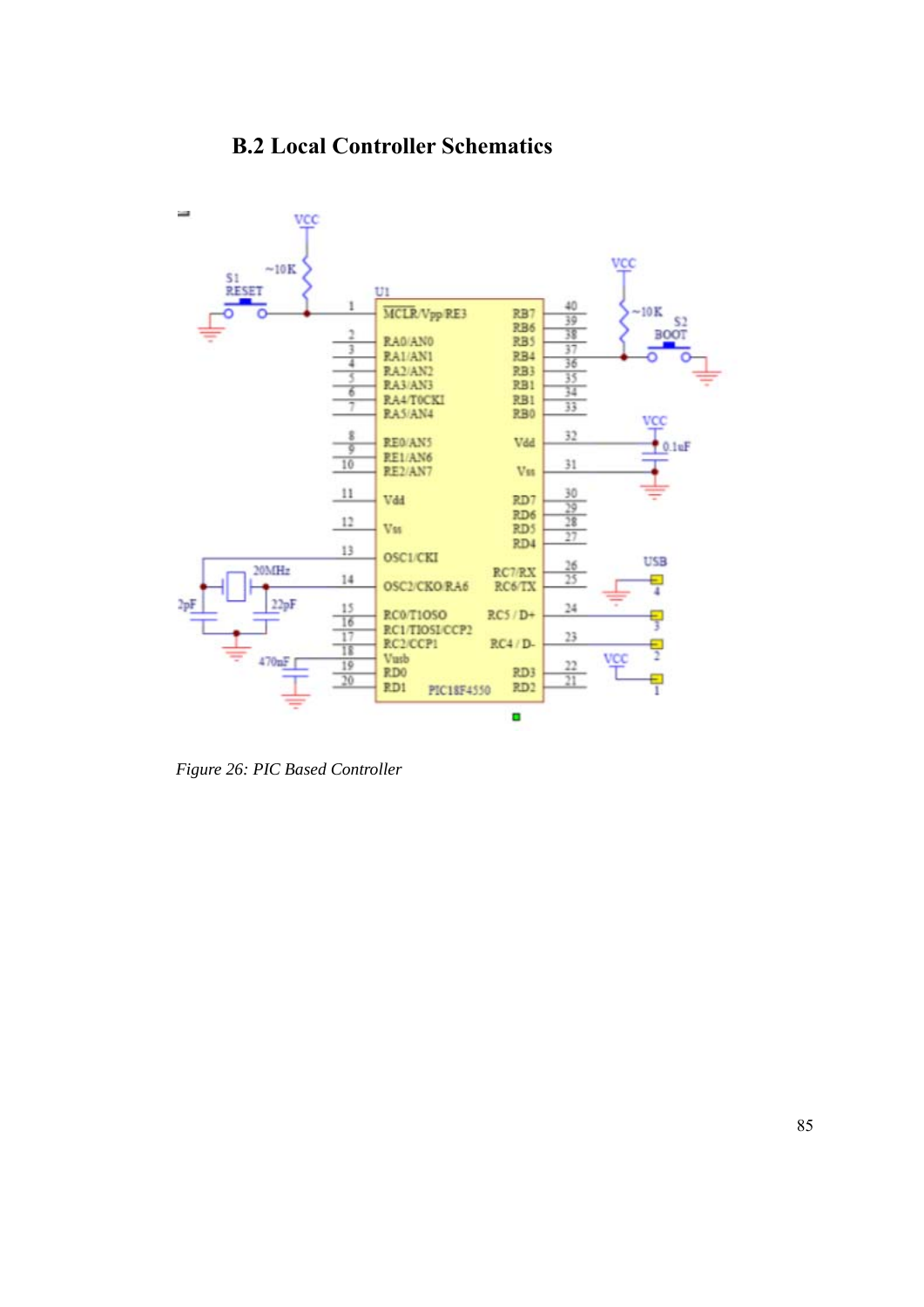## B.2 Local Controller Schematics

*Figure 26: PIC Based Controller*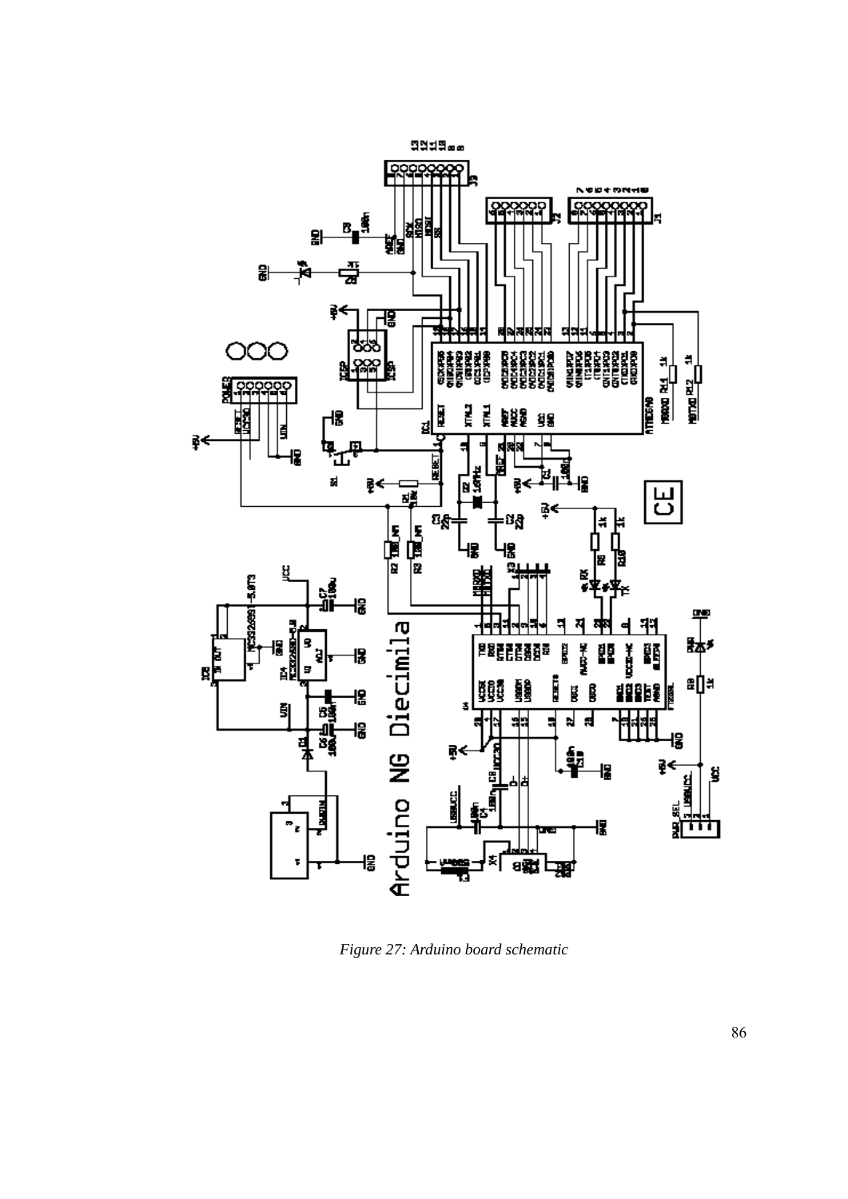Figure 27: Arduino board schematic